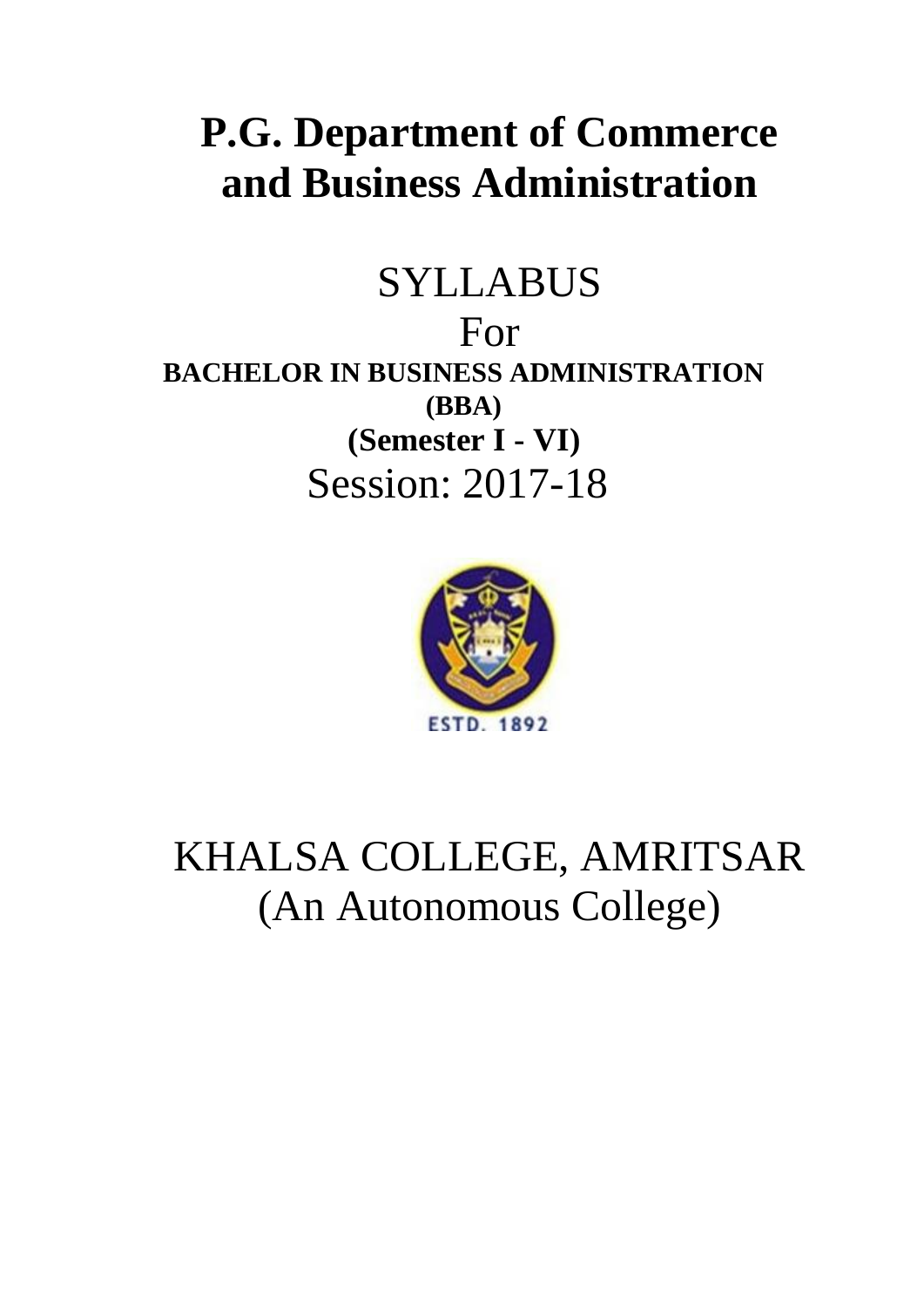# P.G. Department of Commerce and Business Administration

SYLLABUS

For

**BACHELOR IN BUSINESS ADMINISTRATION (BBA)**

**(Semester I - VI)**

Session: 2017-18

ESTD. 1892

KHALSA COLLEGE, AMRITSAR

(An Autonomous College)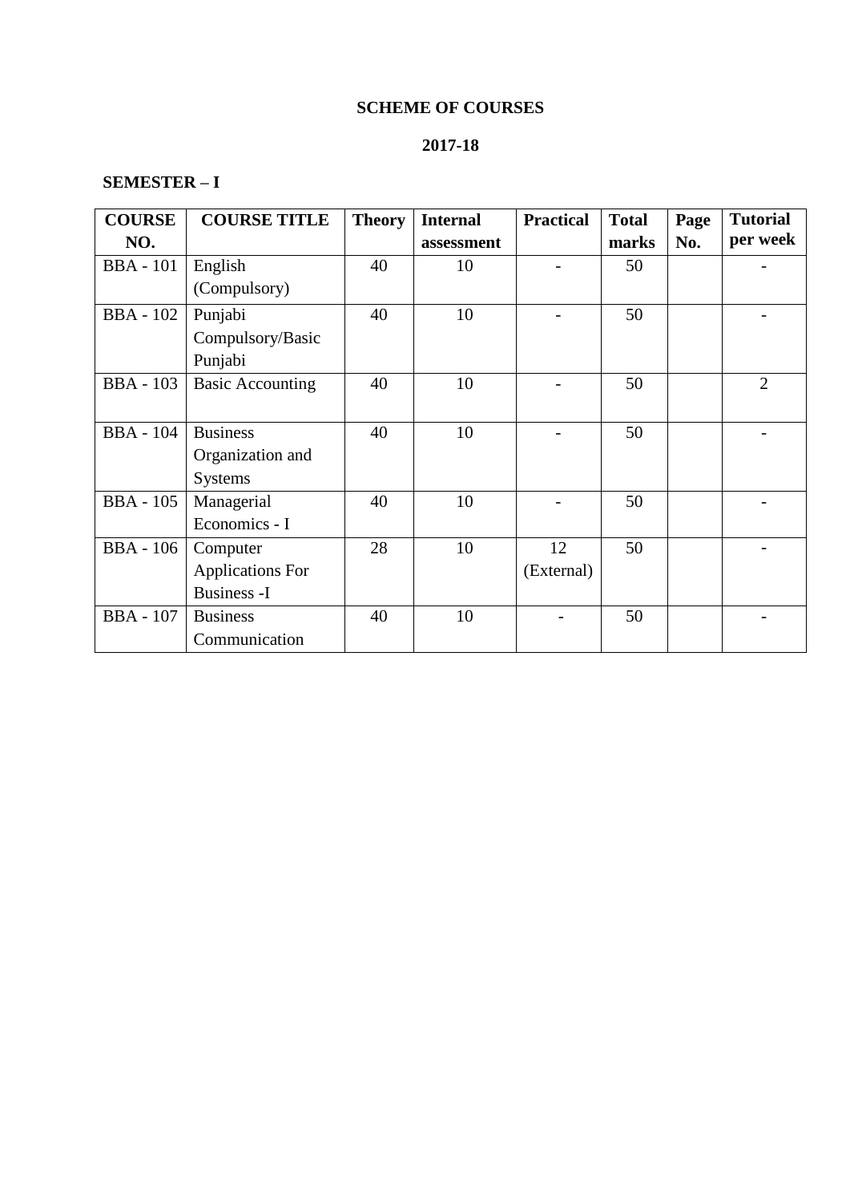**SCHEME OF COURSES**

**2017-18**

**SEMESTER – I**

| COURSE NO. | COURSE TITLE | Theory | Internal assessment | Practical | Total marks | Page No. | Tutorial per week |
|---|---|---|---|---|---|---|---|
| BBA - 101 | English (Compulsory) | 40 | 10 | - | 50 | | - |
| BBA - 102 | Punjabi Compulsory/Basic Punjabi | 40 | 10 | - | 50 | | - |
| BBA - 103 | Basic Accounting | 40 | 10 | - | 50 | | 2 |
| BBA - 104 | Business Organization and Systems | 40 | 10 | - | 50 | | - |
| BBA - 105 | Managerial Economics - I | 40 | 10 | - | 50 | | - |
| BBA - 106 | Computer Applications For Business -I | 28 | 10 | 12 (External) | 50 | | - |
| BBA - 107 | Business Communication | 40 | 10 | - | 50 | | - |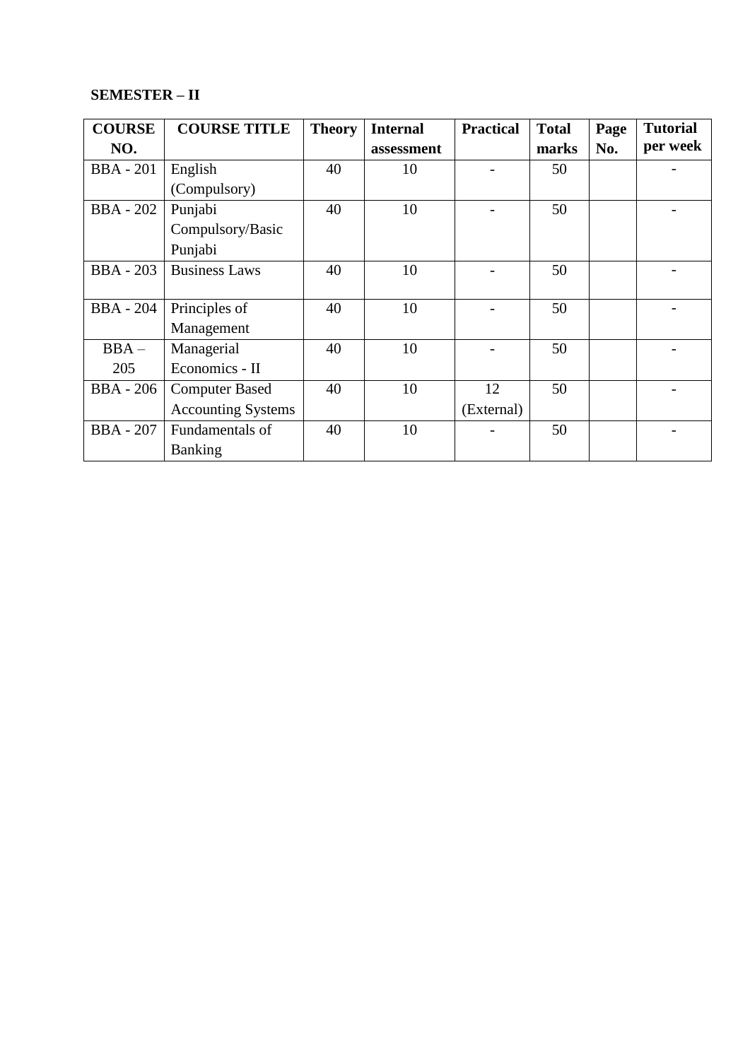**SEMESTER – II**

| COURSE NO. | COURSE TITLE | Theory | Internal assessment | Practical | Total marks | Page No. | Tutorial per week |
|---|---|---|---|---|---|---|---|
| BBA - 201 | English (Compulsory) | 40 | 10 | - | 50 | | - |
| BBA - 202 | Punjabi Compulsory/Basic Punjabi | 40 | 10 | - | 50 | | - |
| BBA - 203 | Business Laws | 40 | 10 | - | 50 | | - |
| BBA - 204 | Principles of Management | 40 | 10 | - | 50 | | - |
| BBA – 205 | Managerial Economics - II | 40 | 10 | - | 50 | | - |
| BBA - 206 | Computer Based Accounting Systems | 40 | 10 | 12 (External) | 50 | | - |
| BBA - 207 | Fundamentals of Banking | 40 | 10 | - | 50 | | - |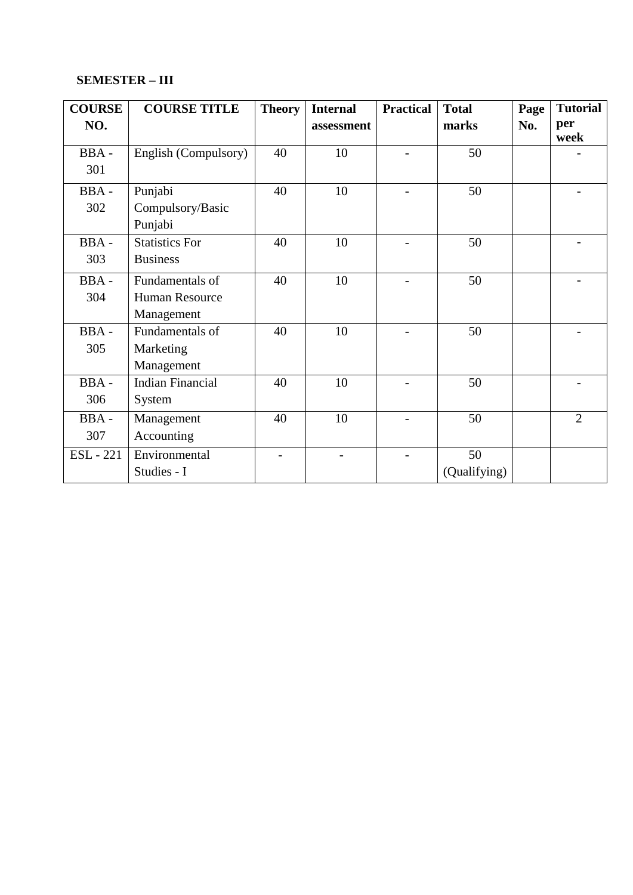**SEMESTER – III**

| COURSE NO. | COURSE TITLE | Theory | Internal assessment | Practical | Total marks | Page No. | Tutorial per week |
|---|---|---|---|---|---|---|---|
| BBA - 301 | English (Compulsory) | 40 | 10 | - | 50 | | - |
| BBA - 302 | Punjabi Compulsory/Basic Punjabi | 40 | 10 | - | 50 | | - |
| BBA - 303 | Statistics For Business | 40 | 10 | - | 50 | | - |
| BBA - 304 | Fundamentals of Human Resource Management | 40 | 10 | - | 50 | | - |
| BBA - 305 | Fundamentals of Marketing Management | 40 | 10 | - | 50 | | - |
| BBA - 306 | Indian Financial System | 40 | 10 | - | 50 | | - |
| BBA - 307 | Management Accounting | 40 | 10 | - | 50 | | 2 |
| ESL - 221 | Environmental Studies - I | - | - | - | 50 (Qualifying) | | |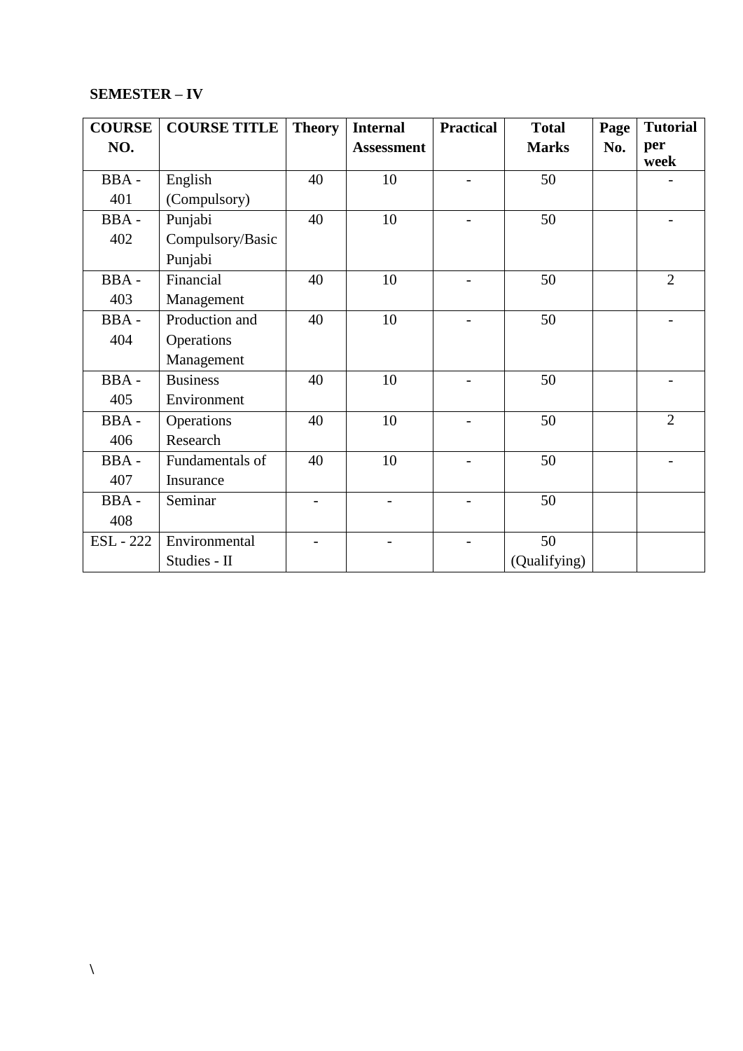**SEMESTER – IV**

| COURSE NO. | COURSE TITLE | Theory | Internal Assessment | Practical | Total Marks | Page No. | Tutorial per week |
|---|---|---|---|---|---|---|---|
| BBA - 401 | English (Compulsory) | 40 | 10 | - | 50 | | - |
| BBA - 402 | Punjabi Compulsory/Basic Punjabi | 40 | 10 | - | 50 | | - |
| BBA - 403 | Financial Management | 40 | 10 | - | 50 | | 2 |
| BBA - 404 | Production and Operations Management | 40 | 10 | - | 50 | | - |
| BBA - 405 | Business Environment | 40 | 10 | - | 50 | | - |
| BBA - 406 | Operations Research | 40 | 10 | - | 50 | | 2 |
| BBA - 407 | Fundamentals of Insurance | 40 | 10 | - | 50 | | - |
| BBA - 408 | Seminar | - | - | - | 50 | | |
| ESL - 222 | Environmental Studies - II | - | - | - | 50 (Qualifying) | | |

\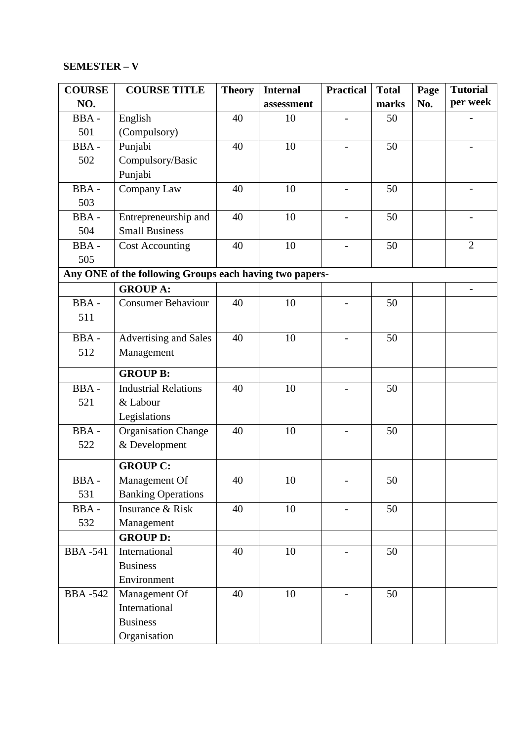**SEMESTER – V**

| COURSE NO. | COURSE TITLE | Theory | Internal assessment | Practical | Total marks | Page No. | Tutorial per week |
|---|---|---|---|---|---|---|---|
| BBA - 501 | English (Compulsory) | 40 | 10 | - | 50 | | - |
| BBA - 502 | Punjabi Compulsory/Basic Punjabi | 40 | 10 | - | 50 | | - |
| BBA - 503 | Company Law | 40 | 10 | - | 50 | | - |
| BBA - 504 | Entrepreneurship and Small Business | 40 | 10 | - | 50 | | - |
| BBA - 505 | Cost Accounting | 40 | 10 | - | 50 | | 2 |
| **Any ONE of the following Groups each having two papers-** | | | | | | | |
| | **GROUP A:** | | | | | | - |
| BBA - 511 | Consumer Behaviour | 40 | 10 | - | 50 | | |
| BBA - 512 | Advertising and Sales Management | 40 | 10 | - | 50 | | |
| | **GROUP B:** | | | | | | |
| BBA - 521 | Industrial Relations & Labour Legislations | 40 | 10 | - | 50 | | |
| BBA - 522 | Organisation Change & Development | 40 | 10 | - | 50 | | |
| | **GROUP C:** | | | | | | |
| BBA - 531 | Management Of Banking Operations | 40 | 10 | - | 50 | | |
| BBA - 532 | Insurance & Risk Management | 40 | 10 | - | 50 | | |
| | **GROUP D:** | | | | | | |
| BBA -541 | International Business Environment | 40 | 10 | - | 50 | | |
| BBA -542 | Management Of International Business Organisation | 40 | 10 | - | 50 | | |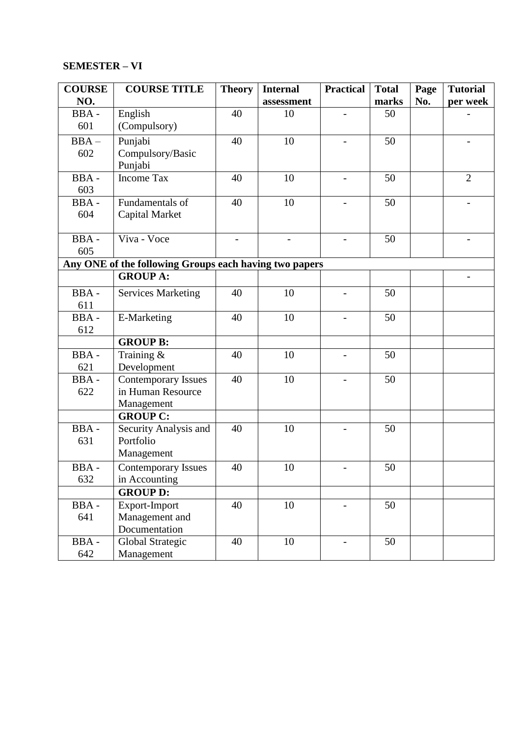**SEMESTER – VI**

| COURSE NO. | COURSE TITLE | Theory | Internal assessment | Practical | Total marks | Page No. | Tutorial per week |
|---|---|---|---|---|---|---|---|
| BBA - 601 | English (Compulsory) | 40 | 10 | - | 50 | | - |
| BBA – 602 | Punjabi Compulsory/Basic Punjabi | 40 | 10 | - | 50 | | - |
| BBA - 603 | Income Tax | 40 | 10 | - | 50 | | 2 |
| BBA - 604 | Fundamentals of Capital Market | 40 | 10 | - | 50 | | - |
| BBA - 605 | Viva - Voce | - | - | - | 50 | | - |
| **Any ONE of the following Groups each having two papers** | | | | | | | |
| | **GROUP A:** | | | | | | - |
| BBA - 611 | Services Marketing | 40 | 10 | - | 50 | | |
| BBA - 612 | E-Marketing | 40 | 10 | - | 50 | | |
| | **GROUP B:** | | | | | | |
| BBA - 621 | Training & Development | 40 | 10 | - | 50 | | |
| BBA - 622 | Contemporary Issues in Human Resource Management | 40 | 10 | - | 50 | | |
| | **GROUP C:** | | | | | | |
| BBA - 631 | Security Analysis and Portfolio Management | 40 | 10 | - | 50 | | |
| BBA - 632 | Contemporary Issues in Accounting | 40 | 10 | - | 50 | | |
| | **GROUP D:** | | | | | | |
| BBA - 641 | Export-Import Management and Documentation | 40 | 10 | - | 50 | | |
| BBA - 642 | Global Strategic Management | 40 | 10 | - | 50 | | |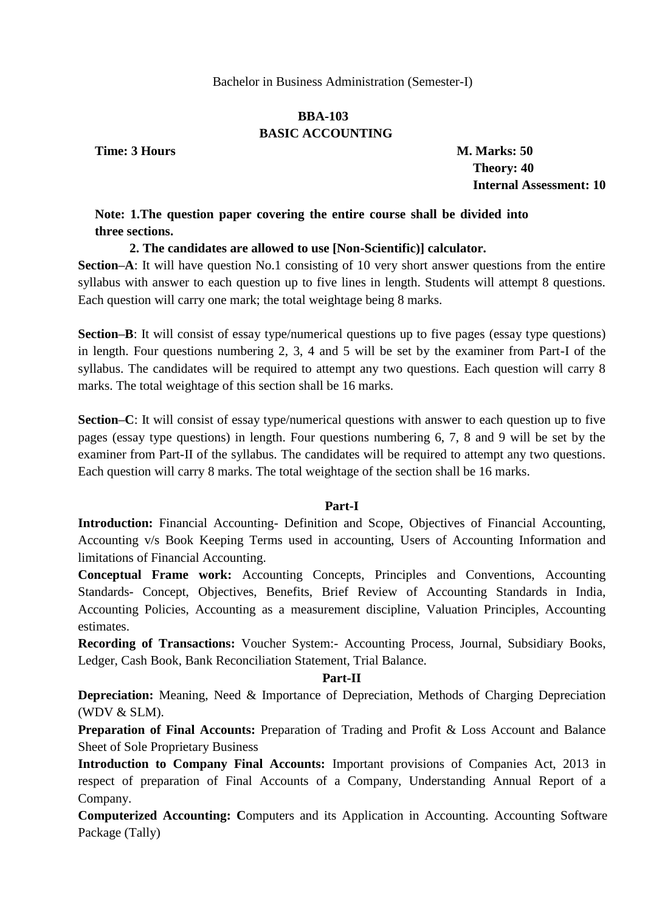Bachelor in Business Administration (Semester-I)

## BBA-103
## BASIC ACCOUNTING

**Time: 3 Hours** **M. Marks: 50**
**Theory: 40**
**Internal Assessment: 10**

**Note: 1.The question paper covering the entire course shall be divided into three sections.**

**2. The candidates are allowed to use [Non-Scientific)] calculator.**

**Section–A**: It will have question No.1 consisting of 10 very short answer questions from the entire syllabus with answer to each question up to five lines in length. Students will attempt 8 questions. Each question will carry one mark; the total weightage being 8 marks.

**Section–B**: It will consist of essay type/numerical questions up to five pages (essay type questions) in length. Four questions numbering 2, 3, 4 and 5 will be set by the examiner from Part-I of the syllabus. The candidates will be required to attempt any two questions. Each question will carry 8 marks. The total weightage of this section shall be 16 marks.

**Section–C**: It will consist of essay type/numerical questions with answer to each question up to five pages (essay type questions) in length. Four questions numbering 6, 7, 8 and 9 will be set by the examiner from Part-II of the syllabus. The candidates will be required to attempt any two questions. Each question will carry 8 marks. The total weightage of the section shall be 16 marks.

### Part-I

**Introduction:** Financial Accounting- Definition and Scope, Objectives of Financial Accounting, Accounting v/s Book Keeping Terms used in accounting, Users of Accounting Information and limitations of Financial Accounting.

**Conceptual Frame work:** Accounting Concepts, Principles and Conventions, Accounting Standards- Concept, Objectives, Benefits, Brief Review of Accounting Standards in India, Accounting Policies, Accounting as a measurement discipline, Valuation Principles, Accounting estimates.

**Recording of Transactions:** Voucher System:- Accounting Process, Journal, Subsidiary Books, Ledger, Cash Book, Bank Reconciliation Statement, Trial Balance.

### Part-II

**Depreciation:** Meaning, Need & Importance of Depreciation, Methods of Charging Depreciation (WDV & SLM).

**Preparation of Final Accounts:** Preparation of Trading and Profit & Loss Account and Balance Sheet of Sole Proprietary Business

**Introduction to Company Final Accounts:** Important provisions of Companies Act, 2013 in respect of preparation of Final Accounts of a Company, Understanding Annual Report of a Company.

**Computerized Accounting: C**omputers and its Application in Accounting. Accounting Software Package (Tally)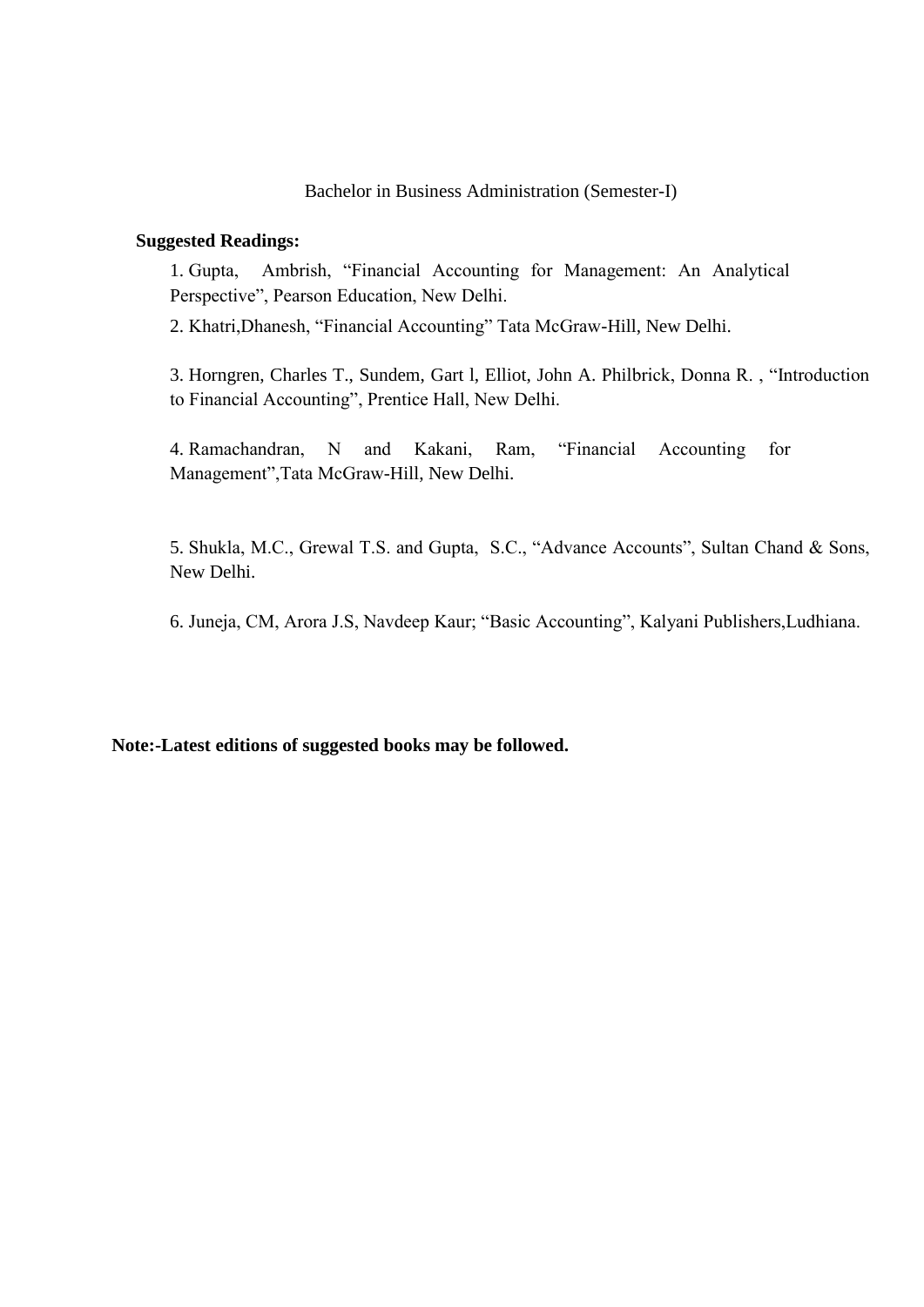Bachelor in Business Administration (Semester-I)

**Suggested Readings:**

1. Gupta, Ambrish, "Financial Accounting for Management: An Analytical Perspective", Pearson Education, New Delhi.
2. Khatri,Dhanesh, "Financial Accounting" Tata McGraw-Hill, New Delhi.
3. Horngren, Charles T., Sundem, Gart l, Elliot, John A. Philbrick, Donna R. , "Introduction to Financial Accounting", Prentice Hall, New Delhi.
4. Ramachandran, N and Kakani, Ram, "Financial Accounting for Management",Tata McGraw-Hill, New Delhi.
5. Shukla, M.C., Grewal T.S. and Gupta, S.C., "Advance Accounts", Sultan Chand & Sons, New Delhi.
6. Juneja, CM, Arora J.S, Navdeep Kaur; "Basic Accounting", Kalyani Publishers,Ludhiana.

**Note:-Latest editions of suggested books may be followed.**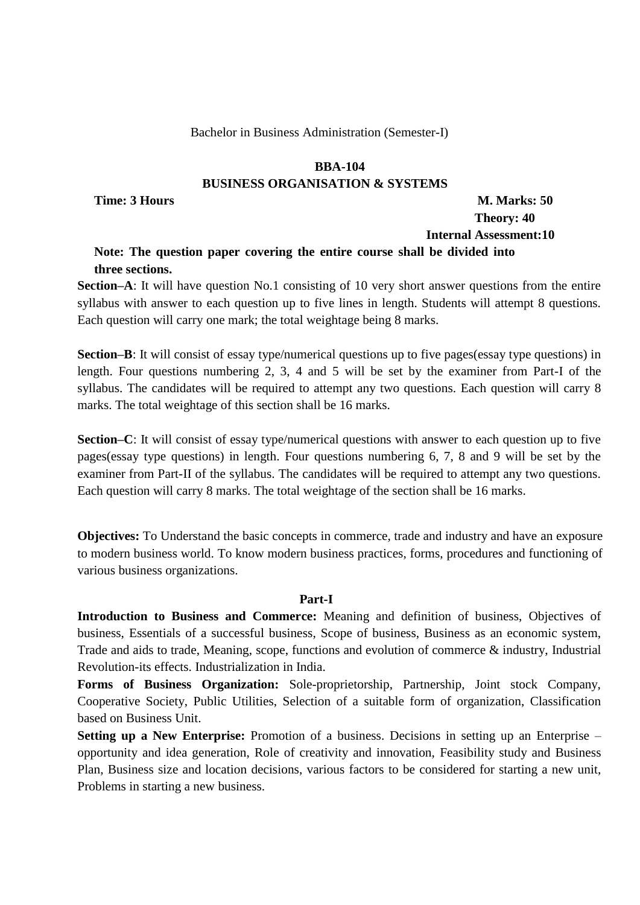Bachelor in Business Administration (Semester-I)

## BBA-104
## BUSINESS ORGANISATION & SYSTEMS

**Time: 3 Hours** **M. Marks: 50**
**Theory: 40**
**Internal Assessment:10**

**Note: The question paper covering the entire course shall be divided into three sections.**

**Section–A**: It will have question No.1 consisting of 10 very short answer questions from the entire syllabus with answer to each question up to five lines in length. Students will attempt 8 questions. Each question will carry one mark; the total weightage being 8 marks.

**Section–B**: It will consist of essay type/numerical questions up to five pages(essay type questions) in length. Four questions numbering 2, 3, 4 and 5 will be set by the examiner from Part-I of the syllabus. The candidates will be required to attempt any two questions. Each question will carry 8 marks. The total weightage of this section shall be 16 marks.

**Section–C**: It will consist of essay type/numerical questions with answer to each question up to five pages(essay type questions) in length. Four questions numbering 6, 7, 8 and 9 will be set by the examiner from Part-II of the syllabus. The candidates will be required to attempt any two questions. Each question will carry 8 marks. The total weightage of the section shall be 16 marks.

**Objectives:** To Understand the basic concepts in commerce, trade and industry and have an exposure to modern business world. To know modern business practices, forms, procedures and functioning of various business organizations.

### Part-I

**Introduction to Business and Commerce:** Meaning and definition of business, Objectives of business, Essentials of a successful business, Scope of business, Business as an economic system, Trade and aids to trade, Meaning, scope, functions and evolution of commerce & industry, Industrial Revolution-its effects. Industrialization in India.

**Forms of Business Organization:** Sole-proprietorship, Partnership, Joint stock Company, Cooperative Society, Public Utilities, Selection of a suitable form of organization, Classification based on Business Unit.

**Setting up a New Enterprise:** Promotion of a business. Decisions in setting up an Enterprise – opportunity and idea generation, Role of creativity and innovation, Feasibility study and Business Plan, Business size and location decisions, various factors to be considered for starting a new unit, Problems in starting a new business.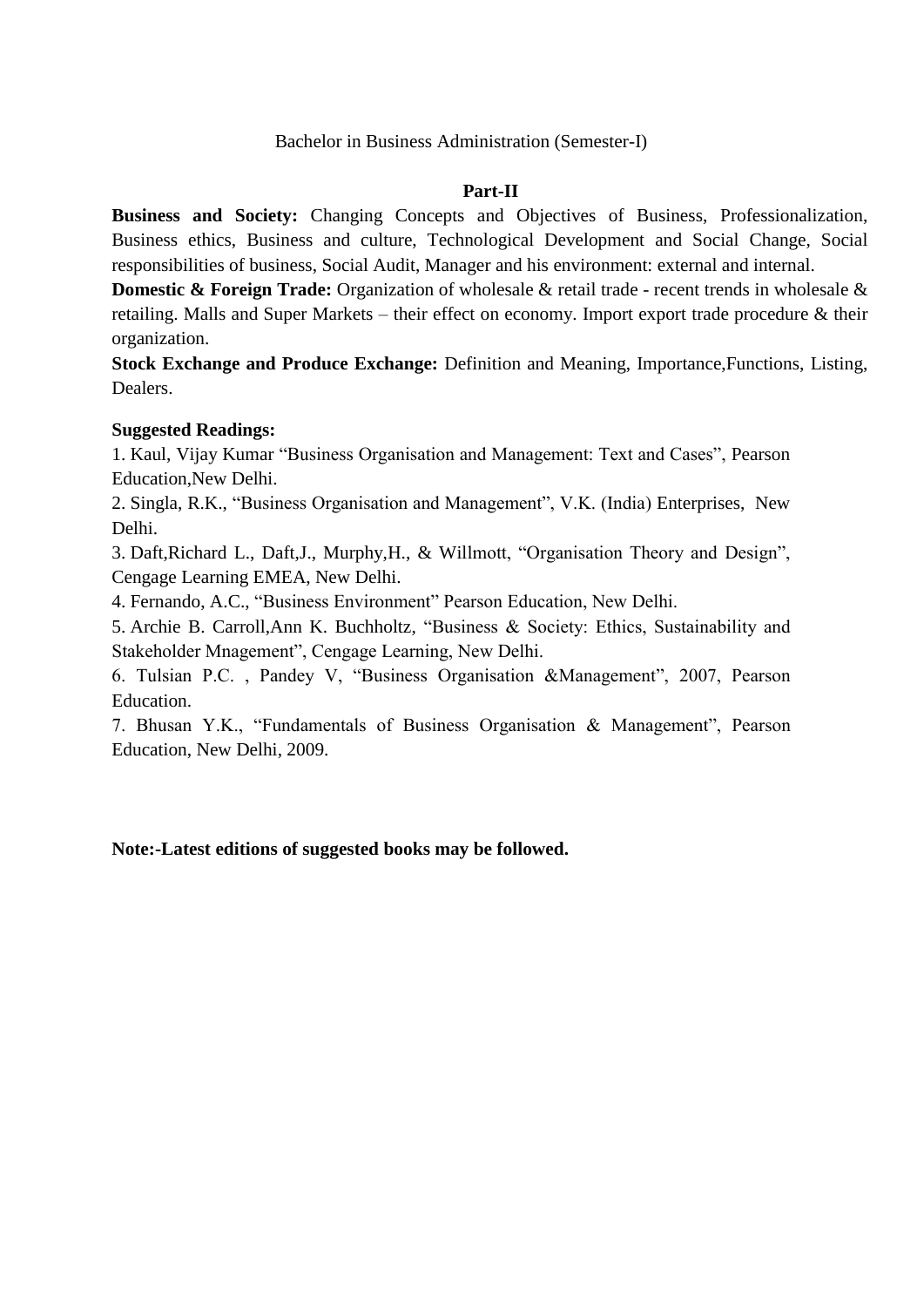Bachelor in Business Administration (Semester-I)

**Part-II**

**Business and Society:** Changing Concepts and Objectives of Business, Professionalization, Business ethics, Business and culture, Technological Development and Social Change, Social responsibilities of business, Social Audit, Manager and his environment: external and internal.

**Domestic & Foreign Trade:** Organization of wholesale & retail trade - recent trends in wholesale & retailing. Malls and Super Markets – their effect on economy. Import export trade procedure & their organization.

**Stock Exchange and Produce Exchange:** Definition and Meaning, Importance,Functions, Listing, Dealers.

**Suggested Readings:**

1. Kaul, Vijay Kumar "Business Organisation and Management: Text and Cases", Pearson Education,New Delhi.
2. Singla, R.K., "Business Organisation and Management", V.K. (India) Enterprises, New Delhi.
3. Daft,Richard L., Daft,J., Murphy,H., & Willmott, "Organisation Theory and Design", Cengage Learning EMEA, New Delhi.
4. Fernando, A.C., "Business Environment" Pearson Education, New Delhi.
5. Archie B. Carroll,Ann K. Buchholtz, "Business & Society: Ethics, Sustainability and Stakeholder Mnagement", Cengage Learning, New Delhi.
6. Tulsian P.C. , Pandey V, "Business Organisation &Management", 2007, Pearson Education.
7. Bhusan Y.K., "Fundamentals of Business Organisation & Management", Pearson Education, New Delhi, 2009.

**Note:-Latest editions of suggested books may be followed.**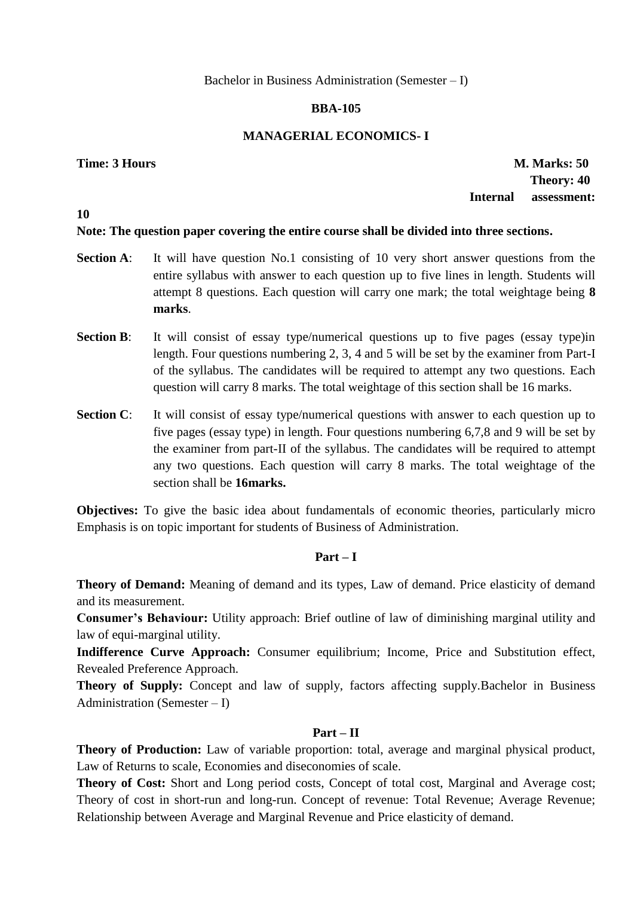Bachelor in Business Administration (Semester – I)

**BBA-105**

**MANAGERIAL ECONOMICS- I**

**Time: 3 Hours** **M. Marks: 50**

**Theory: 40**

**Internal assessment: 10**

**Note: The question paper covering the entire course shall be divided into three sections.**

**Section A**: It will have question No.1 consisting of 10 very short answer questions from the entire syllabus with answer to each question up to five lines in length. Students will attempt 8 questions. Each question will carry one mark; the total weightage being **8 marks**.

**Section B**: It will consist of essay type/numerical questions up to five pages (essay type)in length. Four questions numbering 2, 3, 4 and 5 will be set by the examiner from Part-I of the syllabus. The candidates will be required to attempt any two questions. Each question will carry 8 marks. The total weightage of this section shall be 16 marks.

**Section C**: It will consist of essay type/numerical questions with answer to each question up to five pages (essay type) in length. Four questions numbering 6,7,8 and 9 will be set by the examiner from part-II of the syllabus. The candidates will be required to attempt any two questions. Each question will carry 8 marks. The total weightage of the section shall be **16marks.**

**Objectives:** To give the basic idea about fundamentals of economic theories, particularly micro Emphasis is on topic important for students of Business of Administration.

**Part – I**

**Theory of Demand:** Meaning of demand and its types, Law of demand. Price elasticity of demand and its measurement.

**Consumer's Behaviour:** Utility approach: Brief outline of law of diminishing marginal utility and law of equi-marginal utility.

**Indifference Curve Approach:** Consumer equilibrium; Income, Price and Substitution effect, Revealed Preference Approach.

**Theory of Supply:** Concept and law of supply, factors affecting supply.Bachelor in Business Administration (Semester – I)

**Part – II**

**Theory of Production:** Law of variable proportion: total, average and marginal physical product, Law of Returns to scale, Economies and diseconomies of scale.

**Theory of Cost:** Short and Long period costs, Concept of total cost, Marginal and Average cost; Theory of cost in short-run and long-run. Concept of revenue: Total Revenue; Average Revenue; Relationship between Average and Marginal Revenue and Price elasticity of demand.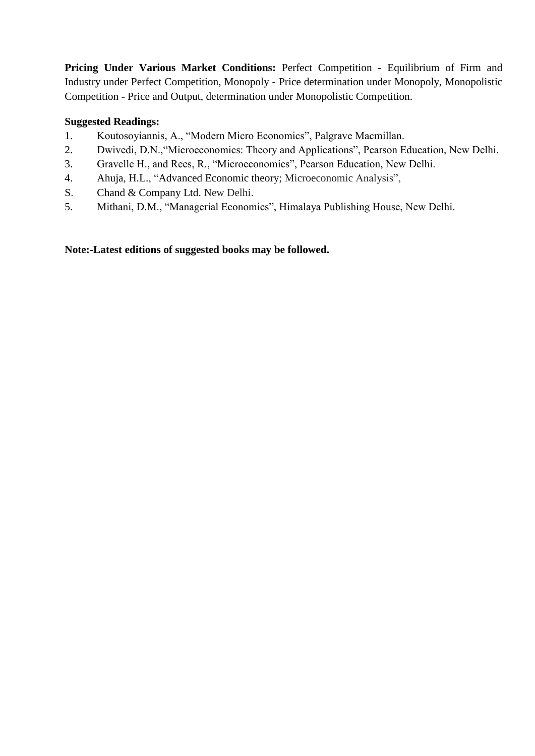**Pricing Under Various Market Conditions:** Perfect Competition - Equilibrium of Firm and Industry under Perfect Competition, Monopoly - Price determination under Monopoly, Monopolistic Competition - Price and Output, determination under Monopolistic Competition.

**Suggested Readings:**

1. Koutosoyiannis, A., "Modern Micro Economics", Palgrave Macmillan.
2. Dwivedi, D.N.,"Microeconomics: Theory and Applications", Pearson Education, New Delhi.
3. Gravelle H., and Rees, R., "Microeconomics", Pearson Education, New Delhi.
4. Ahuja, H.L., "Advanced Economic theory; Microeconomic Analysis",

S. Chand & Company Ltd. New Delhi.

5. Mithani, D.M., "Managerial Economics", Himalaya Publishing House, New Delhi.

**Note:-Latest editions of suggested books may be followed.**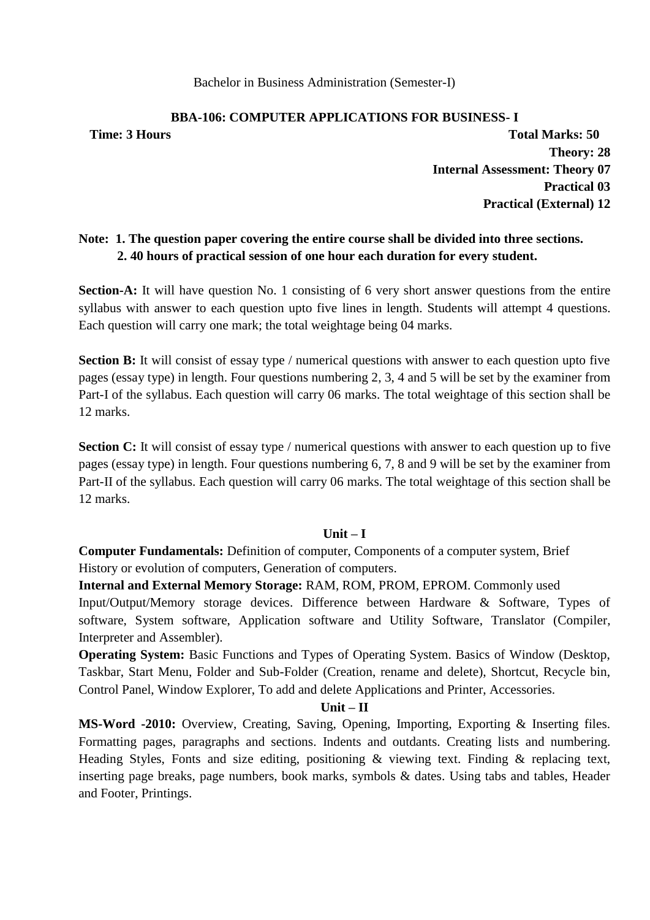Bachelor in Business Administration (Semester-I)

## BBA-106: COMPUTER APPLICATIONS FOR BUSINESS- I

**Time: 3 Hours** **Total Marks: 50**

**Theory: 28**

**Internal Assessment: Theory 07**

**Practical 03**

**Practical (External) 12**

**Note: 1. The question paper covering the entire course shall be divided into three sections.**
**2. 40 hours of practical session of one hour each duration for every student.**

**Section-A:** It will have question No. 1 consisting of 6 very short answer questions from the entire syllabus with answer to each question upto five lines in length. Students will attempt 4 questions. Each question will carry one mark; the total weightage being 04 marks.

**Section B:** It will consist of essay type / numerical questions with answer to each question upto five pages (essay type) in length. Four questions numbering 2, 3, 4 and 5 will be set by the examiner from Part-I of the syllabus. Each question will carry 06 marks. The total weightage of this section shall be 12 marks.

**Section C:** It will consist of essay type / numerical questions with answer to each question up to five pages (essay type) in length. Four questions numbering 6, 7, 8 and 9 will be set by the examiner from Part-II of the syllabus. Each question will carry 06 marks. The total weightage of this section shall be 12 marks.

### Unit – I

**Computer Fundamentals:** Definition of computer, Components of a computer system, Brief History or evolution of computers, Generation of computers.

**Internal and External Memory Storage:** RAM, ROM, PROM, EPROM. Commonly used Input/Output/Memory storage devices. Difference between Hardware & Software, Types of software, System software, Application software and Utility Software, Translator (Compiler, Interpreter and Assembler).

**Operating System:** Basic Functions and Types of Operating System. Basics of Window (Desktop, Taskbar, Start Menu, Folder and Sub-Folder (Creation, rename and delete), Shortcut, Recycle bin, Control Panel, Window Explorer, To add and delete Applications and Printer, Accessories.

### Unit – II

**MS-Word -2010:** Overview, Creating, Saving, Opening, Importing, Exporting & Inserting files. Formatting pages, paragraphs and sections. Indents and outdants. Creating lists and numbering. Heading Styles, Fonts and size editing, positioning & viewing text. Finding & replacing text, inserting page breaks, page numbers, book marks, symbols & dates. Using tabs and tables, Header and Footer, Printings.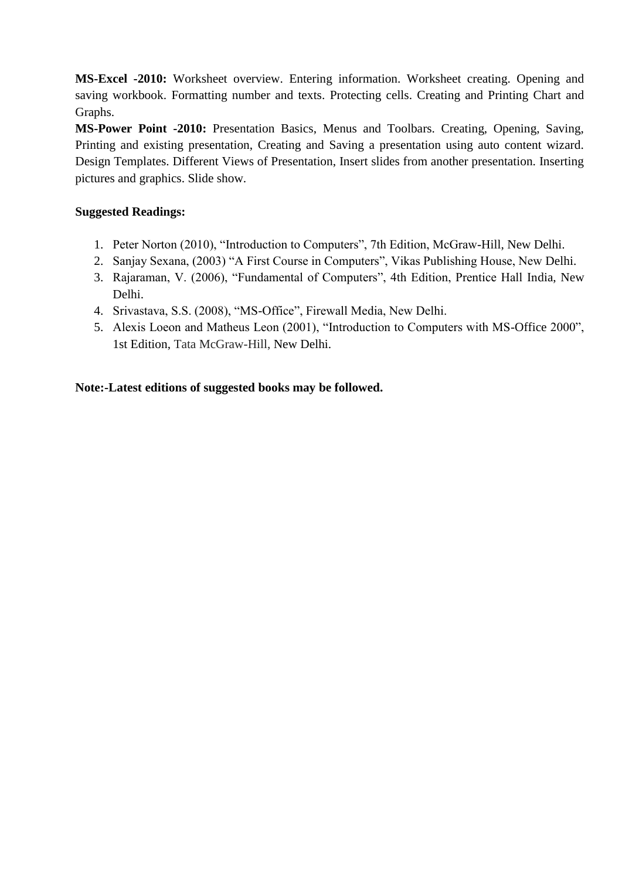**MS-Excel -2010:** Worksheet overview. Entering information. Worksheet creating. Opening and saving workbook. Formatting number and texts. Protecting cells. Creating and Printing Chart and Graphs.

**MS-Power Point -2010:** Presentation Basics, Menus and Toolbars. Creating, Opening, Saving, Printing and existing presentation, Creating and Saving a presentation using auto content wizard. Design Templates. Different Views of Presentation, Insert slides from another presentation. Inserting pictures and graphics. Slide show.

**Suggested Readings:**

1. Peter Norton (2010), "Introduction to Computers", 7th Edition, McGraw-Hill, New Delhi.
2. Sanjay Sexana, (2003) "A First Course in Computers", Vikas Publishing House, New Delhi.
3. Rajaraman, V. (2006), "Fundamental of Computers", 4th Edition, Prentice Hall India, New Delhi.
4. Srivastava, S.S. (2008), "MS-Office", Firewall Media, New Delhi.
5. Alexis Loeon and Matheus Leon (2001), "Introduction to Computers with MS-Office 2000", 1st Edition, Tata McGraw-Hill, New Delhi.

**Note:-Latest editions of suggested books may be followed.**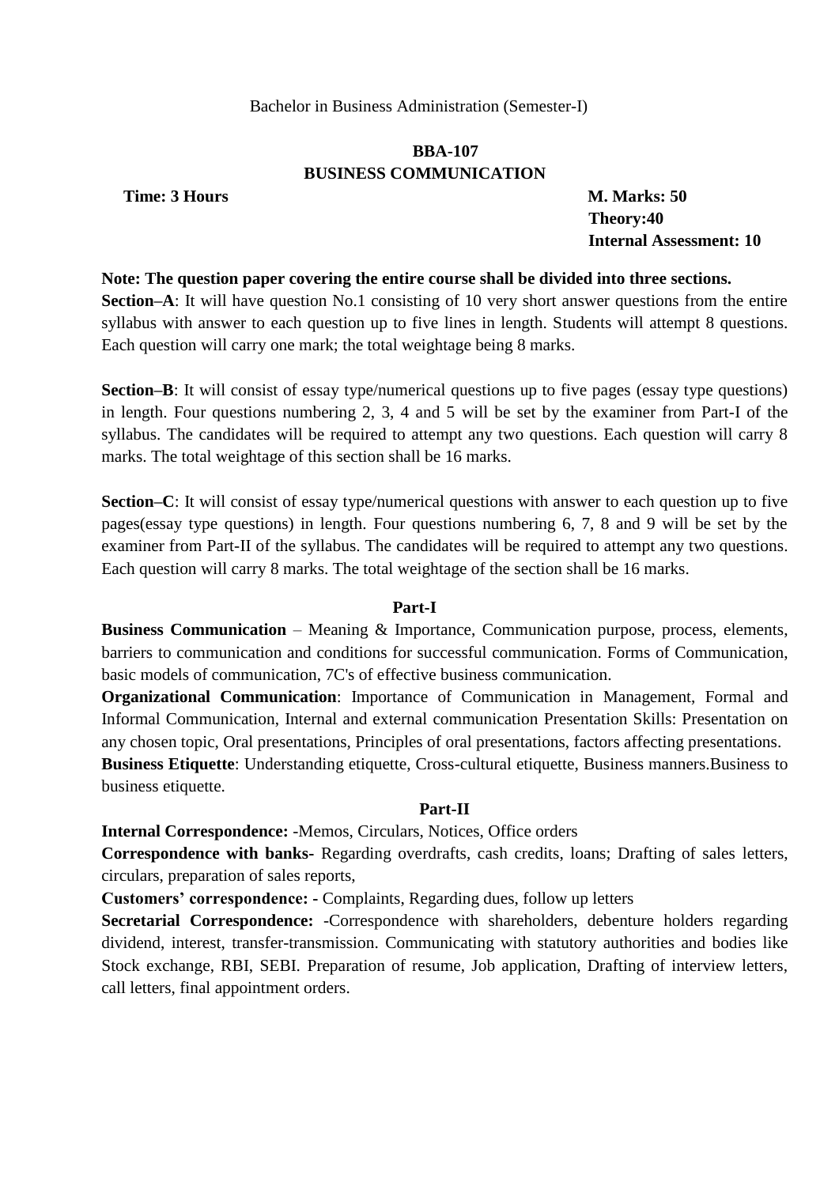Bachelor in Business Administration (Semester-I)

**BBA-107**
**BUSINESS COMMUNICATION**

**Time: 3 Hours** **M. Marks: 50**
**Theory:40**
**Internal Assessment: 10**

**Note: The question paper covering the entire course shall be divided into three sections.**

**Section–A**: It will have question No.1 consisting of 10 very short answer questions from the entire syllabus with answer to each question up to five lines in length. Students will attempt 8 questions. Each question will carry one mark; the total weightage being 8 marks.

**Section–B**: It will consist of essay type/numerical questions up to five pages (essay type questions) in length. Four questions numbering 2, 3, 4 and 5 will be set by the examiner from Part-I of the syllabus. The candidates will be required to attempt any two questions. Each question will carry 8 marks. The total weightage of this section shall be 16 marks.

**Section–C**: It will consist of essay type/numerical questions with answer to each question up to five pages(essay type questions) in length. Four questions numbering 6, 7, 8 and 9 will be set by the examiner from Part-II of the syllabus. The candidates will be required to attempt any two questions. Each question will carry 8 marks. The total weightage of the section shall be 16 marks.

**Part-I**

**Business Communication** – Meaning & Importance, Communication purpose, process, elements, barriers to communication and conditions for successful communication. Forms of Communication, basic models of communication, 7C's of effective business communication.

**Organizational Communication**: Importance of Communication in Management, Formal and Informal Communication, Internal and external communication Presentation Skills: Presentation on any chosen topic, Oral presentations, Principles of oral presentations, factors affecting presentations.

**Business Etiquette**: Understanding etiquette, Cross-cultural etiquette, Business manners.Business to business etiquette.

**Part-II**

**Internal Correspondence:** -Memos, Circulars, Notices, Office orders

**Correspondence with banks-** Regarding overdrafts, cash credits, loans; Drafting of sales letters, circulars, preparation of sales reports,

**Customers' correspondence: -** Complaints, Regarding dues, follow up letters

**Secretarial Correspondence: -**Correspondence with shareholders, debenture holders regarding dividend, interest, transfer-transmission. Communicating with statutory authorities and bodies like Stock exchange, RBI, SEBI. Preparation of resume, Job application, Drafting of interview letters, call letters, final appointment orders.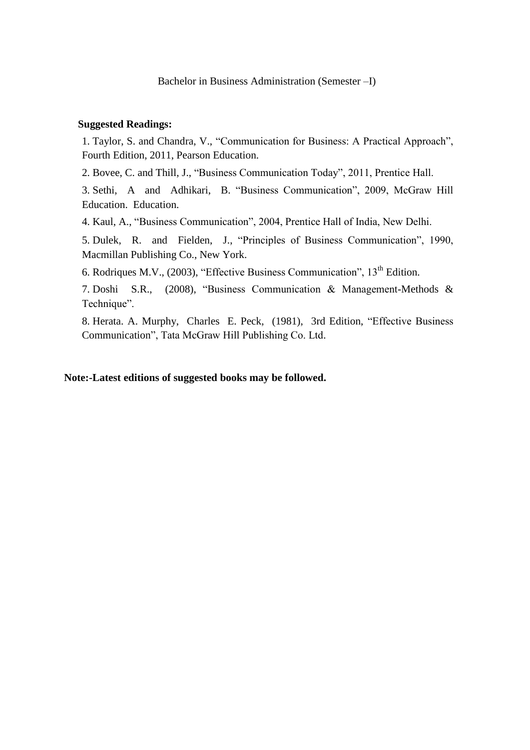Bachelor in Business Administration (Semester –I)

**Suggested Readings:**

1. Taylor, S. and Chandra, V., "Communication for Business: A Practical Approach", Fourth Edition, 2011, Pearson Education.
2. Bovee, C. and Thill, J., "Business Communication Today", 2011, Prentice Hall.
3. Sethi, A and Adhikari, B. "Business Communication", 2009, McGraw Hill Education. Education.
4. Kaul, A., "Business Communication", 2004, Prentice Hall of India, New Delhi.
5. Dulek, R. and Fielden, J., "Principles of Business Communication", 1990, Macmillan Publishing Co., New York.
6. Rodriques M.V., (2003), "Effective Business Communication", 13th Edition.
7. Doshi S.R., (2008), "Business Communication & Management-Methods & Technique".
8. Herata. A. Murphy, Charles E. Peck, (1981), 3rd Edition, "Effective Business Communication", Tata McGraw Hill Publishing Co. Ltd.

**Note:-Latest editions of suggested books may be followed.**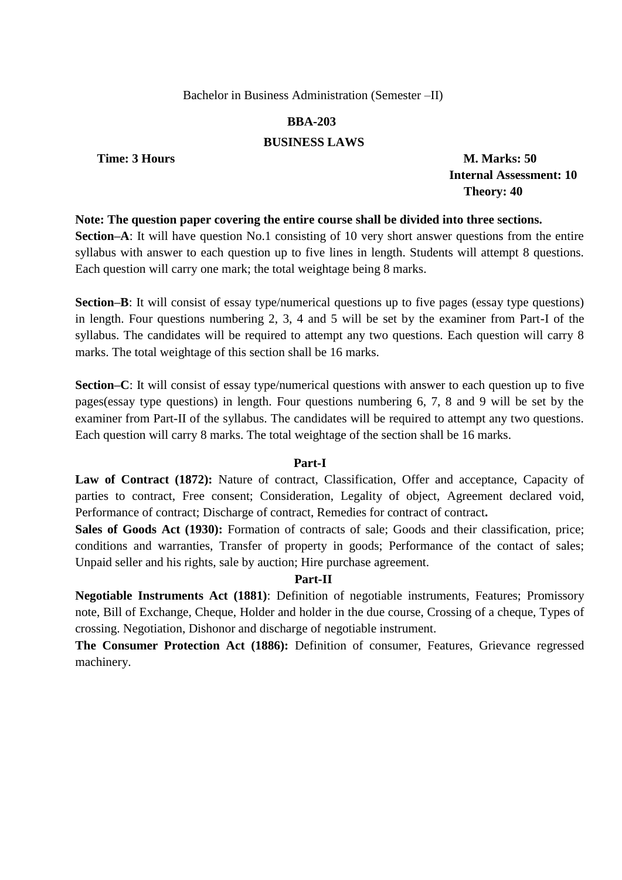Bachelor in Business Administration (Semester –II)

**BBA-203**

**BUSINESS LAWS**

**Time: 3 Hours** **M. Marks: 50**
**Internal Assessment: 10**
**Theory: 40**

**Note: The question paper covering the entire course shall be divided into three sections.**

**Section–A**: It will have question No.1 consisting of 10 very short answer questions from the entire syllabus with answer to each question up to five lines in length. Students will attempt 8 questions. Each question will carry one mark; the total weightage being 8 marks.

**Section–B**: It will consist of essay type/numerical questions up to five pages (essay type questions) in length. Four questions numbering 2, 3, 4 and 5 will be set by the examiner from Part-I of the syllabus. The candidates will be required to attempt any two questions. Each question will carry 8 marks. The total weightage of this section shall be 16 marks.

**Section–C**: It will consist of essay type/numerical questions with answer to each question up to five pages(essay type questions) in length. Four questions numbering 6, 7, 8 and 9 will be set by the examiner from Part-II of the syllabus. The candidates will be required to attempt any two questions. Each question will carry 8 marks. The total weightage of the section shall be 16 marks.

**Part-I**

**Law of Contract (1872):** Nature of contract, Classification, Offer and acceptance, Capacity of parties to contract, Free consent; Consideration, Legality of object, Agreement declared void, Performance of contract; Discharge of contract, Remedies for contract of contract**.**

**Sales of Goods Act (1930):** Formation of contracts of sale; Goods and their classification, price; conditions and warranties, Transfer of property in goods; Performance of the contact of sales; Unpaid seller and his rights, sale by auction; Hire purchase agreement.

**Part-II**

**Negotiable Instruments Act (1881)**: Definition of negotiable instruments, Features; Promissory note, Bill of Exchange, Cheque, Holder and holder in the due course, Crossing of a cheque, Types of crossing. Negotiation, Dishonor and discharge of negotiable instrument.

**The Consumer Protection Act (1886):** Definition of consumer, Features, Grievance regressed machinery.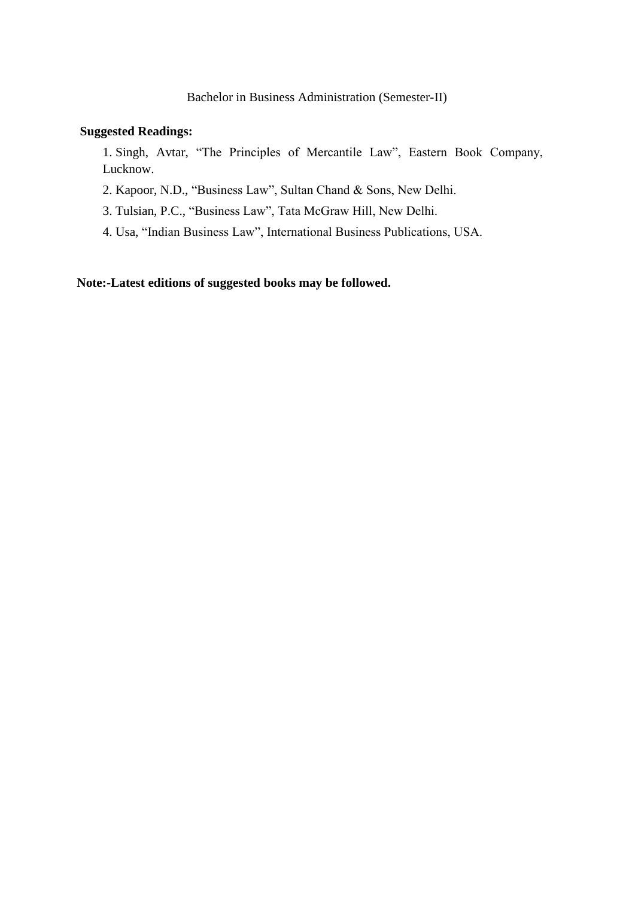Bachelor in Business Administration (Semester-II)

**Suggested Readings:**

1. Singh, Avtar, "The Principles of Mercantile Law", Eastern Book Company, Lucknow.
2. Kapoor, N.D., "Business Law", Sultan Chand & Sons, New Delhi.
3. Tulsian, P.C., "Business Law", Tata McGraw Hill, New Delhi.
4. Usa, "Indian Business Law", International Business Publications, USA.

**Note:-Latest editions of suggested books may be followed.**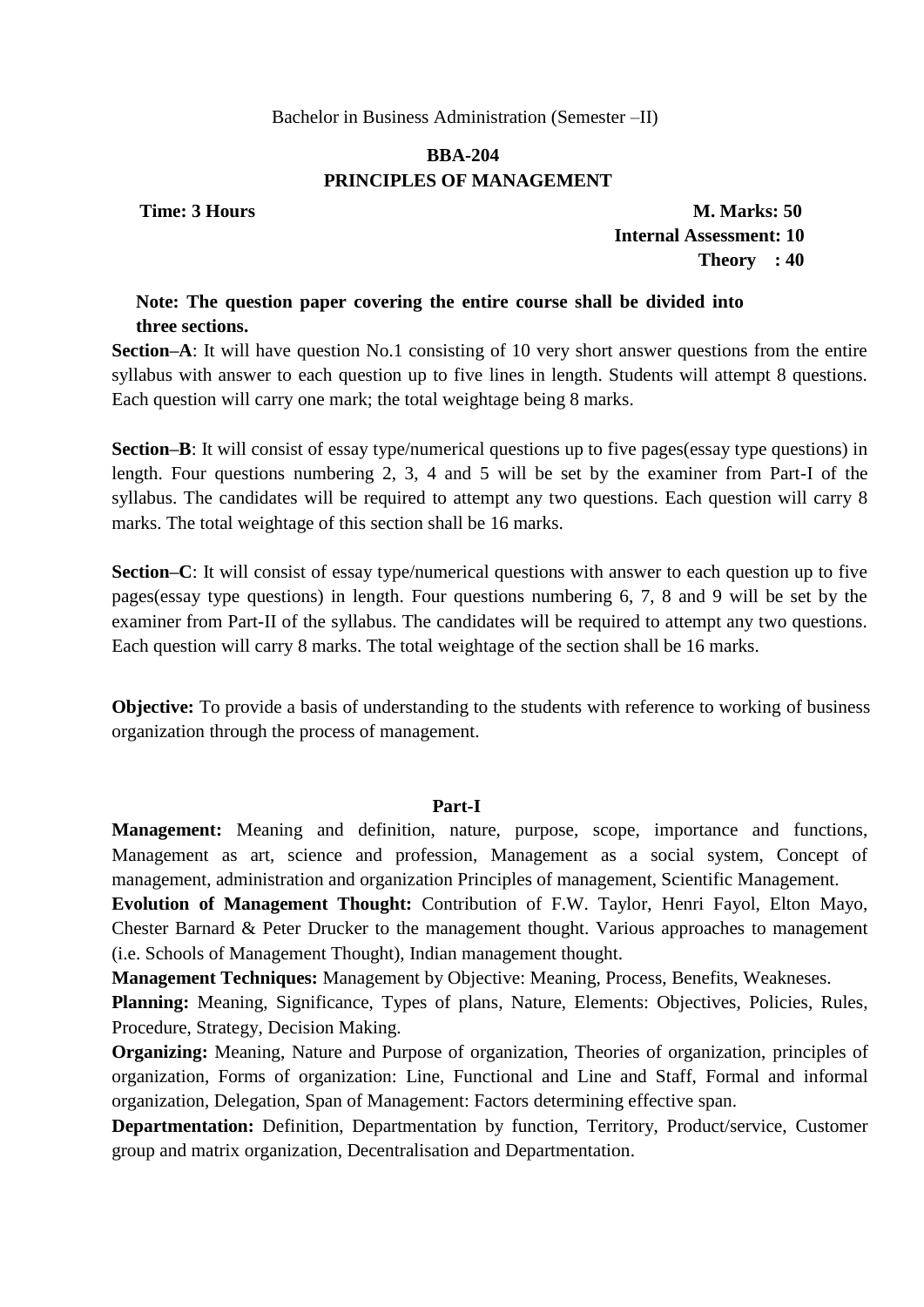Bachelor in Business Administration (Semester –II)

## BBA-204

## PRINCIPLES OF MANAGEMENT

**Time: 3 Hours** **M. Marks: 50**

**Internal Assessment: 10**

**Theory : 40**

**Note: The question paper covering the entire course shall be divided into three sections.**

**Section–A**: It will have question No.1 consisting of 10 very short answer questions from the entire syllabus with answer to each question up to five lines in length. Students will attempt 8 questions. Each question will carry one mark; the total weightage being 8 marks.

**Section–B**: It will consist of essay type/numerical questions up to five pages(essay type questions) in length. Four questions numbering 2, 3, 4 and 5 will be set by the examiner from Part-I of the syllabus. The candidates will be required to attempt any two questions. Each question will carry 8 marks. The total weightage of this section shall be 16 marks.

**Section–C**: It will consist of essay type/numerical questions with answer to each question up to five pages(essay type questions) in length. Four questions numbering 6, 7, 8 and 9 will be set by the examiner from Part-II of the syllabus. The candidates will be required to attempt any two questions. Each question will carry 8 marks. The total weightage of the section shall be 16 marks.

**Objective:** To provide a basis of understanding to the students with reference to working of business organization through the process of management.

### Part-I

**Management:** Meaning and definition, nature, purpose, scope, importance and functions, Management as art, science and profession, Management as a social system, Concept of management, administration and organization Principles of management, Scientific Management.

**Evolution of Management Thought:** Contribution of F.W. Taylor, Henri Fayol, Elton Mayo, Chester Barnard & Peter Drucker to the management thought. Various approaches to management (i.e. Schools of Management Thought), Indian management thought.

**Management Techniques:** Management by Objective: Meaning, Process, Benefits, Weakneses.

**Planning:** Meaning, Significance, Types of plans, Nature, Elements: Objectives, Policies, Rules, Procedure, Strategy, Decision Making.

**Organizing:** Meaning, Nature and Purpose of organization, Theories of organization, principles of organization, Forms of organization: Line, Functional and Line and Staff, Formal and informal organization, Delegation, Span of Management: Factors determining effective span.

**Departmentation:** Definition, Departmentation by function, Territory, Product/service, Customer group and matrix organization, Decentralisation and Departmentation.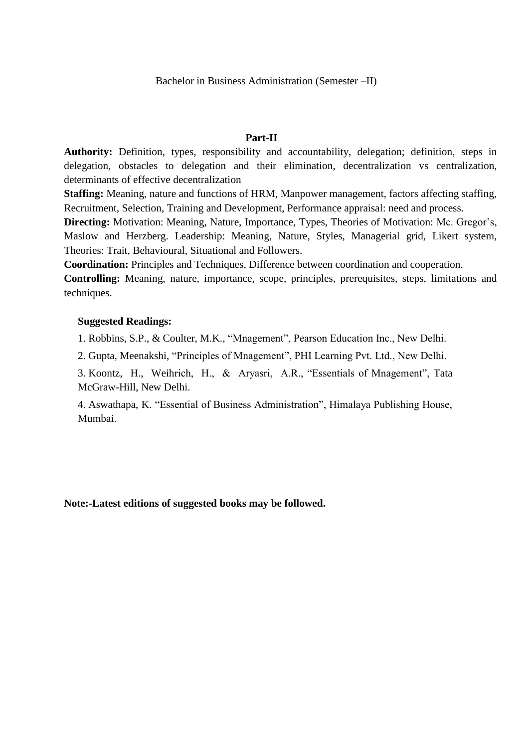Bachelor in Business Administration (Semester –II)

## Part-II

**Authority:** Definition, types, responsibility and accountability, delegation; definition, steps in delegation, obstacles to delegation and their elimination, decentralization vs centralization, determinants of effective decentralization

**Staffing:** Meaning, nature and functions of HRM, Manpower management, factors affecting staffing, Recruitment, Selection, Training and Development, Performance appraisal: need and process.

**Directing:** Motivation: Meaning, Nature, Importance, Types, Theories of Motivation: Mc. Gregor's, Maslow and Herzberg. Leadership: Meaning, Nature, Styles, Managerial grid, Likert system, Theories: Trait, Behavioural, Situational and Followers.

**Coordination:** Principles and Techniques, Difference between coordination and cooperation.

**Controlling:** Meaning, nature, importance, scope, principles, prerequisites, steps, limitations and techniques.

**Suggested Readings:**

1. Robbins, S.P., & Coulter, M.K., "Mnagement", Pearson Education Inc., New Delhi.
2. Gupta, Meenakshi, "Principles of Mnagement", PHI Learning Pvt. Ltd., New Delhi.
3. Koontz, H., Weihrich, H., & Aryasri, A.R., "Essentials of Mnagement", Tata McGraw-Hill, New Delhi.
4. Aswathapa, K. "Essential of Business Administration", Himalaya Publishing House, Mumbai.

**Note:-Latest editions of suggested books may be followed.**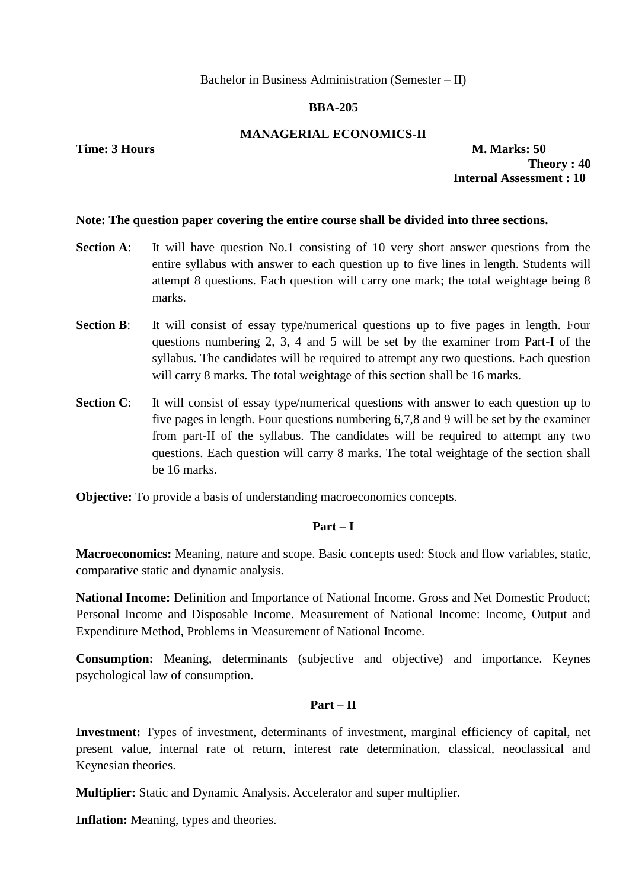Bachelor in Business Administration (Semester – II)

**BBA-205**

**MANAGERIAL ECONOMICS-II**

**Time: 3 Hours** **M. Marks: 50**

**Theory : 40**

**Internal Assessment : 10**

**Note: The question paper covering the entire course shall be divided into three sections.**

**Section A**: It will have question No.1 consisting of 10 very short answer questions from the entire syllabus with answer to each question up to five lines in length. Students will attempt 8 questions. Each question will carry one mark; the total weightage being 8 marks.

**Section B**: It will consist of essay type/numerical questions up to five pages in length. Four questions numbering 2, 3, 4 and 5 will be set by the examiner from Part-I of the syllabus. The candidates will be required to attempt any two questions. Each question will carry 8 marks. The total weightage of this section shall be 16 marks.

**Section C**: It will consist of essay type/numerical questions with answer to each question up to five pages in length. Four questions numbering 6,7,8 and 9 will be set by the examiner from part-II of the syllabus. The candidates will be required to attempt any two questions. Each question will carry 8 marks. The total weightage of the section shall be 16 marks.

**Objective:** To provide a basis of understanding macroeconomics concepts.

**Part – I**

**Macroeconomics:** Meaning, nature and scope. Basic concepts used: Stock and flow variables, static, comparative static and dynamic analysis.

**National Income:** Definition and Importance of National Income. Gross and Net Domestic Product; Personal Income and Disposable Income. Measurement of National Income: Income, Output and Expenditure Method, Problems in Measurement of National Income.

**Consumption:** Meaning, determinants (subjective and objective) and importance. Keynes psychological law of consumption.

**Part – II**

**Investment:** Types of investment, determinants of investment, marginal efficiency of capital, net present value, internal rate of return, interest rate determination, classical, neoclassical and Keynesian theories.

**Multiplier:** Static and Dynamic Analysis. Accelerator and super multiplier.

**Inflation:** Meaning, types and theories.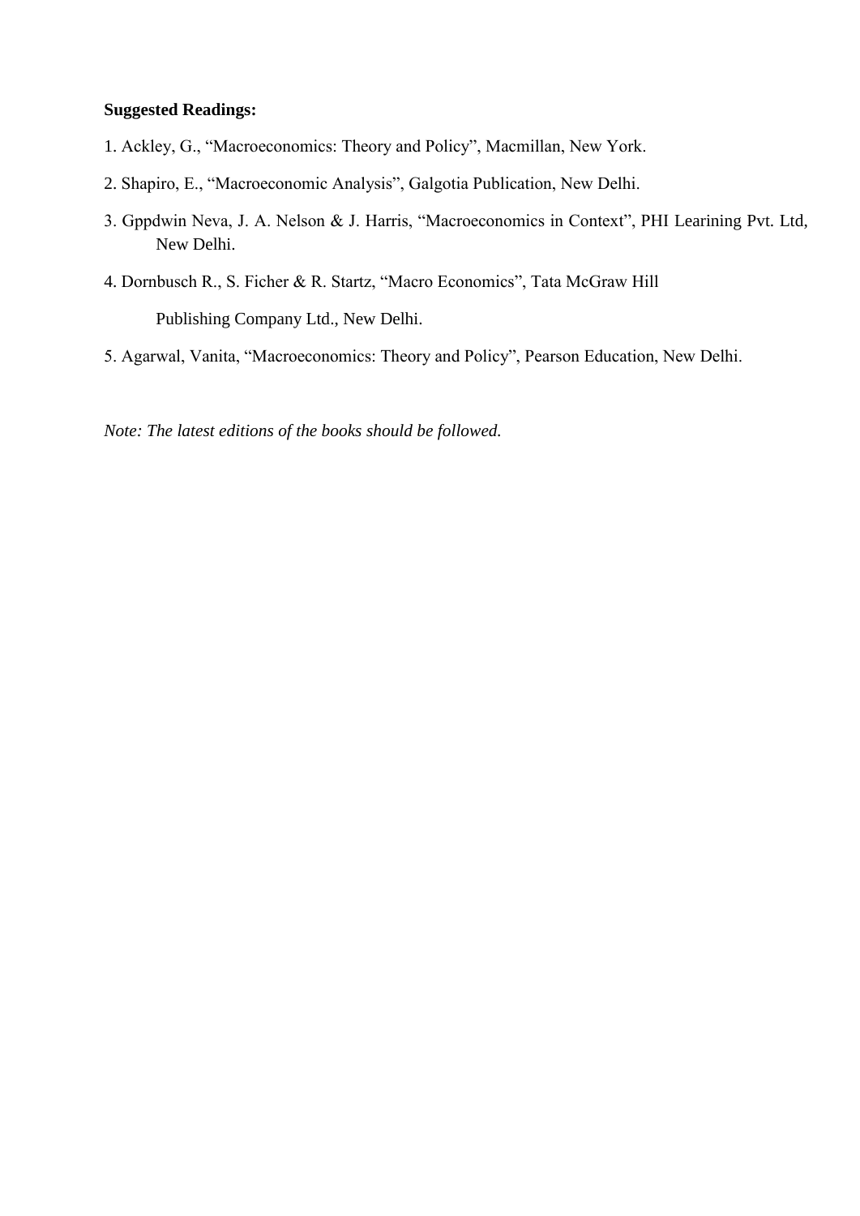**Suggested Readings:**

1. Ackley, G., “Macroeconomics: Theory and Policy”, Macmillan, New York.

2. Shapiro, E., “Macroeconomic Analysis”, Galgotia Publication, New Delhi.

3. Gppdwin Neva, J. A. Nelson & J. Harris, “Macroeconomics in Context”, PHI Leariníng Pvt. Ltd, New Delhi.

4. Dornbusch R., S. Ficher & R. Startz, “Macro Economics”, Tata McGraw Hill Publishing Company Ltd., New Delhi.

5. Agarwal, Vanita, “Macroeconomics: Theory and Policy”, Pearson Education, New Delhi.

*Note: The latest editions of the books should be followed.*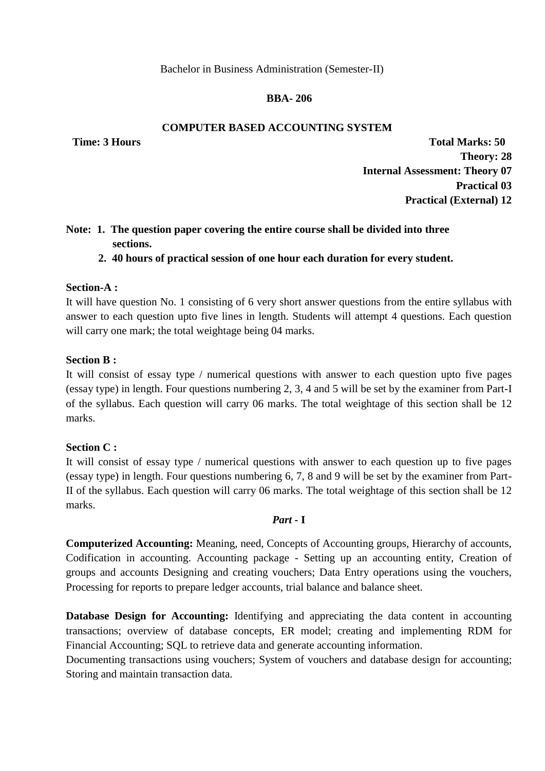Bachelor in Business Administration (Semester-II)

**BBA- 206**

**COMPUTER BASED ACCOUNTING SYSTEM**

**Time: 3 Hours** **Total Marks: 50**

**Theory: 28**

**Internal Assessment: Theory 07**

**Practical 03**

**Practical (External) 12**

**Note: 1. The question paper covering the entire course shall be divided into three sections.**

**2. 40 hours of practical session of one hour each duration for every student.**

**Section-A :**

It will have question No. 1 consisting of 6 very short answer questions from the entire syllabus with answer to each question upto five lines in length. Students will attempt 4 questions. Each question will carry one mark; the total weightage being 04 marks.

**Section B :**

It will consist of essay type / numerical questions with answer to each question upto five pages (essay type) in length. Four questions numbering 2, 3, 4 and 5 will be set by the examiner from Part-I of the syllabus. Each question will carry 06 marks. The total weightage of this section shall be 12 marks.

**Section C :**

It will consist of essay type / numerical questions with answer to each question up to five pages (essay type) in length. Four questions numbering 6, 7, 8 and 9 will be set by the examiner from Part-II of the syllabus. Each question will carry 06 marks. The total weightage of this section shall be 12 marks.

***Part* - I**

**Computerized Accounting:** Meaning, need, Concepts of Accounting groups, Hierarchy of accounts, Codification in accounting. Accounting package - Setting up an accounting entity, Creation of groups and accounts Designing and creating vouchers; Data Entry operations using the vouchers, Processing for reports to prepare ledger accounts, trial balance and balance sheet.

**Database Design for Accounting:** Identifying and appreciating the data content in accounting transactions; overview of database concepts, ER model; creating and implementing RDM for Financial Accounting; SQL to retrieve data and generate accounting information.

Documenting transactions using vouchers; System of vouchers and database design for accounting; Storing and maintain transaction data.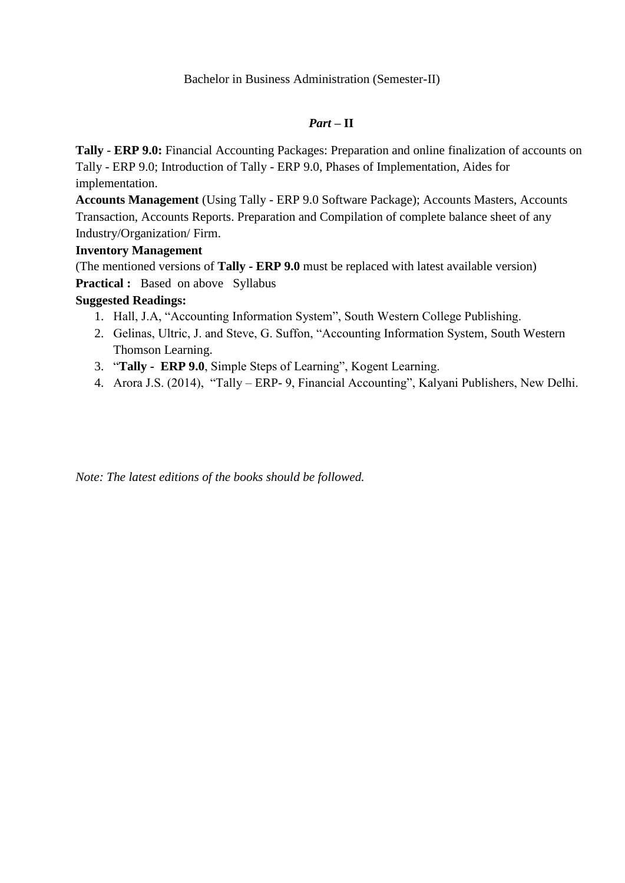Bachelor in Business Administration (Semester-II)

***Part* – II**

**Tally - ERP 9.0:** Financial Accounting Packages: Preparation and online finalization of accounts on Tally - ERP 9.0; Introduction of Tally - ERP 9.0, Phases of Implementation, Aides for implementation.

**Accounts Management** (Using Tally - ERP 9.0 Software Package); Accounts Masters, Accounts Transaction, Accounts Reports. Preparation and Compilation of complete balance sheet of any Industry/Organization/ Firm.

**Inventory Management**

(The mentioned versions of **Tally - ERP 9.0** must be replaced with latest available version)

**Practical :** Based on above Syllabus

**Suggested Readings:**

1. Hall, J.A, "Accounting Information System", South Western College Publishing.
2. Gelinas, Ultric, J. and Steve, G. Suffon, "Accounting Information System, South Western Thomson Learning.
3. "**Tally - ERP 9.0**, Simple Steps of Learning", Kogent Learning.
4. Arora J.S. (2014), "Tally – ERP- 9, Financial Accounting", Kalyani Publishers, New Delhi.

*Note: The latest editions of the books should be followed.*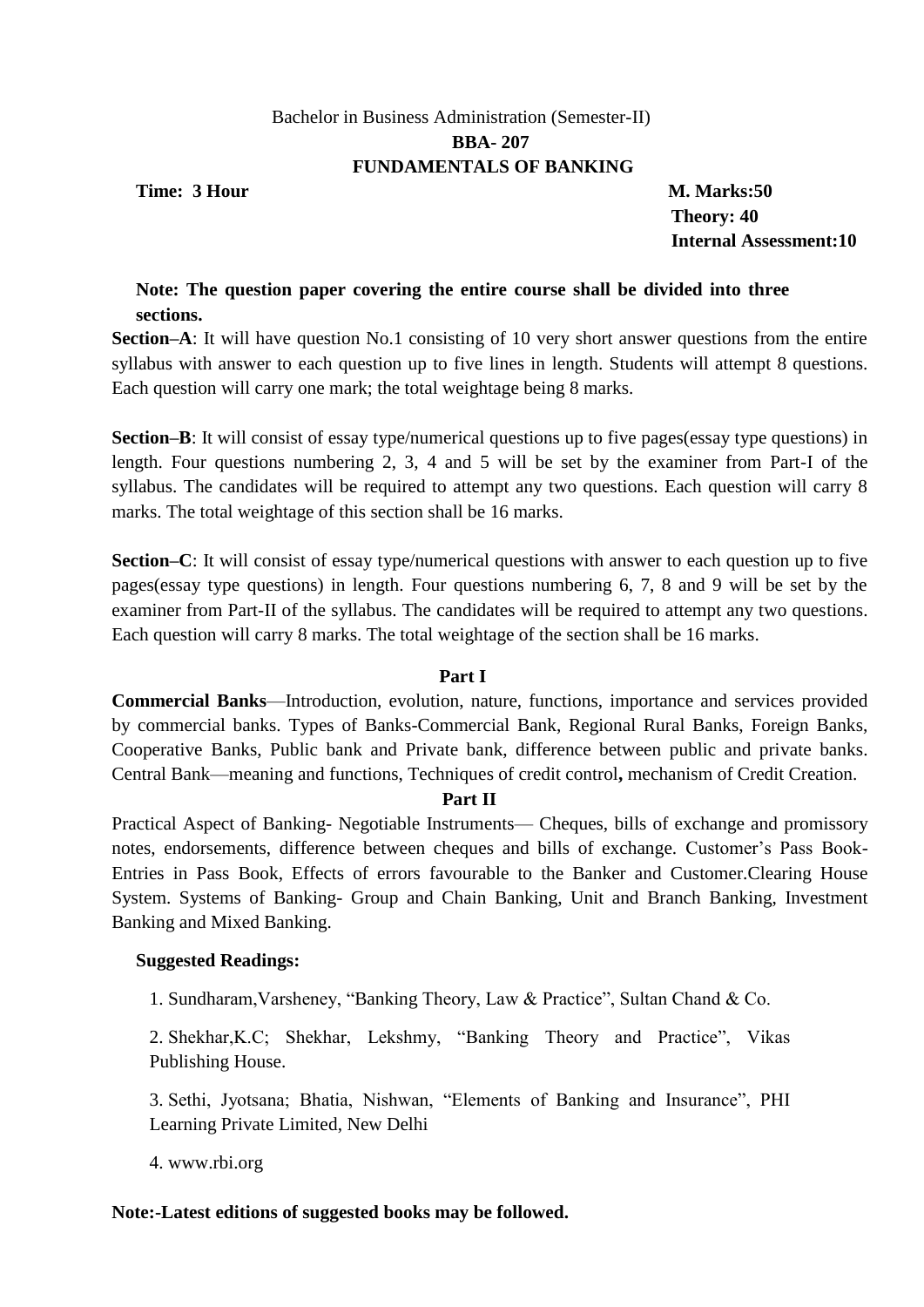Bachelor in Business Administration (Semester-II)

**BBA- 207**

**FUNDAMENTALS OF BANKING**

**Time: 3 Hour** **M. Marks:50**

**Theory: 40**

**Internal Assessment:10**

**Note: The question paper covering the entire course shall be divided into three sections.**

**Section–A**: It will have question No.1 consisting of 10 very short answer questions from the entire syllabus with answer to each question up to five lines in length. Students will attempt 8 questions. Each question will carry one mark; the total weightage being 8 marks.

**Section–B**: It will consist of essay type/numerical questions up to five pages(essay type questions) in length. Four questions numbering 2, 3, 4 and 5 will be set by the examiner from Part-I of the syllabus. The candidates will be required to attempt any two questions. Each question will carry 8 marks. The total weightage of this section shall be 16 marks.

**Section–C**: It will consist of essay type/numerical questions with answer to each question up to five pages(essay type questions) in length. Four questions numbering 6, 7, 8 and 9 will be set by the examiner from Part-II of the syllabus. The candidates will be required to attempt any two questions. Each question will carry 8 marks. The total weightage of the section shall be 16 marks.

**Part I**

**Commercial Banks**—Introduction, evolution, nature, functions, importance and services provided by commercial banks. Types of Banks-Commercial Bank, Regional Rural Banks, Foreign Banks, Cooperative Banks, Public bank and Private bank, difference between public and private banks. Central Bank—meaning and functions, Techniques of credit control**,** mechanism of Credit Creation.

**Part II**

Practical Aspect of Banking- Negotiable Instruments— Cheques, bills of exchange and promissory notes, endorsements, difference between cheques and bills of exchange. Customer's Pass Book-Entries in Pass Book, Effects of errors favourable to the Banker and Customer.Clearing House System. Systems of Banking- Group and Chain Banking, Unit and Branch Banking, Investment Banking and Mixed Banking.

**Suggested Readings:**

1. Sundharam,Varsheney, "Banking Theory, Law & Practice", Sultan Chand & Co.
2. Shekhar,K.C; Shekhar, Lekshmy, "Banking Theory and Practice", Vikas Publishing House.
3. Sethi, Jyotsana; Bhatia, Nishwan, "Elements of Banking and Insurance", PHI Learning Private Limited, New Delhi
4. www.rbi.org

**Note:-Latest editions of suggested books may be followed.**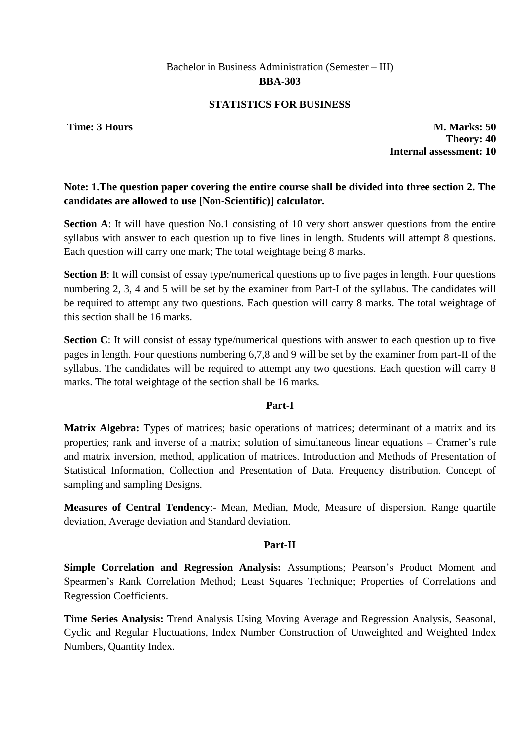Bachelor in Business Administration (Semester – III)

**BBA-303**

**STATISTICS FOR BUSINESS**

**Time: 3 Hours** **M. Marks: 50**

**Theory: 40**

**Internal assessment: 10**

**Note: 1.The question paper covering the entire course shall be divided into three section 2. The candidates are allowed to use [Non-Scientific)] calculator.**

**Section A**: It will have question No.1 consisting of 10 very short answer questions from the entire syllabus with answer to each question up to five lines in length. Students will attempt 8 questions. Each question will carry one mark; The total weightage being 8 marks.

**Section B**: It will consist of essay type/numerical questions up to five pages in length. Four questions numbering 2, 3, 4 and 5 will be set by the examiner from Part-I of the syllabus. The candidates will be required to attempt any two questions. Each question will carry 8 marks. The total weightage of this section shall be 16 marks.

**Section C**: It will consist of essay type/numerical questions with answer to each question up to five pages in length. Four questions numbering 6,7,8 and 9 will be set by the examiner from part-II of the syllabus. The candidates will be required to attempt any two questions. Each question will carry 8 marks. The total weightage of the section shall be 16 marks.

**Part-I**

**Matrix Algebra:** Types of matrices; basic operations of matrices; determinant of a matrix and its properties; rank and inverse of a matrix; solution of simultaneous linear equations – Cramer's rule and matrix inversion, method, application of matrices. Introduction and Methods of Presentation of Statistical Information, Collection and Presentation of Data. Frequency distribution. Concept of sampling and sampling Designs.

**Measures of Central Tendency**:- Mean, Median, Mode, Measure of dispersion. Range quartile deviation, Average deviation and Standard deviation.

**Part-II**

**Simple Correlation and Regression Analysis:** Assumptions; Pearson's Product Moment and Spearmen's Rank Correlation Method; Least Squares Technique; Properties of Correlations and Regression Coefficients.

**Time Series Analysis:** Trend Analysis Using Moving Average and Regression Analysis, Seasonal, Cyclic and Regular Fluctuations, Index Number Construction of Unweighted and Weighted Index Numbers, Quantity Index.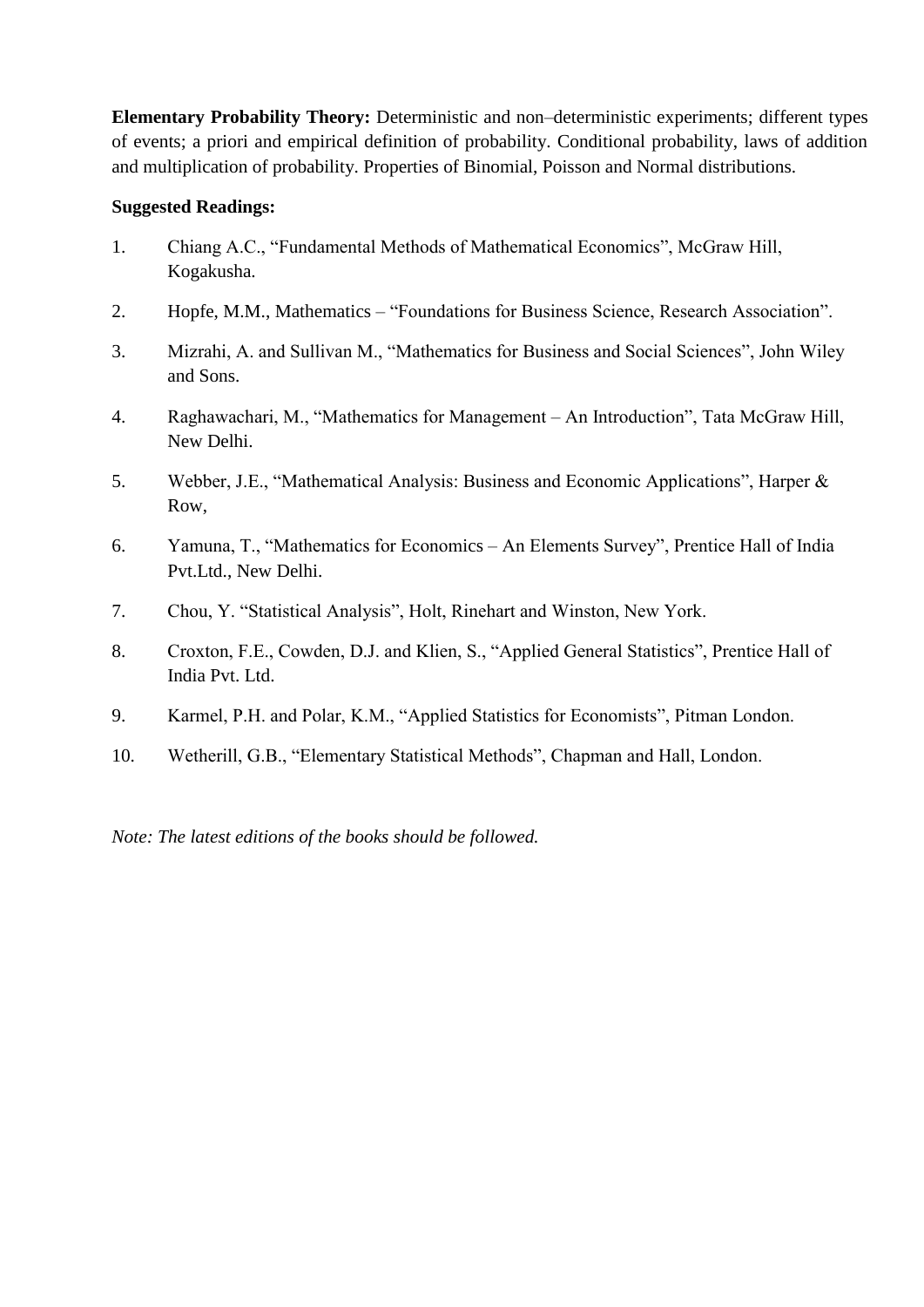**Elementary Probability Theory:** Deterministic and non–deterministic experiments; different types of events; a priori and empirical definition of probability. Conditional probability, laws of addition and multiplication of probability. Properties of Binomial, Poisson and Normal distributions.

**Suggested Readings:**

1. Chiang A.C., "Fundamental Methods of Mathematical Economics", McGraw Hill, Kogakusha.
2. Hopfe, M.M., Mathematics – "Foundations for Business Science, Research Association".
3. Mizrahi, A. and Sullivan M., "Mathematics for Business and Social Sciences", John Wiley and Sons.
4. Raghawachari, M., "Mathematics for Management – An Introduction", Tata McGraw Hill, New Delhi.
5. Webber, J.E., "Mathematical Analysis: Business and Economic Applications", Harper & Row,
6. Yamuna, T., "Mathematics for Economics – An Elements Survey", Prentice Hall of India Pvt.Ltd., New Delhi.
7. Chou, Y. "Statistical Analysis", Holt, Rinehart and Winston, New York.
8. Croxton, F.E., Cowden, D.J. and Klien, S., "Applied General Statistics", Prentice Hall of India Pvt. Ltd.
9. Karmel, P.H. and Polar, K.M., "Applied Statistics for Economists", Pitman London.
10. Wetherill, G.B., "Elementary Statistical Methods", Chapman and Hall, London.

*Note: The latest editions of the books should be followed.*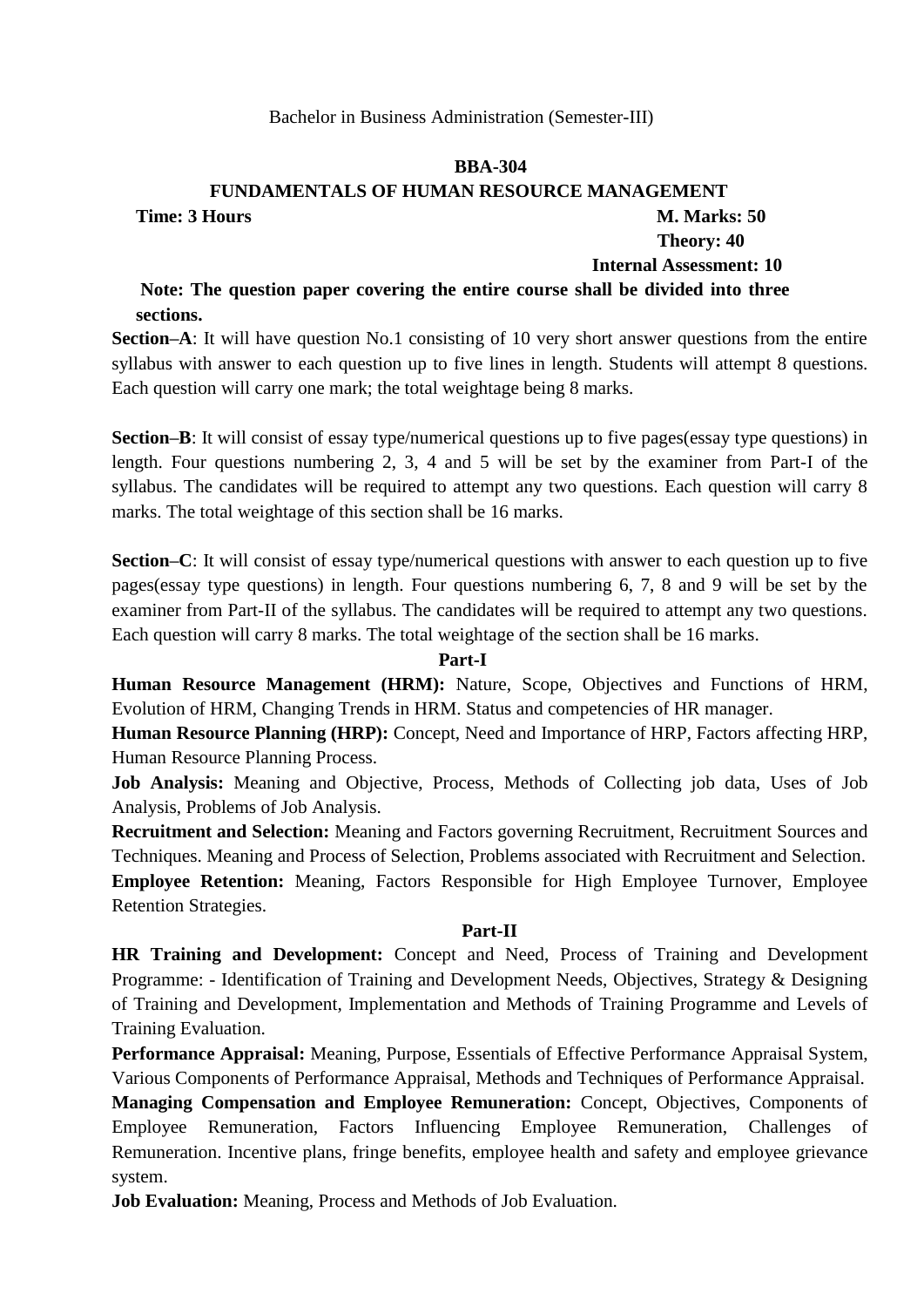Bachelor in Business Administration (Semester-III)

## BBA-304

## FUNDAMENTALS OF HUMAN RESOURCE MANAGEMENT

**Time: 3 Hours** **M. Marks: 50**

**Theory: 40**

**Internal Assessment: 10**

**Note: The question paper covering the entire course shall be divided into three sections.**

**Section–A**: It will have question No.1 consisting of 10 very short answer questions from the entire syllabus with answer to each question up to five lines in length. Students will attempt 8 questions. Each question will carry one mark; the total weightage being 8 marks.

**Section–B**: It will consist of essay type/numerical questions up to five pages(essay type questions) in length. Four questions numbering 2, 3, 4 and 5 will be set by the examiner from Part-I of the syllabus. The candidates will be required to attempt any two questions. Each question will carry 8 marks. The total weightage of this section shall be 16 marks.

**Section–C**: It will consist of essay type/numerical questions with answer to each question up to five pages(essay type questions) in length. Four questions numbering 6, 7, 8 and 9 will be set by the examiner from Part-II of the syllabus. The candidates will be required to attempt any two questions. Each question will carry 8 marks. The total weightage of the section shall be 16 marks.

### Part-I

**Human Resource Management (HRM):** Nature, Scope, Objectives and Functions of HRM, Evolution of HRM, Changing Trends in HRM. Status and competencies of HR manager.

**Human Resource Planning (HRP):** Concept, Need and Importance of HRP, Factors affecting HRP, Human Resource Planning Process.

**Job Analysis:** Meaning and Objective, Process, Methods of Collecting job data, Uses of Job Analysis, Problems of Job Analysis.

**Recruitment and Selection:** Meaning and Factors governing Recruitment, Recruitment Sources and Techniques. Meaning and Process of Selection, Problems associated with Recruitment and Selection.

**Employee Retention:** Meaning, Factors Responsible for High Employee Turnover, Employee Retention Strategies.

### Part-II

**HR Training and Development:** Concept and Need, Process of Training and Development Programme: - Identification of Training and Development Needs, Objectives, Strategy & Designing of Training and Development, Implementation and Methods of Training Programme and Levels of Training Evaluation.

**Performance Appraisal:** Meaning, Purpose, Essentials of Effective Performance Appraisal System, Various Components of Performance Appraisal, Methods and Techniques of Performance Appraisal.

**Managing Compensation and Employee Remuneration:** Concept, Objectives, Components of Employee Remuneration, Factors Influencing Employee Remuneration, Challenges of Remuneration. Incentive plans, fringe benefits, employee health and safety and employee grievance system.

**Job Evaluation:** Meaning, Process and Methods of Job Evaluation.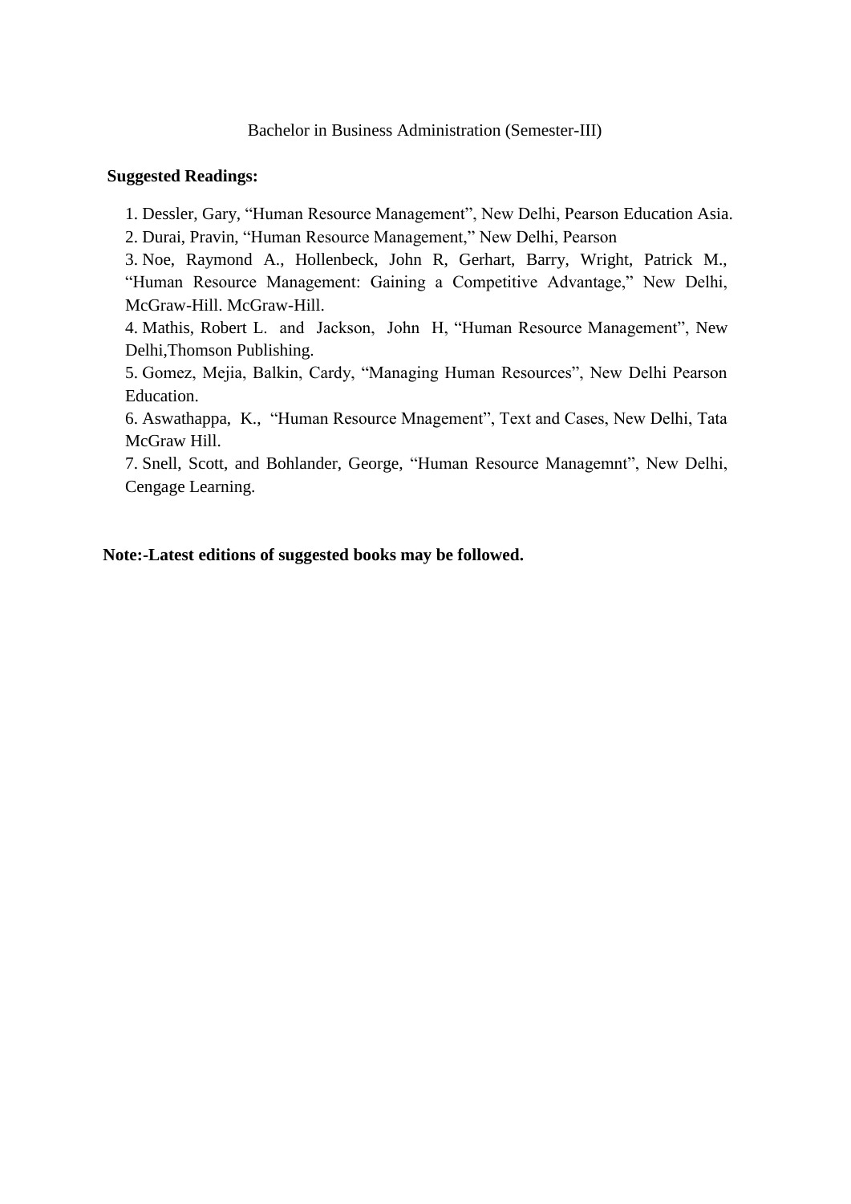Bachelor in Business Administration (Semester-III)

**Suggested Readings:**

1. Dessler, Gary, “Human Resource Management”, New Delhi, Pearson Education Asia.
2. Durai, Pravin, “Human Resource Management,” New Delhi, Pearson
3. Noe, Raymond A., Hollenbeck, John R, Gerhart, Barry, Wright, Patrick M., “Human Resource Management: Gaining a Competitive Advantage,” New Delhi, McGraw-Hill. McGraw-Hill.
4. Mathis, Robert L. and Jackson, John H, “Human Resource Management”, New Delhi,Thomson Publishing.
5. Gomez, Mejia, Balkin, Cardy, “Managing Human Resources”, New Delhi Pearson Education.
6. Aswathappa, K., “Human Resource Mnagement”, Text and Cases, New Delhi, Tata McGraw Hill.
7. Snell, Scott, and Bohlander, George, “Human Resource Managemnt”, New Delhi, Cengage Learning.

**Note:-Latest editions of suggested books may be followed.**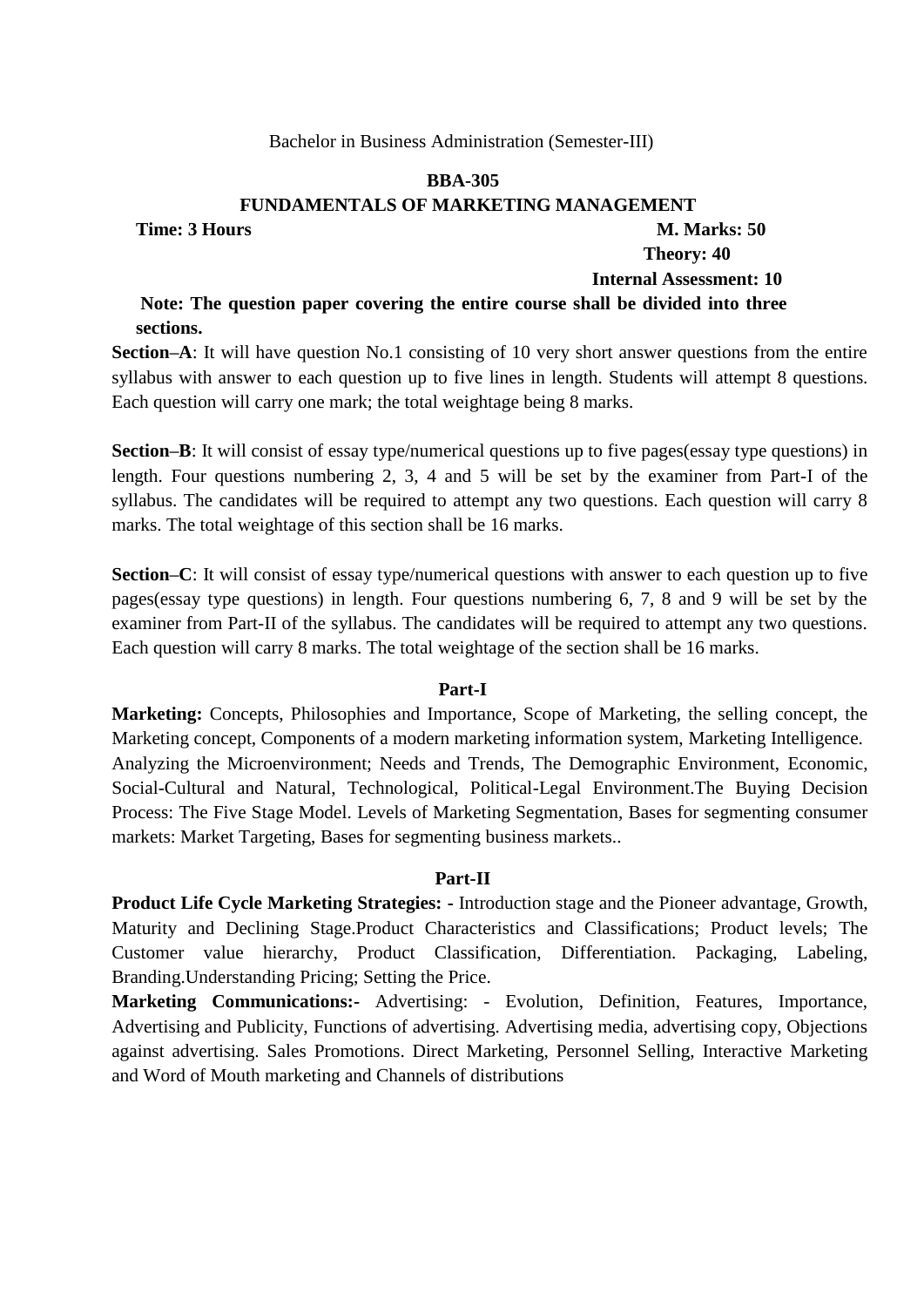Bachelor in Business Administration (Semester-III)

**BBA-305**

**FUNDAMENTALS OF MARKETING MANAGEMENT**

**Time: 3 Hours** **M. Marks: 50**

**Theory: 40**

**Internal Assessment: 10**

**Note: The question paper covering the entire course shall be divided into three sections.**

**Section–A**: It will have question No.1 consisting of 10 very short answer questions from the entire syllabus with answer to each question up to five lines in length. Students will attempt 8 questions. Each question will carry one mark; the total weightage being 8 marks.

**Section–B**: It will consist of essay type/numerical questions up to five pages(essay type questions) in length. Four questions numbering 2, 3, 4 and 5 will be set by the examiner from Part-I of the syllabus. The candidates will be required to attempt any two questions. Each question will carry 8 marks. The total weightage of this section shall be 16 marks.

**Section–C**: It will consist of essay type/numerical questions with answer to each question up to five pages(essay type questions) in length. Four questions numbering 6, 7, 8 and 9 will be set by the examiner from Part-II of the syllabus. The candidates will be required to attempt any two questions. Each question will carry 8 marks. The total weightage of the section shall be 16 marks.

**Part-I**

**Marketing:** Concepts, Philosophies and Importance, Scope of Marketing, the selling concept, the Marketing concept, Components of a modern marketing information system, Marketing Intelligence. Analyzing the Microenvironment; Needs and Trends, The Demographic Environment, Economic, Social-Cultural and Natural, Technological, Political-Legal Environment.The Buying Decision Process: The Five Stage Model. Levels of Marketing Segmentation, Bases for segmenting consumer markets: Market Targeting, Bases for segmenting business markets..

**Part-II**

**Product Life Cycle Marketing Strategies: -** Introduction stage and the Pioneer advantage, Growth, Maturity and Declining Stage.Product Characteristics and Classifications; Product levels; The Customer value hierarchy, Product Classification, Differentiation. Packaging, Labeling, Branding.Understanding Pricing; Setting the Price.

**Marketing Communications:-** Advertising: - Evolution, Definition, Features, Importance, Advertising and Publicity, Functions of advertising. Advertising media, advertising copy, Objections against advertising. Sales Promotions. Direct Marketing, Personnel Selling, Interactive Marketing and Word of Mouth marketing and Channels of distributions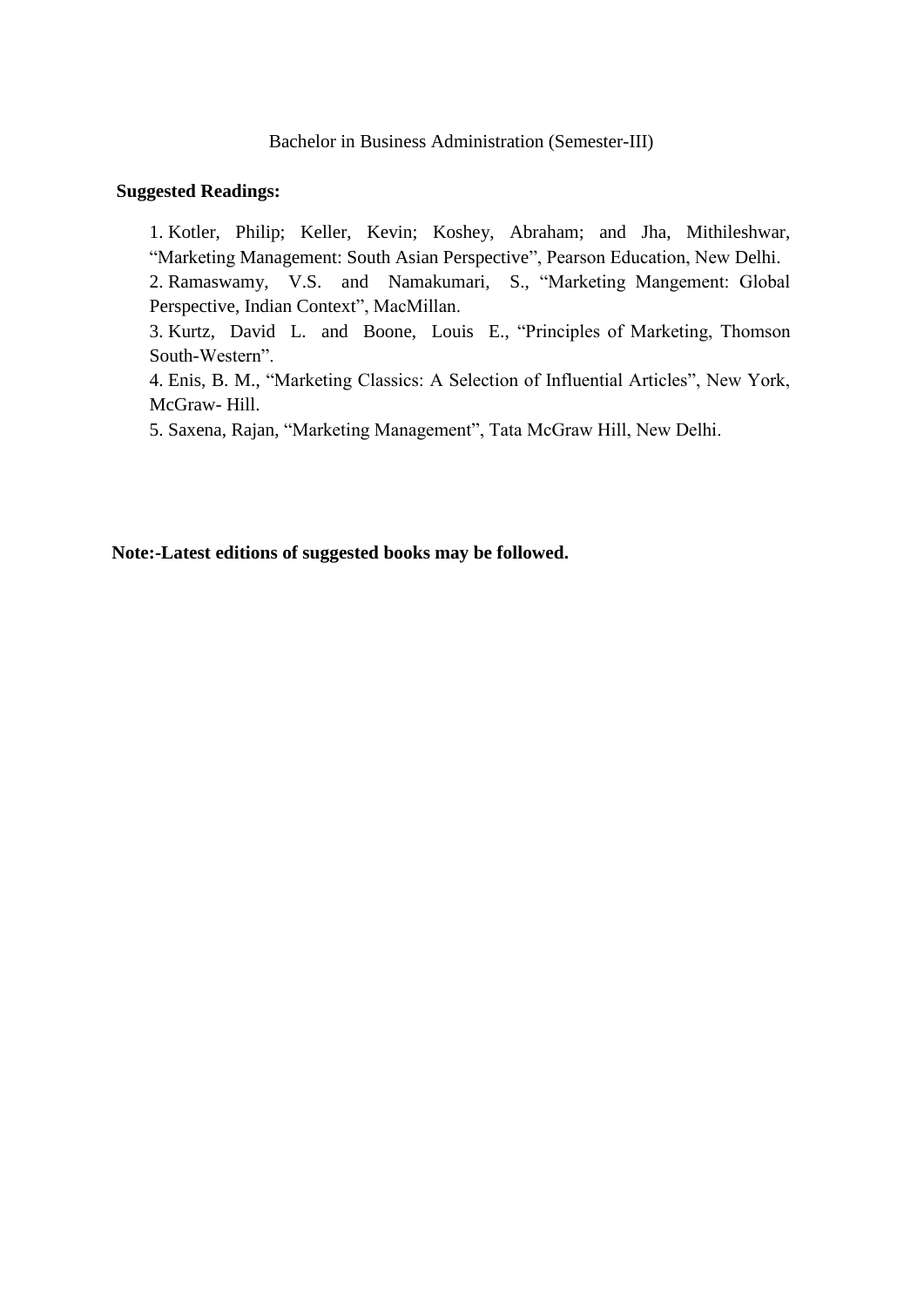Bachelor in Business Administration (Semester-III)

**Suggested Readings:**

1. Kotler, Philip; Keller, Kevin; Koshey, Abraham; and Jha, Mithileshwar, "Marketing Management: South Asian Perspective", Pearson Education, New Delhi.
2. Ramaswamy, V.S. and Namakumari, S., "Marketing Mangement: Global Perspective, Indian Context", MacMillan.
3. Kurtz, David L. and Boone, Louis E., "Principles of Marketing, Thomson South-Western".
4. Enis, B. M., "Marketing Classics: A Selection of Influential Articles", New York, McGraw- Hill.
5. Saxena, Rajan, "Marketing Management", Tata McGraw Hill, New Delhi.

**Note:-Latest editions of suggested books may be followed.**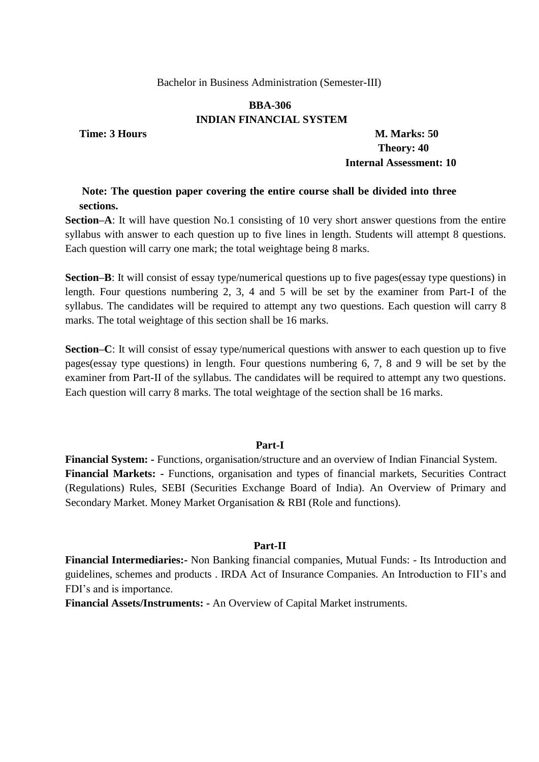Bachelor in Business Administration (Semester-III)

**BBA-306**

**INDIAN FINANCIAL SYSTEM**

**Time: 3 Hours** **M. Marks: 50**

**Theory: 40**

**Internal Assessment: 10**

**Note: The question paper covering the entire course shall be divided into three sections.**

**Section–A**: It will have question No.1 consisting of 10 very short answer questions from the entire syllabus with answer to each question up to five lines in length. Students will attempt 8 questions. Each question will carry one mark; the total weightage being 8 marks.

**Section–B**: It will consist of essay type/numerical questions up to five pages(essay type questions) in length. Four questions numbering 2, 3, 4 and 5 will be set by the examiner from Part-I of the syllabus. The candidates will be required to attempt any two questions. Each question will carry 8 marks. The total weightage of this section shall be 16 marks.

**Section–C**: It will consist of essay type/numerical questions with answer to each question up to five pages(essay type questions) in length. Four questions numbering 6, 7, 8 and 9 will be set by the examiner from Part-II of the syllabus. The candidates will be required to attempt any two questions. Each question will carry 8 marks. The total weightage of the section shall be 16 marks.

**Part-I**

**Financial System: -** Functions, organisation/structure and an overview of Indian Financial System.

**Financial Markets: -** Functions, organisation and types of financial markets, Securities Contract (Regulations) Rules, SEBI (Securities Exchange Board of India). An Overview of Primary and Secondary Market. Money Market Organisation & RBI (Role and functions).

**Part-II**

**Financial Intermediaries:-** Non Banking financial companies, Mutual Funds: - Its Introduction and guidelines, schemes and products . IRDA Act of Insurance Companies. An Introduction to FII's and FDI's and is importance.

**Financial Assets/Instruments: -** An Overview of Capital Market instruments.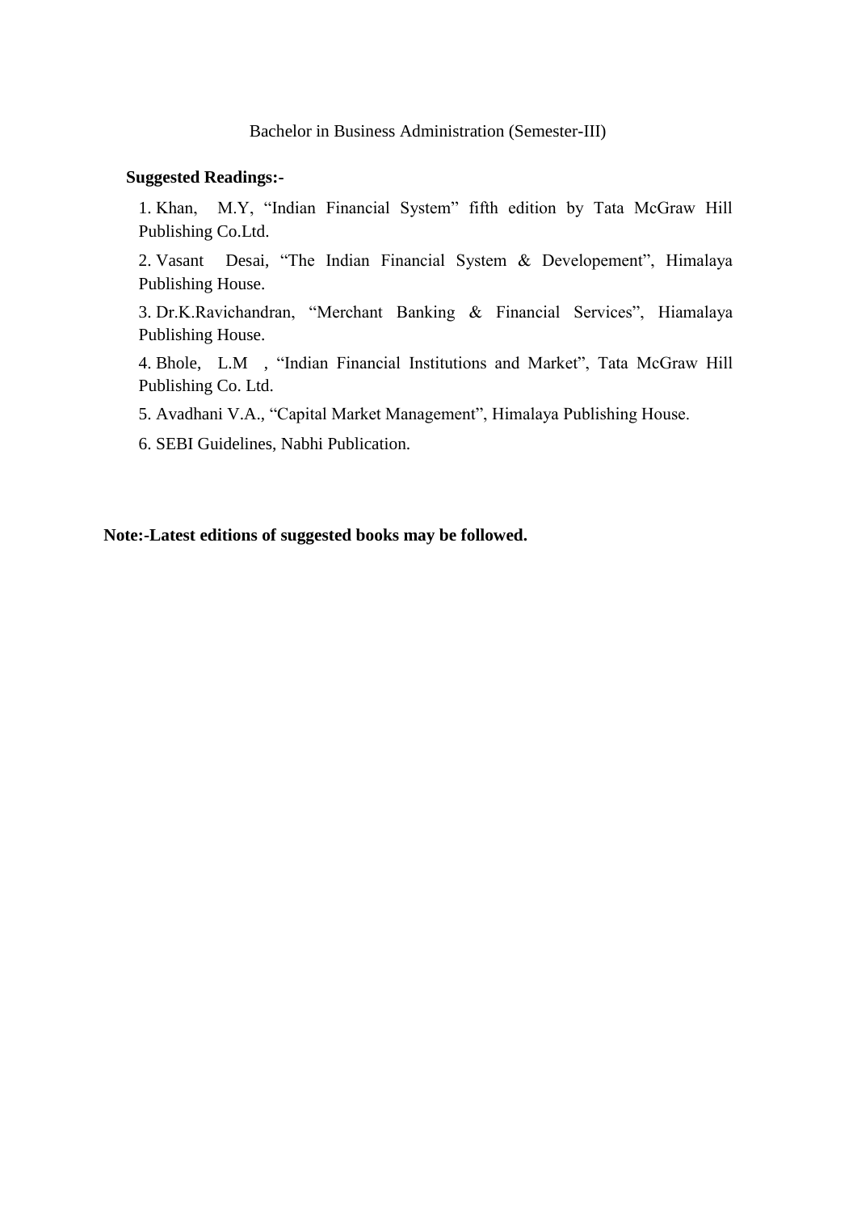Bachelor in Business Administration (Semester-III)

**Suggested Readings:-**

1. Khan, M.Y, "Indian Financial System" fifth edition by Tata McGraw Hill Publishing Co.Ltd.
2. Vasant Desai, "The Indian Financial System & Developement", Himalaya Publishing House.
3. Dr.K.Ravichandran, "Merchant Banking & Financial Services", Hiamalaya Publishing House.
4. Bhole, L.M , "Indian Financial Institutions and Market", Tata McGraw Hill Publishing Co. Ltd.
5. Avadhani V.A., "Capital Market Management", Himalaya Publishing House.
6. SEBI Guidelines, Nabhi Publication.

**Note:-Latest editions of suggested books may be followed.**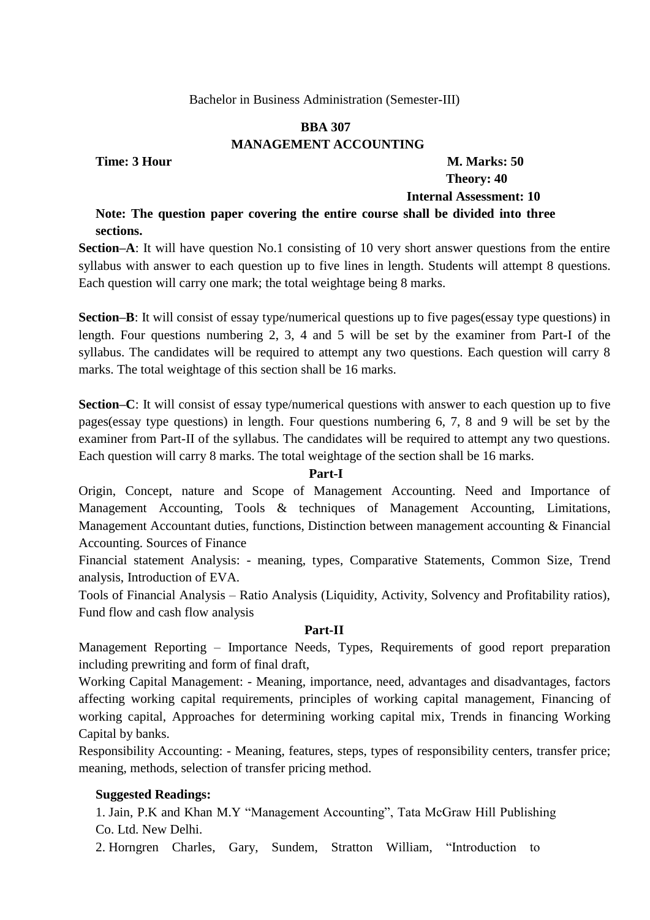Bachelor in Business Administration (Semester-III)

**BBA 307**

**MANAGEMENT ACCOUNTING**

**Time: 3 Hour** **M. Marks: 50**

**Theory: 40**

**Internal Assessment: 10**

**Note: The question paper covering the entire course shall be divided into three sections.**

**Section–A**: It will have question No.1 consisting of 10 very short answer questions from the entire syllabus with answer to each question up to five lines in length. Students will attempt 8 questions. Each question will carry one mark; the total weightage being 8 marks.

**Section–B**: It will consist of essay type/numerical questions up to five pages(essay type questions) in length. Four questions numbering 2, 3, 4 and 5 will be set by the examiner from Part-I of the syllabus. The candidates will be required to attempt any two questions. Each question will carry 8 marks. The total weightage of this section shall be 16 marks.

**Section–C**: It will consist of essay type/numerical questions with answer to each question up to five pages(essay type questions) in length. Four questions numbering 6, 7, 8 and 9 will be set by the examiner from Part-II of the syllabus. The candidates will be required to attempt any two questions. Each question will carry 8 marks. The total weightage of the section shall be 16 marks.

**Part-I**

Origin, Concept, nature and Scope of Management Accounting. Need and Importance of Management Accounting, Tools & techniques of Management Accounting, Limitations, Management Accountant duties, functions, Distinction between management accounting & Financial Accounting. Sources of Finance

Financial statement Analysis: - meaning, types, Comparative Statements, Common Size, Trend analysis, Introduction of EVA.

Tools of Financial Analysis – Ratio Analysis (Liquidity, Activity, Solvency and Profitability ratios), Fund flow and cash flow analysis

**Part-II**

Management Reporting – Importance Needs, Types, Requirements of good report preparation including prewriting and form of final draft,

Working Capital Management: - Meaning, importance, need, advantages and disadvantages, factors affecting working capital requirements, principles of working capital management, Financing of working capital, Approaches for determining working capital mix, Trends in financing Working Capital by banks.

Responsibility Accounting: - Meaning, features, steps, types of responsibility centers, transfer price; meaning, methods, selection of transfer pricing method.

**Suggested Readings:**

1. Jain, P.K and Khan M.Y "Management Accounting", Tata McGraw Hill Publishing Co. Ltd. New Delhi.
2. Horngren Charles, Gary, Sundem, Stratton William, "Introduction to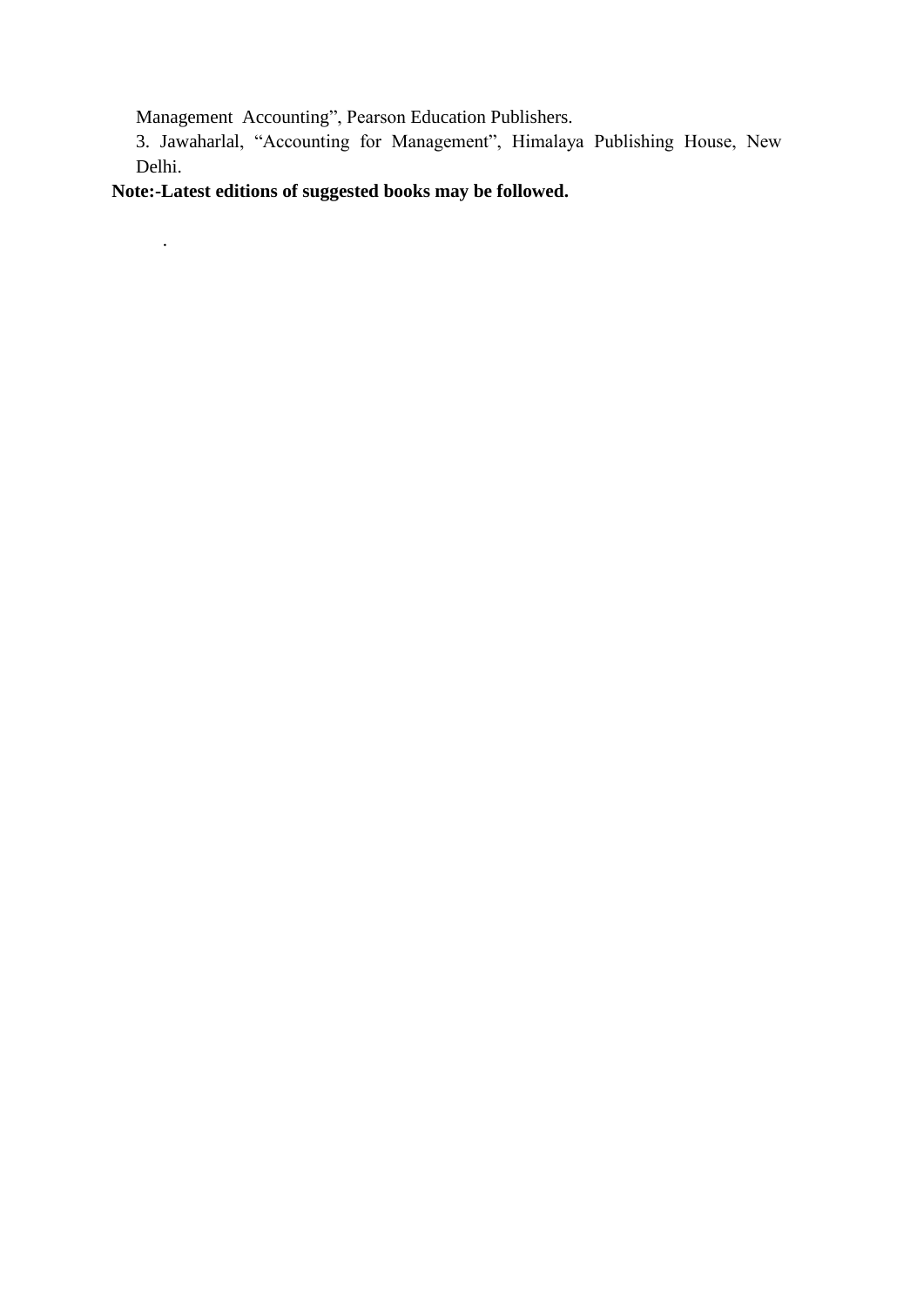Management Accounting", Pearson Education Publishers.

3. Jawaharlal, "Accounting for Management", Himalaya Publishing House, New Delhi.

**Note:-Latest editions of suggested books may be followed.**

.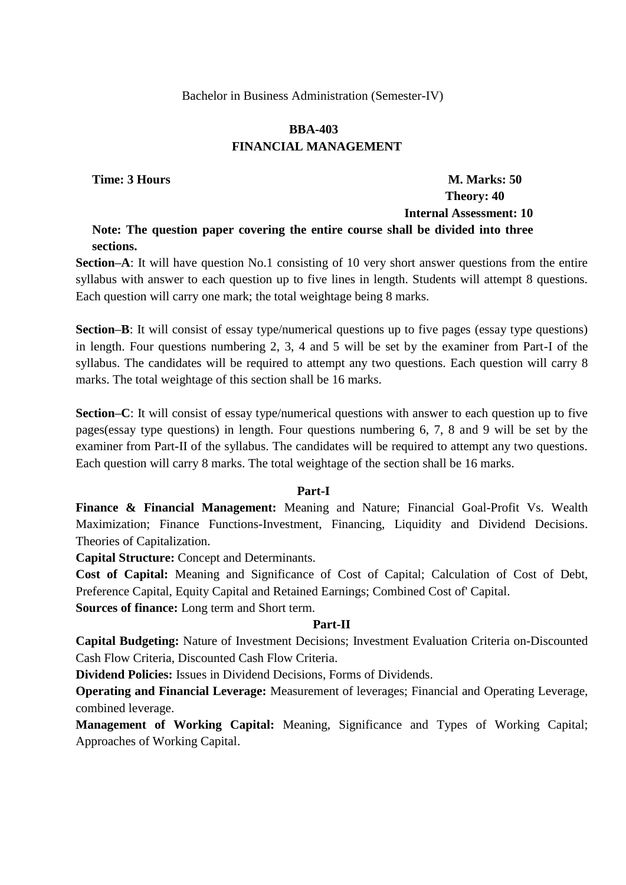Bachelor in Business Administration (Semester-IV)

# BBA-403
# FINANCIAL MANAGEMENT

**Time: 3 Hours**

**M. Marks: 50**
**Theory: 40**
**Internal Assessment: 10**

**Note: The question paper covering the entire course shall be divided into three sections.**

**Section–A**: It will have question No.1 consisting of 10 very short answer questions from the entire syllabus with answer to each question up to five lines in length. Students will attempt 8 questions. Each question will carry one mark; the total weightage being 8 marks.

**Section–B**: It will consist of essay type/numerical questions up to five pages (essay type questions) in length. Four questions numbering 2, 3, 4 and 5 will be set by the examiner from Part-I of the syllabus. The candidates will be required to attempt any two questions. Each question will carry 8 marks. The total weightage of this section shall be 16 marks.

**Section–C**: It will consist of essay type/numerical questions with answer to each question up to five pages(essay type questions) in length. Four questions numbering 6, 7, 8 and 9 will be set by the examiner from Part-II of the syllabus. The candidates will be required to attempt any two questions. Each question will carry 8 marks. The total weightage of the section shall be 16 marks.

## Part-I

**Finance & Financial Management:** Meaning and Nature; Financial Goal-Profit Vs. Wealth Maximization; Finance Functions-Investment, Financing, Liquidity and Dividend Decisions. Theories of Capitalization.

**Capital Structure:** Concept and Determinants.

**Cost of Capital:** Meaning and Significance of Cost of Capital; Calculation of Cost of Debt, Preference Capital, Equity Capital and Retained Earnings; Combined Cost of' Capital.

**Sources of finance:** Long term and Short term.

## Part-II

**Capital Budgeting:** Nature of Investment Decisions; Investment Evaluation Criteria on-Discounted Cash Flow Criteria, Discounted Cash Flow Criteria.

**Dividend Policies:** Issues in Dividend Decisions, Forms of Dividends.

**Operating and Financial Leverage:** Measurement of leverages; Financial and Operating Leverage, combined leverage.

**Management of Working Capital:** Meaning, Significance and Types of Working Capital; Approaches of Working Capital.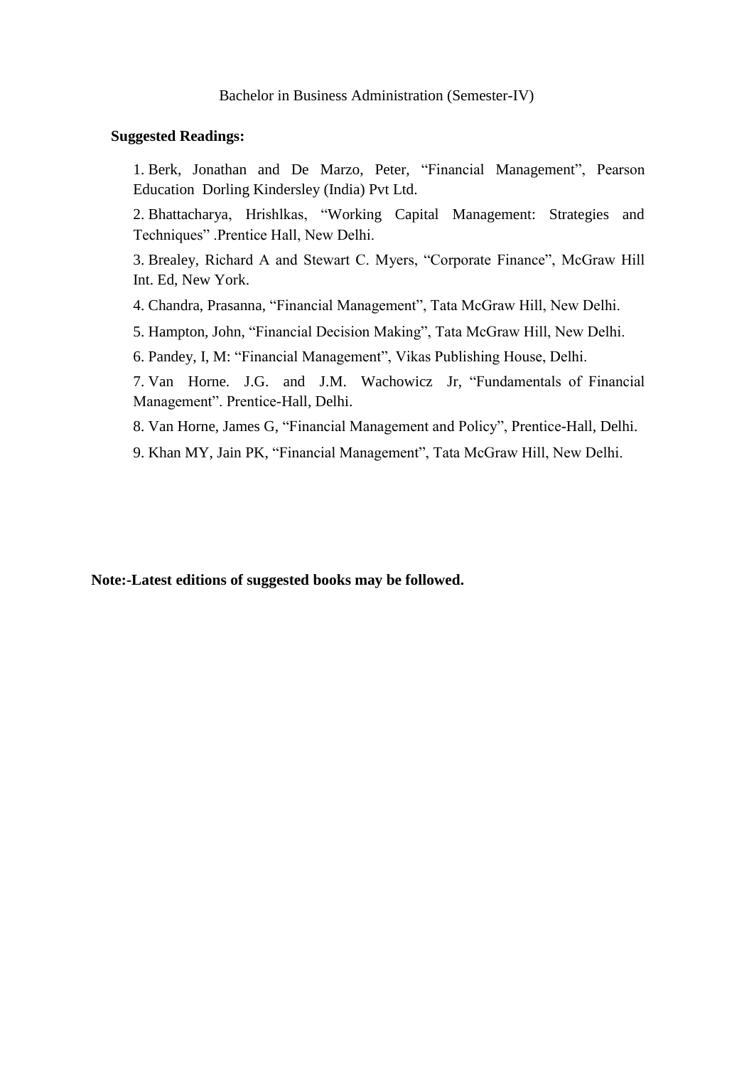Bachelor in Business Administration (Semester-IV)

**Suggested Readings:**

1. Berk, Jonathan and De Marzo, Peter, "Financial Management", Pearson Education Dorling Kindersley (India) Pvt Ltd.
2. Bhattacharya, Hrishlkas, "Working Capital Management: Strategies and Techniques" .Prentice Hall, New Delhi.
3. Brealey, Richard A and Stewart C. Myers, "Corporate Finance", McGraw Hill Int. Ed, New York.
4. Chandra, Prasanna, "Financial Management", Tata McGraw Hill, New Delhi.
5. Hampton, John, "Financial Decision Making", Tata McGraw Hill, New Delhi.
6. Pandey, I, M: "Financial Management", Vikas Publishing House, Delhi.
7. Van Horne. J.G. and J.M. Wachowicz Jr, "Fundamentals of Financial Management". Prentice-Hall, Delhi.
8. Van Horne, James G, "Financial Management and Policy", Prentice-Hall, Delhi.
9. Khan MY, Jain PK, "Financial Management", Tata McGraw Hill, New Delhi.

**Note:-Latest editions of suggested books may be followed.**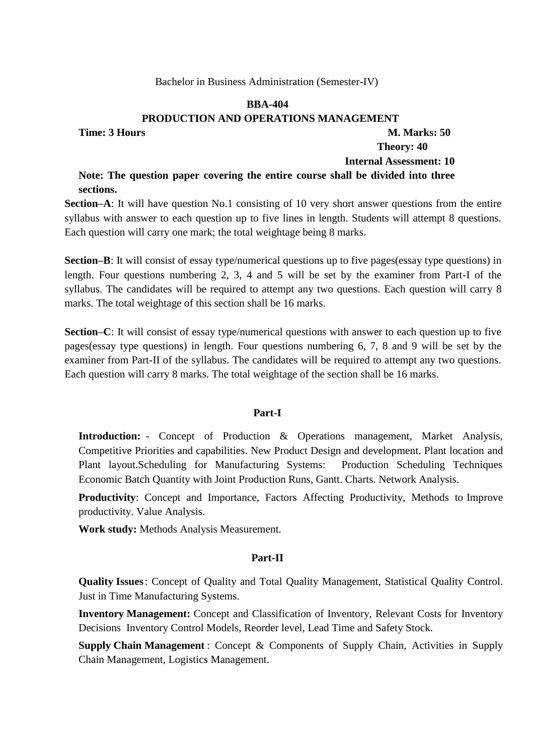Bachelor in Business Administration (Semester-IV)

**BBA-404**

**PRODUCTION AND OPERATIONS MANAGEMENT**

**Time: 3 Hours** **M. Marks: 50**

**Theory: 40**

**Internal Assessment: 10**

**Note: The question paper covering the entire course shall be divided into three sections.**

**Section–A**: It will have question No.1 consisting of 10 very short answer questions from the entire syllabus with answer to each question up to five lines in length. Students will attempt 8 questions. Each question will carry one mark; the total weightage being 8 marks.

**Section–B**: It will consist of essay type/numerical questions up to five pages(essay type questions) in length. Four questions numbering 2, 3, 4 and 5 will be set by the examiner from Part-I of the syllabus. The candidates will be required to attempt any two questions. Each question will carry 8 marks. The total weightage of this section shall be 16 marks.

**Section–C**: It will consist of essay type/numerical questions with answer to each question up to five pages(essay type questions) in length. Four questions numbering 6, 7, 8 and 9 will be set by the examiner from Part-II of the syllabus. The candidates will be required to attempt any two questions. Each question will carry 8 marks. The total weightage of the section shall be 16 marks.

**Part-I**

**Introduction:** - Concept of Production & Operations management, Market Analysis, Competitive Priorities and capabilities. New Product Design and development. Plant location and Plant layout.Scheduling for Manufacturing Systems: Production Scheduling Techniques Economic Batch Quantity with Joint Production Runs, Gantt. Charts. Network Analysis.

**Productivity**: Concept and Importance, Factors Affecting Productivity, Methods to Improve productivity. Value Analysis.

**Work study:** Methods Analysis Measurement.

**Part-II**

**Quality Issues**: Concept of Quality and Total Quality Management, Statistical Quality Control. Just in Time Manufacturing Systems.

**Inventory Management:** Concept and Classification of Inventory, Relevant Costs for Inventory Decisions Inventory Control Models, Reorder level, Lead Time and Safety Stock.

**Supply Chain Management**: Concept & Components of Supply Chain, Activities in Supply Chain Management, Logistics Management.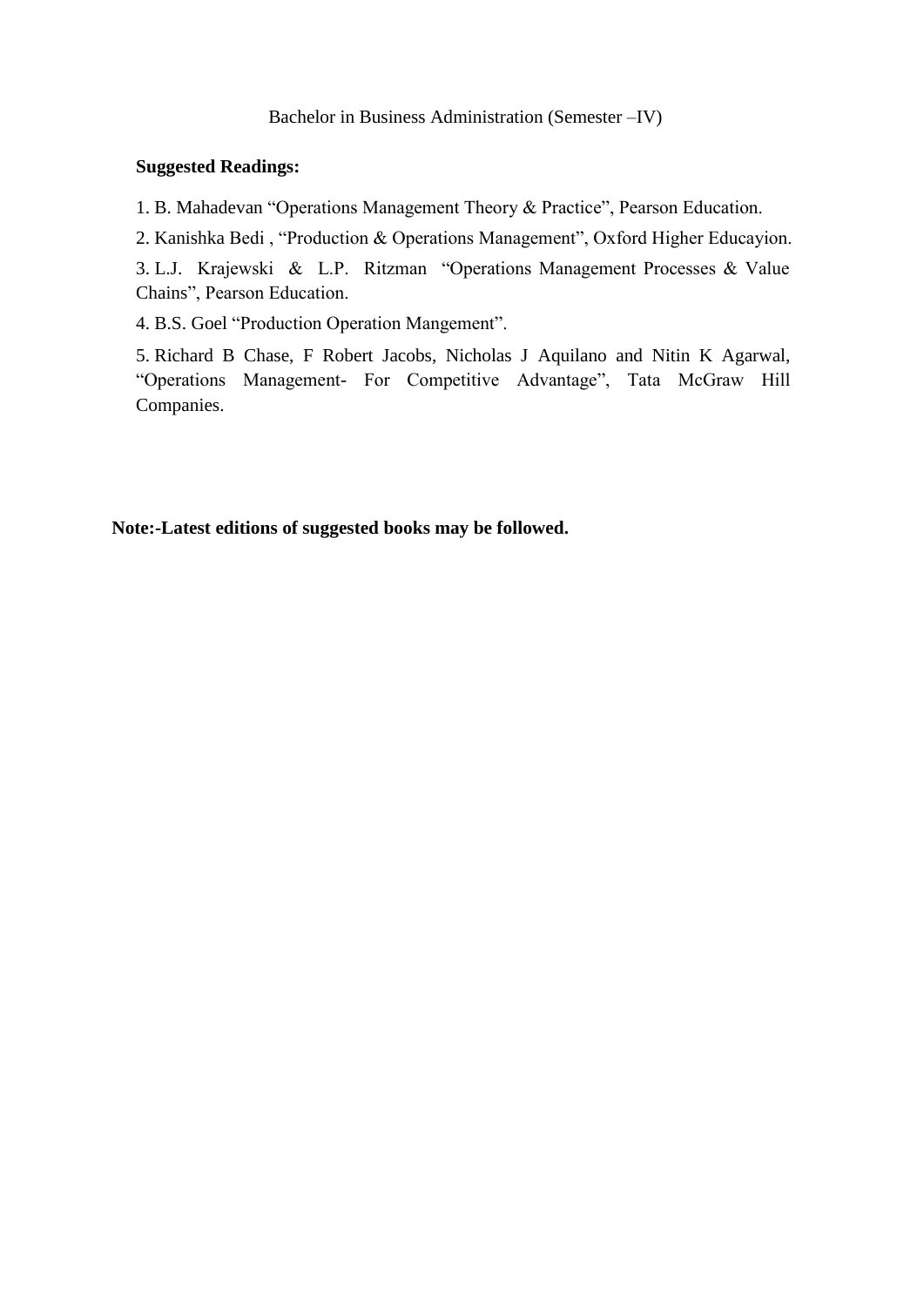Bachelor in Business Administration (Semester –IV)

**Suggested Readings:**

1. B. Mahadevan "Operations Management Theory & Practice", Pearson Education.
2. Kanishka Bedi , "Production & Operations Management", Oxford Higher Educayion.
3. L.J. Krajewski & L.P. Ritzman "Operations Management Processes & Value Chains", Pearson Education.
4. B.S. Goel "Production Operation Mangement".
5. Richard B Chase, F Robert Jacobs, Nicholas J Aquilano and Nitin K Agarwal, "Operations Management- For Competitive Advantage", Tata McGraw Hill Companies.

**Note:-Latest editions of suggested books may be followed.**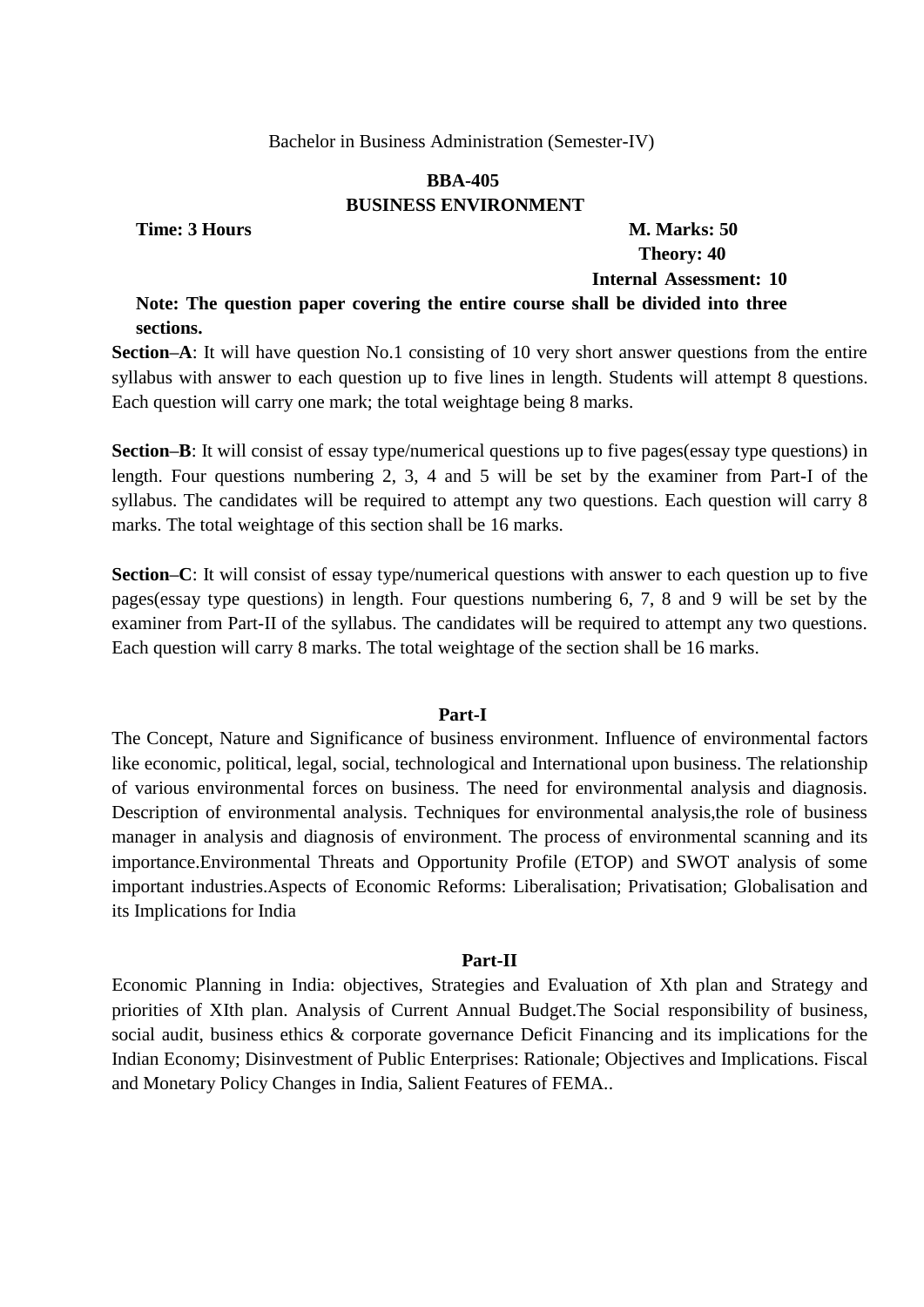Bachelor in Business Administration (Semester-IV)

## BBA-405
## BUSINESS ENVIRONMENT

**Time: 3 Hours**

**M. Marks: 50**
**Theory: 40**
**Internal Assessment: 10**

**Note: The question paper covering the entire course shall be divided into three sections.**

**Section–A**: It will have question No.1 consisting of 10 very short answer questions from the entire syllabus with answer to each question up to five lines in length. Students will attempt 8 questions. Each question will carry one mark; the total weightage being 8 marks.

**Section–B**: It will consist of essay type/numerical questions up to five pages(essay type questions) in length. Four questions numbering 2, 3, 4 and 5 will be set by the examiner from Part-I of the syllabus. The candidates will be required to attempt any two questions. Each question will carry 8 marks. The total weightage of this section shall be 16 marks.

**Section–C**: It will consist of essay type/numerical questions with answer to each question up to five pages(essay type questions) in length. Four questions numbering 6, 7, 8 and 9 will be set by the examiner from Part-II of the syllabus. The candidates will be required to attempt any two questions. Each question will carry 8 marks. The total weightage of the section shall be 16 marks.

### Part-I

The Concept, Nature and Significance of business environment. Influence of environmental factors like economic, political, legal, social, technological and International upon business. The relationship of various environmental forces on business. The need for environmental analysis and diagnosis. Description of environmental analysis. Techniques for environmental analysis,the role of business manager in analysis and diagnosis of environment. The process of environmental scanning and its importance.Environmental Threats and Opportunity Profile (ETOP) and SWOT analysis of some important industries.Aspects of Economic Reforms: Liberalisation; Privatisation; Globalisation and its Implications for India

### Part-II

Economic Planning in India: objectives, Strategies and Evaluation of Xth plan and Strategy and priorities of XIth plan. Analysis of Current Annual Budget.The Social responsibility of business, social audit, business ethics & corporate governance Deficit Financing and its implications for the Indian Economy; Disinvestment of Public Enterprises: Rationale; Objectives and Implications. Fiscal and Monetary Policy Changes in India, Salient Features of FEMA..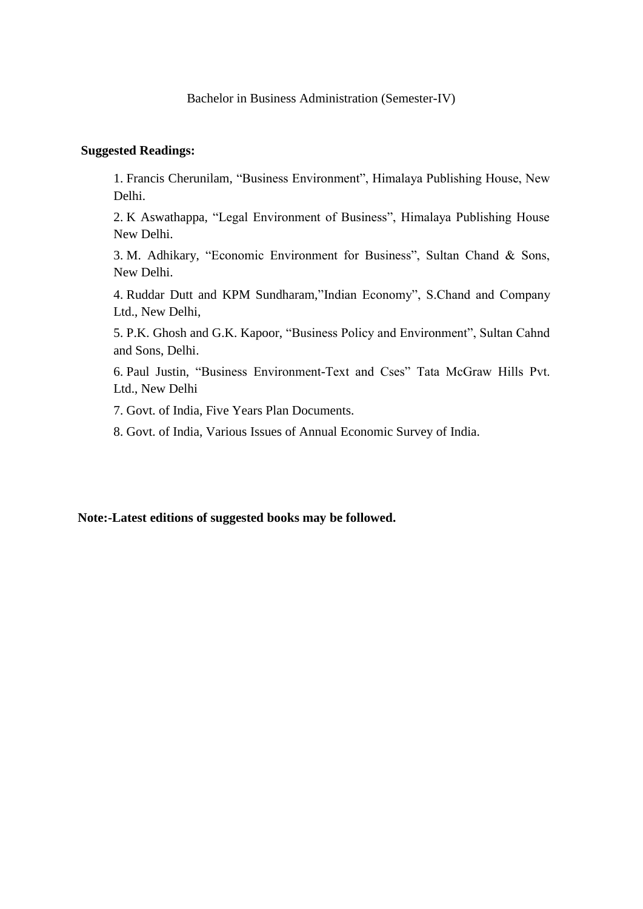Bachelor in Business Administration (Semester-IV)

**Suggested Readings:**

1. Francis Cherunilam, "Business Environment", Himalaya Publishing House, New Delhi.
2. K Aswathappa, "Legal Environment of Business", Himalaya Publishing House New Delhi.
3. M. Adhikary, "Economic Environment for Business", Sultan Chand & Sons, New Delhi.
4. Ruddar Dutt and KPM Sundharam,"Indian Economy", S.Chand and Company Ltd., New Delhi,
5. P.K. Ghosh and G.K. Kapoor, "Business Policy and Environment", Sultan Cahnd and Sons, Delhi.
6. Paul Justin, "Business Environment-Text and Cses" Tata McGraw Hills Pvt. Ltd., New Delhi
7. Govt. of India, Five Years Plan Documents.
8. Govt. of India, Various Issues of Annual Economic Survey of India.

**Note:-Latest editions of suggested books may be followed.**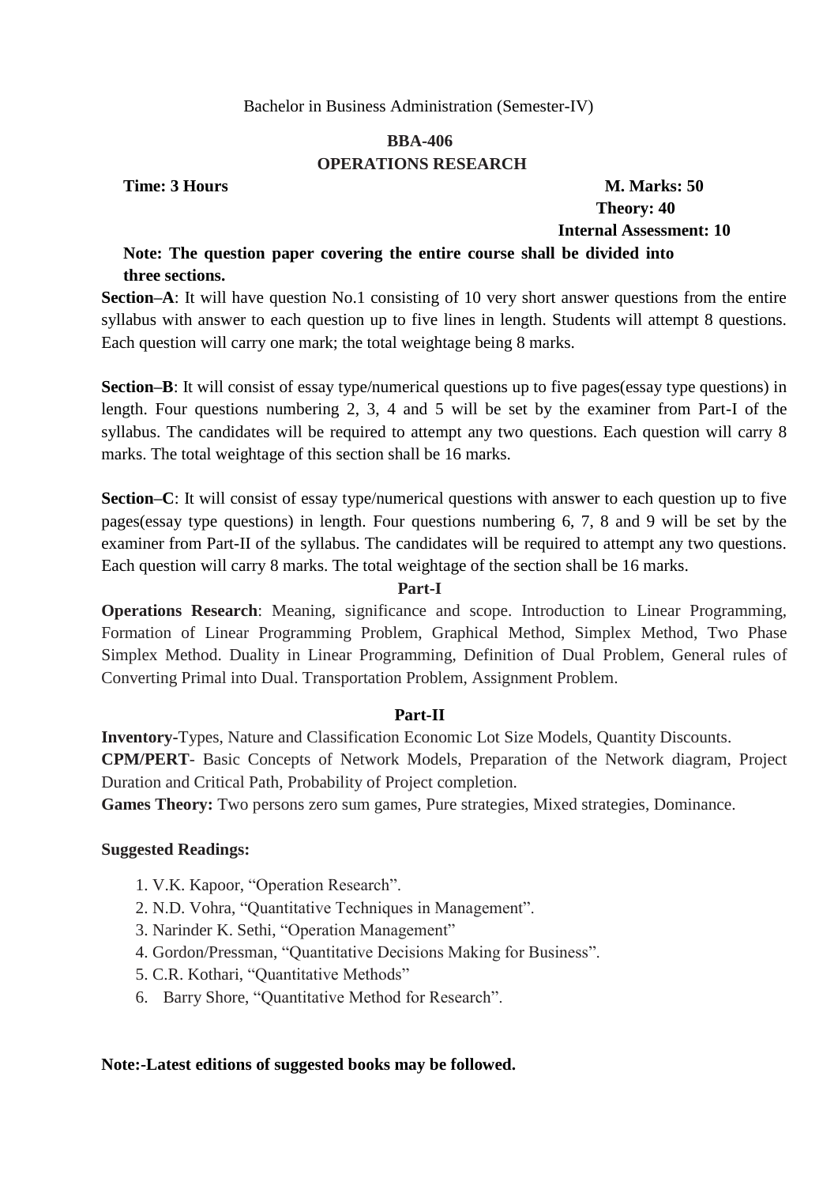Bachelor in Business Administration (Semester-IV)

## BBA-406

## OPERATIONS RESEARCH

**Time: 3 Hours** **M. Marks: 50**

**Theory: 40**

**Internal Assessment: 10**

**Note: The question paper covering the entire course shall be divided into three sections.**

**Section–A**: It will have question No.1 consisting of 10 very short answer questions from the entire syllabus with answer to each question up to five lines in length. Students will attempt 8 questions. Each question will carry one mark; the total weightage being 8 marks.

**Section–B**: It will consist of essay type/numerical questions up to five pages(essay type questions) in length. Four questions numbering 2, 3, 4 and 5 will be set by the examiner from Part-I of the syllabus. The candidates will be required to attempt any two questions. Each question will carry 8 marks. The total weightage of this section shall be 16 marks.

**Section–C**: It will consist of essay type/numerical questions with answer to each question up to five pages(essay type questions) in length. Four questions numbering 6, 7, 8 and 9 will be set by the examiner from Part-II of the syllabus. The candidates will be required to attempt any two questions. Each question will carry 8 marks. The total weightage of the section shall be 16 marks.

### Part-I

**Operations Research**: Meaning, significance and scope. Introduction to Linear Programming, Formation of Linear Programming Problem, Graphical Method, Simplex Method, Two Phase Simplex Method. Duality in Linear Programming, Definition of Dual Problem, General rules of Converting Primal into Dual. Transportation Problem, Assignment Problem.

### Part-II

**Inventory**-Types, Nature and Classification Economic Lot Size Models, Quantity Discounts.

**CPM/PERT**- Basic Concepts of Network Models, Preparation of the Network diagram, Project Duration and Critical Path, Probability of Project completion.

**Games Theory:** Two persons zero sum games, Pure strategies, Mixed strategies, Dominance.

**Suggested Readings:**

1. V.K. Kapoor, "Operation Research".
2. N.D. Vohra, "Quantitative Techniques in Management".
3. Narinder K. Sethi, "Operation Management"
4. Gordon/Pressman, "Quantitative Decisions Making for Business".
5. C.R. Kothari, "Quantitative Methods"
6. Barry Shore, "Quantitative Method for Research".

**Note:-Latest editions of suggested books may be followed.**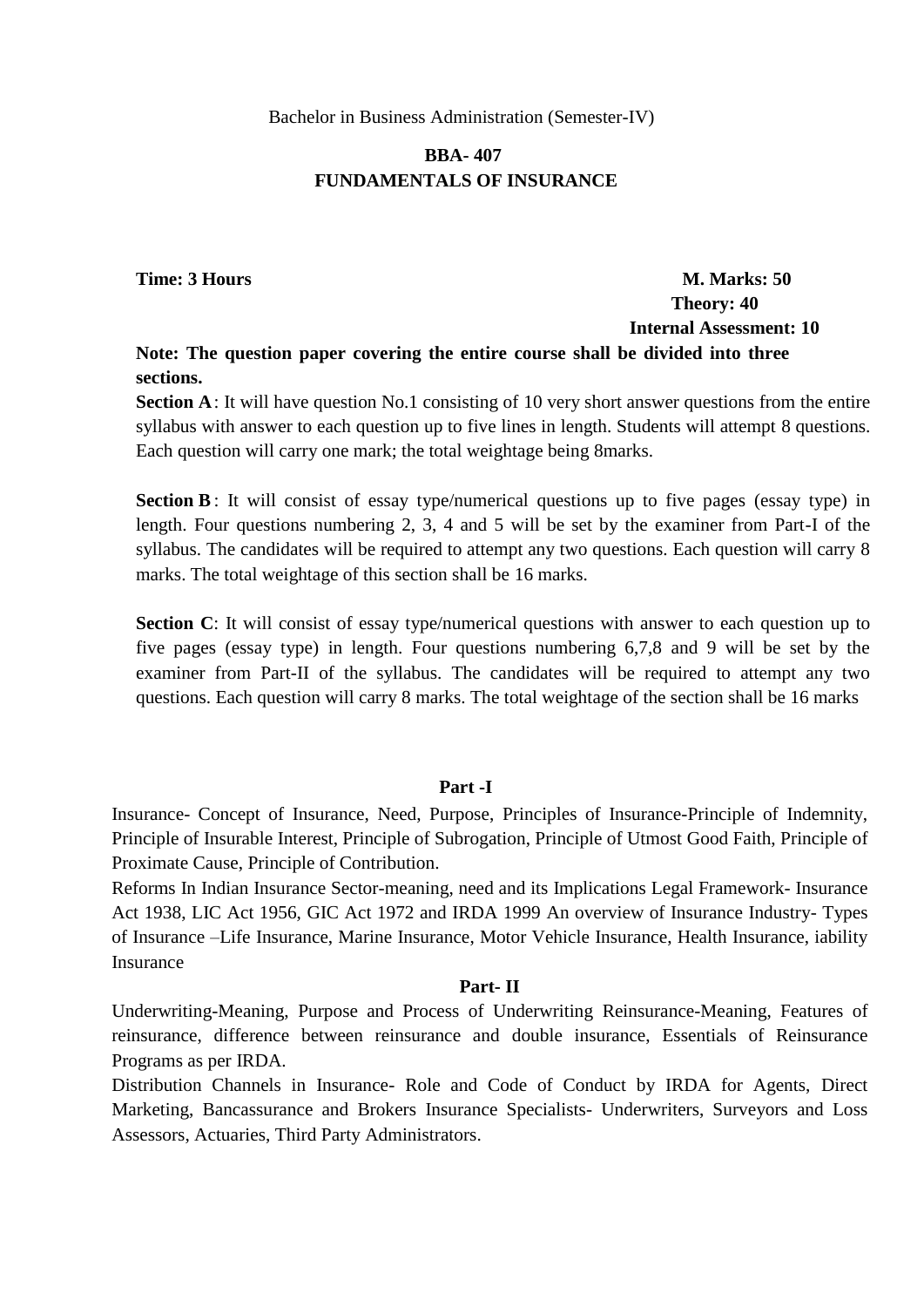Bachelor in Business Administration (Semester-IV)

## BBA- 407
## FUNDAMENTALS OF INSURANCE

**Time: 3 Hours** **M. Marks: 50**
**Theory: 40**
**Internal Assessment: 10**

**Note: The question paper covering the entire course shall be divided into three sections.**

**Section A**: It will have question No.1 consisting of 10 very short answer questions from the entire syllabus with answer to each question up to five lines in length. Students will attempt 8 questions. Each question will carry one mark; the total weightage being 8marks.

**Section B**: It will consist of essay type/numerical questions up to five pages (essay type) in length. Four questions numbering 2, 3, 4 and 5 will be set by the examiner from Part-I of the syllabus. The candidates will be required to attempt any two questions. Each question will carry 8 marks. The total weightage of this section shall be 16 marks.

**Section C**: It will consist of essay type/numerical questions with answer to each question up to five pages (essay type) in length. Four questions numbering 6,7,8 and 9 will be set by the examiner from Part-II of the syllabus. The candidates will be required to attempt any two questions. Each question will carry 8 marks. The total weightage of the section shall be 16 marks

### Part -I

Insurance- Concept of Insurance, Need, Purpose, Principles of Insurance-Principle of Indemnity, Principle of Insurable Interest, Principle of Subrogation, Principle of Utmost Good Faith, Principle of Proximate Cause, Principle of Contribution.

Reforms In Indian Insurance Sector-meaning, need and its Implications Legal Framework- Insurance Act 1938, LIC Act 1956, GIC Act 1972 and IRDA 1999 An overview of Insurance Industry- Types of Insurance –Life Insurance, Marine Insurance, Motor Vehicle Insurance, Health Insurance, iability Insurance

### Part- II

Underwriting-Meaning, Purpose and Process of Underwriting Reinsurance-Meaning, Features of reinsurance, difference between reinsurance and double insurance, Essentials of Reinsurance Programs as per IRDA.

Distribution Channels in Insurance- Role and Code of Conduct by IRDA for Agents, Direct Marketing, Bancassurance and Brokers Insurance Specialists- Underwriters, Surveyors and Loss Assessors, Actuaries, Third Party Administrators.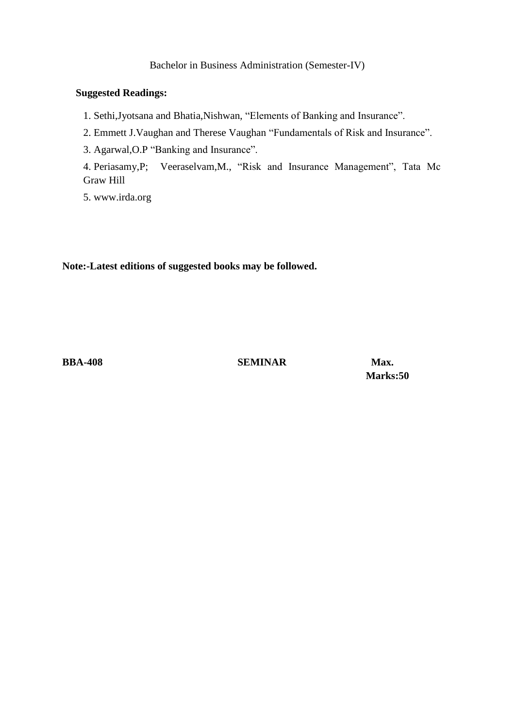Bachelor in Business Administration (Semester-IV)

**Suggested Readings:**

1. Sethi,Jyotsana and Bhatia,Nishwan, “Elements of Banking and Insurance”.
2. Emmett J.Vaughan and Therese Vaughan “Fundamentals of Risk and Insurance”.
3. Agarwal,O.P “Banking and Insurance”.
4. Periasamy,P; Veeraselvam,M., “Risk and Insurance Management”, Tata Mc Graw Hill
5. www.irda.org

**Note:-Latest editions of suggested books may be followed.**

**BBA-408 SEMINAR Max. Marks:50**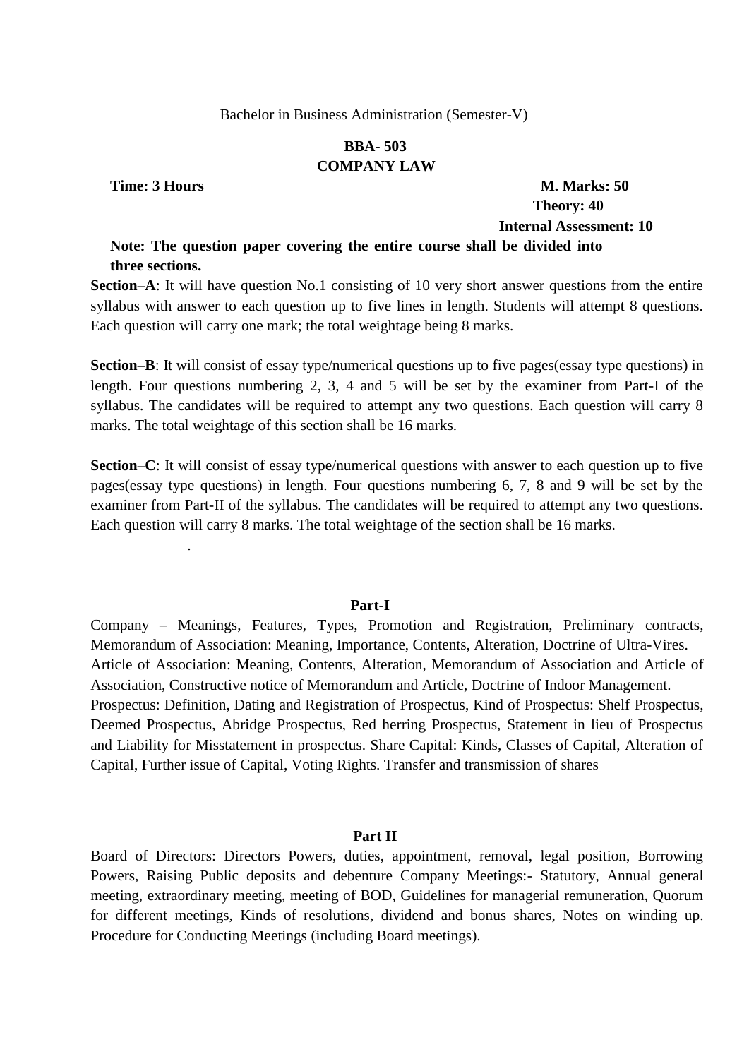Bachelor in Business Administration (Semester-V)

# BBA- 503
# COMPANY LAW

**Time: 3 Hours** **M. Marks: 50**

**Theory: 40**

**Internal Assessment: 10**

**Note: The question paper covering the entire course shall be divided into three sections.**

**Section–A**: It will have question No.1 consisting of 10 very short answer questions from the entire syllabus with answer to each question up to five lines in length. Students will attempt 8 questions. Each question will carry one mark; the total weightage being 8 marks.

**Section–B**: It will consist of essay type/numerical questions up to five pages(essay type questions) in length. Four questions numbering 2, 3, 4 and 5 will be set by the examiner from Part-I of the syllabus. The candidates will be required to attempt any two questions. Each question will carry 8 marks. The total weightage of this section shall be 16 marks.

**Section–C**: It will consist of essay type/numerical questions with answer to each question up to five pages(essay type questions) in length. Four questions numbering 6, 7, 8 and 9 will be set by the examiner from Part-II of the syllabus. The candidates will be required to attempt any two questions. Each question will carry 8 marks. The total weightage of the section shall be 16 marks.

.

## Part-I

Company – Meanings, Features, Types, Promotion and Registration, Preliminary contracts, Memorandum of Association: Meaning, Importance, Contents, Alteration, Doctrine of Ultra-Vires. Article of Association: Meaning, Contents, Alteration, Memorandum of Association and Article of Association, Constructive notice of Memorandum and Article, Doctrine of Indoor Management. Prospectus: Definition, Dating and Registration of Prospectus, Kind of Prospectus: Shelf Prospectus, Deemed Prospectus, Abridge Prospectus, Red herring Prospectus, Statement in lieu of Prospectus and Liability for Misstatement in prospectus. Share Capital: Kinds, Classes of Capital, Alteration of Capital, Further issue of Capital, Voting Rights. Transfer and transmission of shares

## Part II

Board of Directors: Directors Powers, duties, appointment, removal, legal position, Borrowing Powers, Raising Public deposits and debenture Company Meetings:- Statutory, Annual general meeting, extraordinary meeting, meeting of BOD, Guidelines for managerial remuneration, Quorum for different meetings, Kinds of resolutions, dividend and bonus shares, Notes on winding up. Procedure for Conducting Meetings (including Board meetings).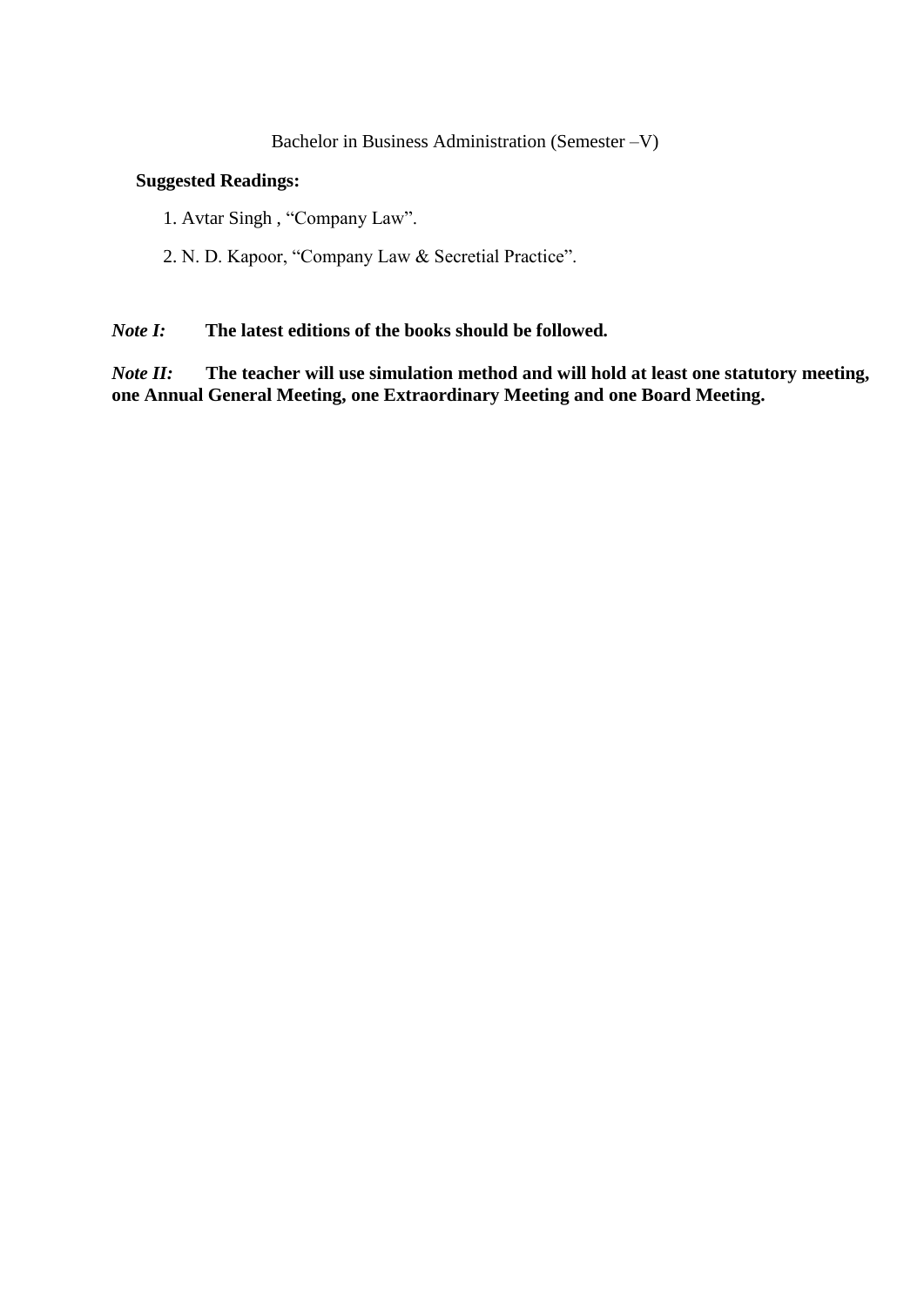Bachelor in Business Administration (Semester –V)

**Suggested Readings:**

1. Avtar Singh , "Company Law".
2. N. D. Kapoor, "Company Law & Secretial Practice".

***Note I:*** **The latest editions of the books should be followed.**

***Note II:*** **The teacher will use simulation method and will hold at least one statutory meeting, one Annual General Meeting, one Extraordinary Meeting and one Board Meeting.**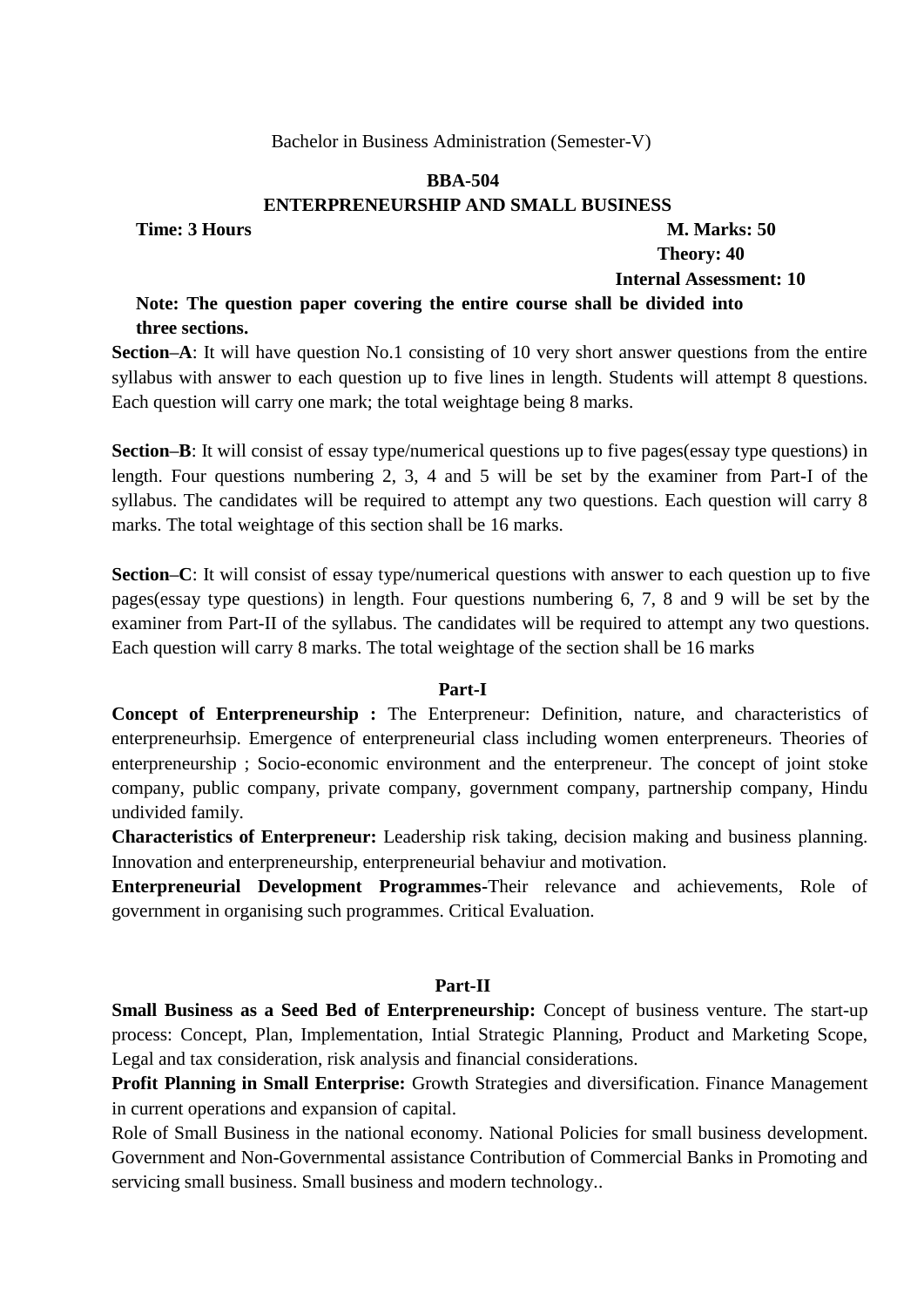Bachelor in Business Administration (Semester-V)

## BBA-504

## ENTERPRENEURSHIP AND SMALL BUSINESS

**Time: 3 Hours** **M. Marks: 50**

**Theory: 40**

**Internal Assessment: 10**

**Note: The question paper covering the entire course shall be divided into three sections.**

**Section–A**: It will have question No.1 consisting of 10 very short answer questions from the entire syllabus with answer to each question up to five lines in length. Students will attempt 8 questions. Each question will carry one mark; the total weightage being 8 marks.

**Section–B**: It will consist of essay type/numerical questions up to five pages(essay type questions) in length. Four questions numbering 2, 3, 4 and 5 will be set by the examiner from Part-I of the syllabus. The candidates will be required to attempt any two questions. Each question will carry 8 marks. The total weightage of this section shall be 16 marks.

**Section–C**: It will consist of essay type/numerical questions with answer to each question up to five pages(essay type questions) in length. Four questions numbering 6, 7, 8 and 9 will be set by the examiner from Part-II of the syllabus. The candidates will be required to attempt any two questions. Each question will carry 8 marks. The total weightage of the section shall be 16 marks

### Part-I

**Concept of Enterpreneurship :** The Enterpreneur: Definition, nature, and characteristics of enterpreneurhsip. Emergence of enterpreneurial class including women enterpreneurs. Theories of enterpreneurship ; Socio-economic environment and the enterpreneur. The concept of joint stoke company, public company, private company, government company, partnership company, Hindu undivided family.

**Characteristics of Enterpreneur:** Leadership risk taking, decision making and business planning. Innovation and enterpreneurship, enterpreneurial behaviur and motivation.

**Enterpreneurial Development Programmes**-Their relevance and achievements, Role of government in organising such programmes. Critical Evaluation.

### Part-II

**Small Business as a Seed Bed of Enterpreneurship:** Concept of business venture. The start-up process: Concept, Plan, Implementation, Intial Strategic Planning, Product and Marketing Scope, Legal and tax consideration, risk analysis and financial considerations.

**Profit Planning in Small Enterprise:** Growth Strategies and diversification. Finance Management in current operations and expansion of capital.

Role of Small Business in the national economy. National Policies for small business development. Government and Non-Governmental assistance Contribution of Commercial Banks in Promoting and servicing small business. Small business and modern technology..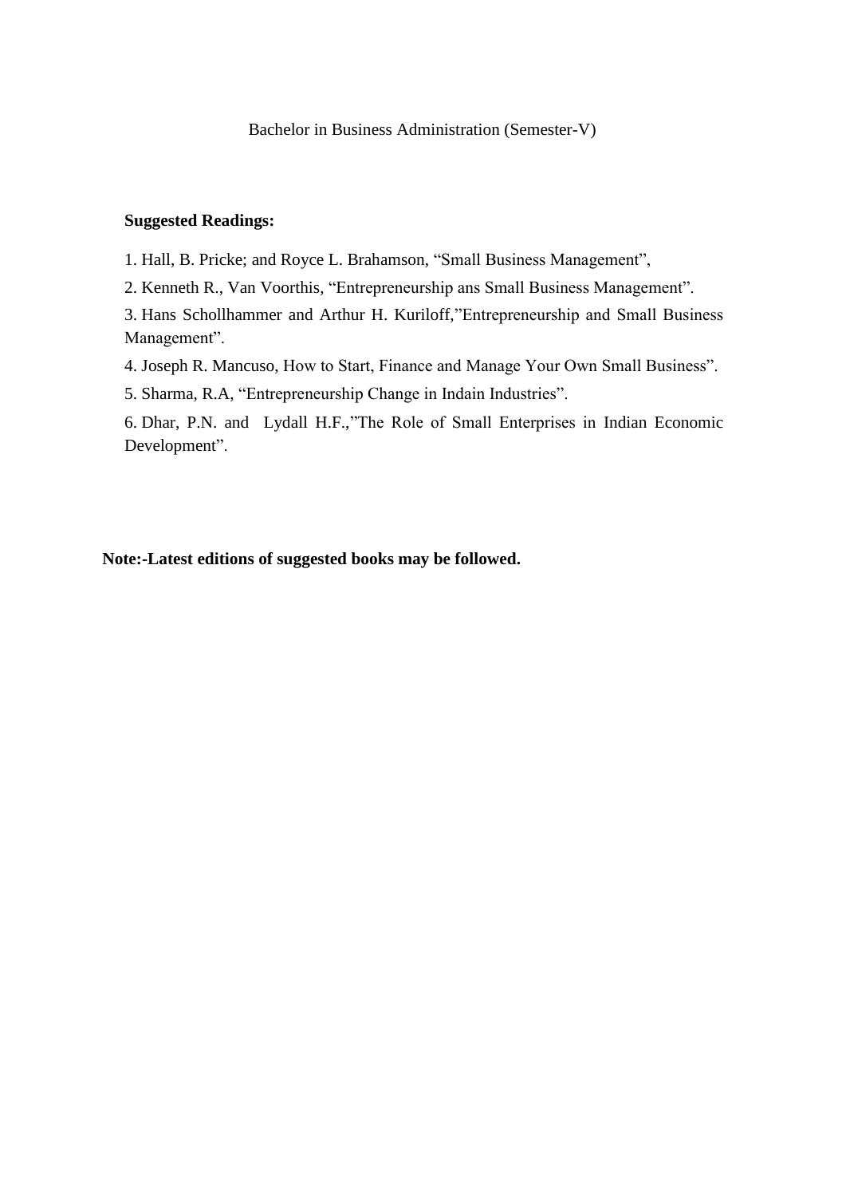Bachelor in Business Administration (Semester-V)

**Suggested Readings:**

1. Hall, B. Pricke; and Royce L. Brahamson, “Small Business Management”,
2. Kenneth R., Van Voorthis, “Entrepreneurship ans Small Business Management”.
3. Hans Schollhammer and Arthur H. Kuriloff,”Entrepreneurship and Small Business Management”.
4. Joseph R. Mancuso, How to Start, Finance and Manage Your Own Small Business”.
5. Sharma, R.A, “Entrepreneurship Change in Indain Industries”.
6. Dhar, P.N. and Lydall H.F.,”The Role of Small Enterprises in Indian Economic Development”.

**Note:-Latest editions of suggested books may be followed.**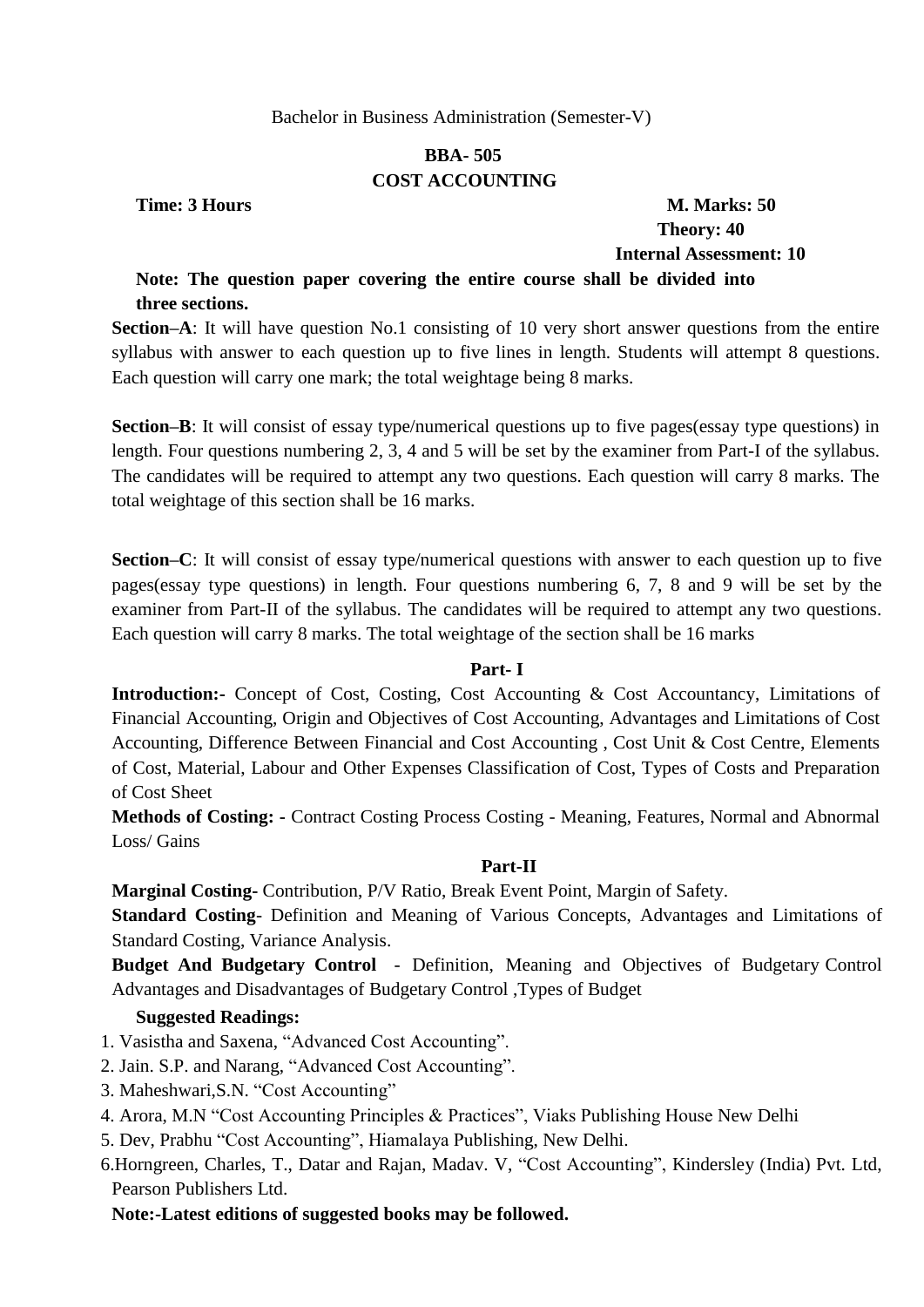Bachelor in Business Administration (Semester-V)

# BBA- 505
# COST ACCOUNTING

**Time: 3 Hours** **M. Marks: 50**

**Theory: 40**

**Internal Assessment: 10**

**Note: The question paper covering the entire course shall be divided into three sections.**

**Section–A**: It will have question No.1 consisting of 10 very short answer questions from the entire syllabus with answer to each question up to five lines in length. Students will attempt 8 questions. Each question will carry one mark; the total weightage being 8 marks.

**Section–B**: It will consist of essay type/numerical questions up to five pages(essay type questions) in length. Four questions numbering 2, 3, 4 and 5 will be set by the examiner from Part-I of the syllabus. The candidates will be required to attempt any two questions. Each question will carry 8 marks. The total weightage of this section shall be 16 marks.

**Section–C**: It will consist of essay type/numerical questions with answer to each question up to five pages(essay type questions) in length. Four questions numbering 6, 7, 8 and 9 will be set by the examiner from Part-II of the syllabus. The candidates will be required to attempt any two questions. Each question will carry 8 marks. The total weightage of the section shall be 16 marks

## Part- I

**Introduction:-** Concept of Cost, Costing, Cost Accounting & Cost Accountancy, Limitations of Financial Accounting, Origin and Objectives of Cost Accounting, Advantages and Limitations of Cost Accounting, Difference Between Financial and Cost Accounting , Cost Unit & Cost Centre, Elements of Cost, Material, Labour and Other Expenses Classification of Cost, Types of Costs and Preparation of Cost Sheet

**Methods of Costing: -** Contract Costing Process Costing - Meaning, Features, Normal and Abnormal Loss/ Gains

## Part-II

**Marginal Costing-** Contribution, P/V Ratio, Break Event Point, Margin of Safety.

**Standard Costing**- Definition and Meaning of Various Concepts, Advantages and Limitations of Standard Costing, Variance Analysis.

**Budget And Budgetary Control** - Definition, Meaning and Objectives of Budgetary Control Advantages and Disadvantages of Budgetary Control ,Types of Budget

**Suggested Readings:**

1. Vasistha and Saxena, "Advanced Cost Accounting".
2. Jain. S.P. and Narang, "Advanced Cost Accounting".
3. Maheshwari,S.N. "Cost Accounting"
4. Arora, M.N "Cost Accounting Principles & Practices", Viaks Publishing House New Delhi
5. Dev, Prabhu "Cost Accounting", Hiamalaya Publishing, New Delhi.
6. Horngreen, Charles, T., Datar and Rajan, Madav. V, "Cost Accounting", Kindersley (India) Pvt. Ltd, Pearson Publishers Ltd.

**Note:-Latest editions of suggested books may be followed.**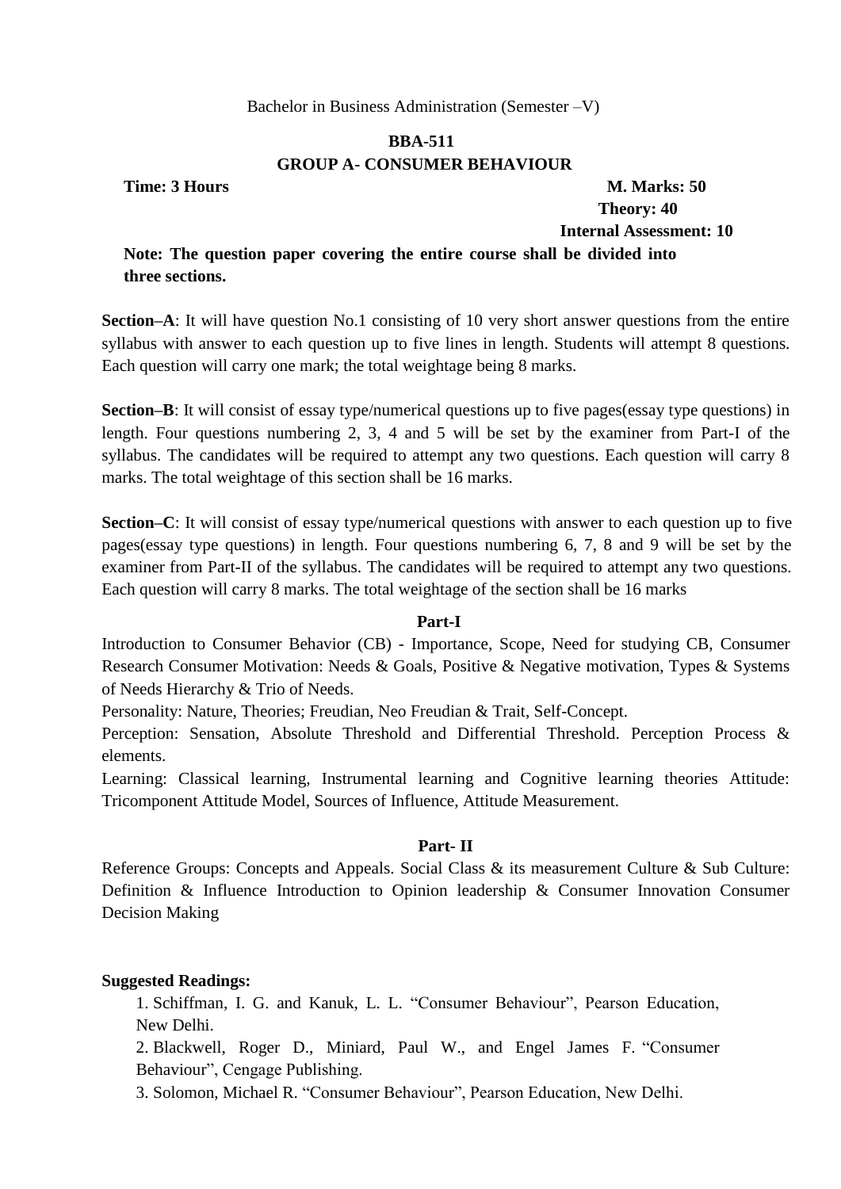Bachelor in Business Administration (Semester –V)

## BBA-511

## GROUP A- CONSUMER BEHAVIOUR

**Time: 3 Hours** **M. Marks: 50**

**Theory: 40**

**Internal Assessment: 10**

**Note: The question paper covering the entire course shall be divided into three sections.**

**Section–A**: It will have question No.1 consisting of 10 very short answer questions from the entire syllabus with answer to each question up to five lines in length. Students will attempt 8 questions. Each question will carry one mark; the total weightage being 8 marks.

**Section–B**: It will consist of essay type/numerical questions up to five pages(essay type questions) in length. Four questions numbering 2, 3, 4 and 5 will be set by the examiner from Part-I of the syllabus. The candidates will be required to attempt any two questions. Each question will carry 8 marks. The total weightage of this section shall be 16 marks.

**Section–C**: It will consist of essay type/numerical questions with answer to each question up to five pages(essay type questions) in length. Four questions numbering 6, 7, 8 and 9 will be set by the examiner from Part-II of the syllabus. The candidates will be required to attempt any two questions. Each question will carry 8 marks. The total weightage of the section shall be 16 marks

### Part-I

Introduction to Consumer Behavior (CB) - Importance, Scope, Need for studying CB, Consumer Research Consumer Motivation: Needs & Goals, Positive & Negative motivation, Types & Systems of Needs Hierarchy & Trio of Needs.

Personality: Nature, Theories; Freudian, Neo Freudian & Trait, Self-Concept.

Perception: Sensation, Absolute Threshold and Differential Threshold. Perception Process & elements.

Learning: Classical learning, Instrumental learning and Cognitive learning theories Attitude: Tricomponent Attitude Model, Sources of Influence, Attitude Measurement.

### Part- II

Reference Groups: Concepts and Appeals. Social Class & its measurement Culture & Sub Culture: Definition & Influence Introduction to Opinion leadership & Consumer Innovation Consumer Decision Making

**Suggested Readings:**

1. Schiffman, I. G. and Kanuk, L. L. "Consumer Behaviour", Pearson Education, New Delhi.
2. Blackwell, Roger D., Miniard, Paul W., and Engel James F. "Consumer Behaviour", Cengage Publishing.
3. Solomon, Michael R. "Consumer Behaviour", Pearson Education, New Delhi.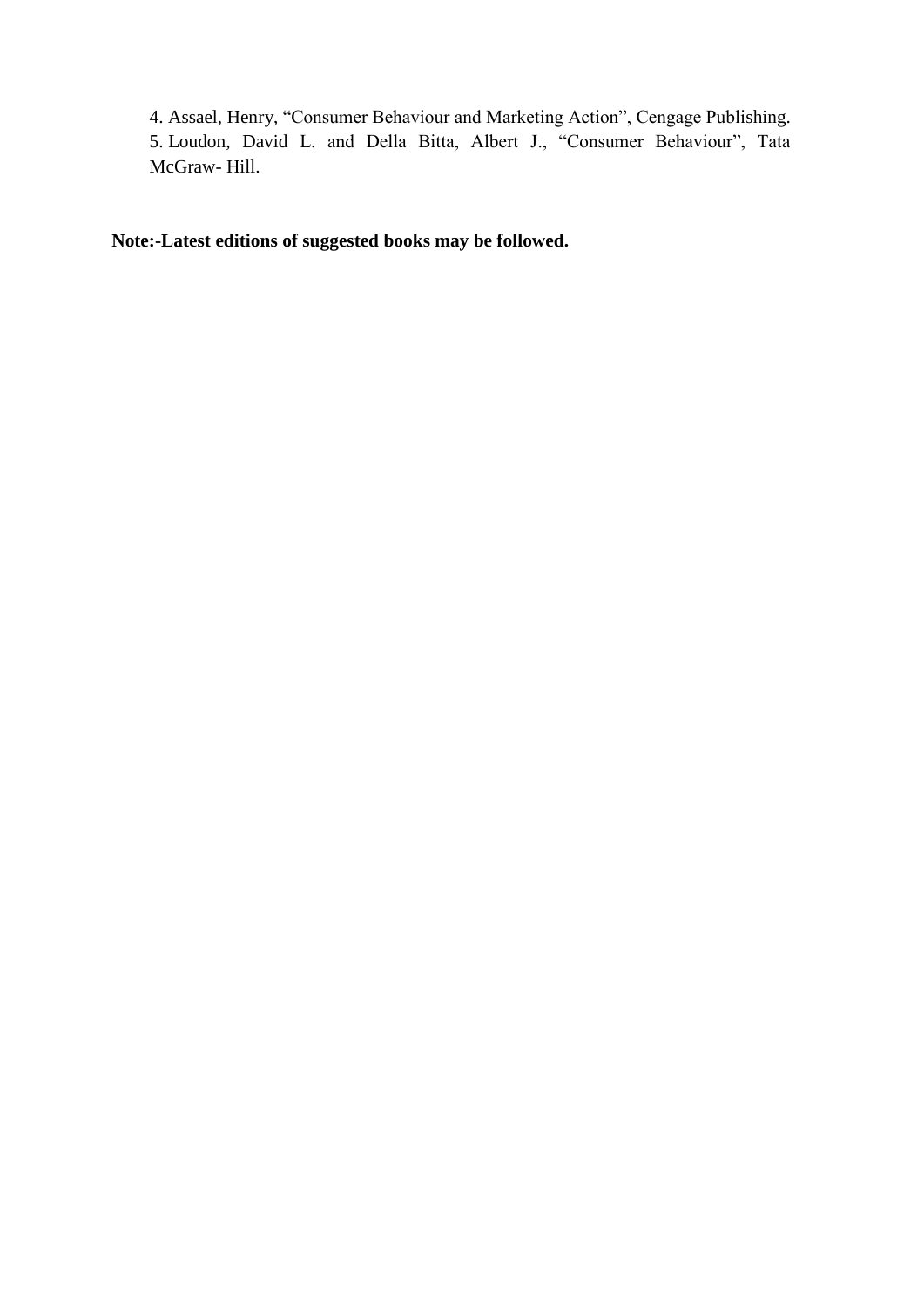4. Assael, Henry, "Consumer Behaviour and Marketing Action", Cengage Publishing.
5. Loudon, David L. and Della Bitta, Albert J., "Consumer Behaviour", Tata McGraw- Hill.

**Note:-Latest editions of suggested books may be followed.**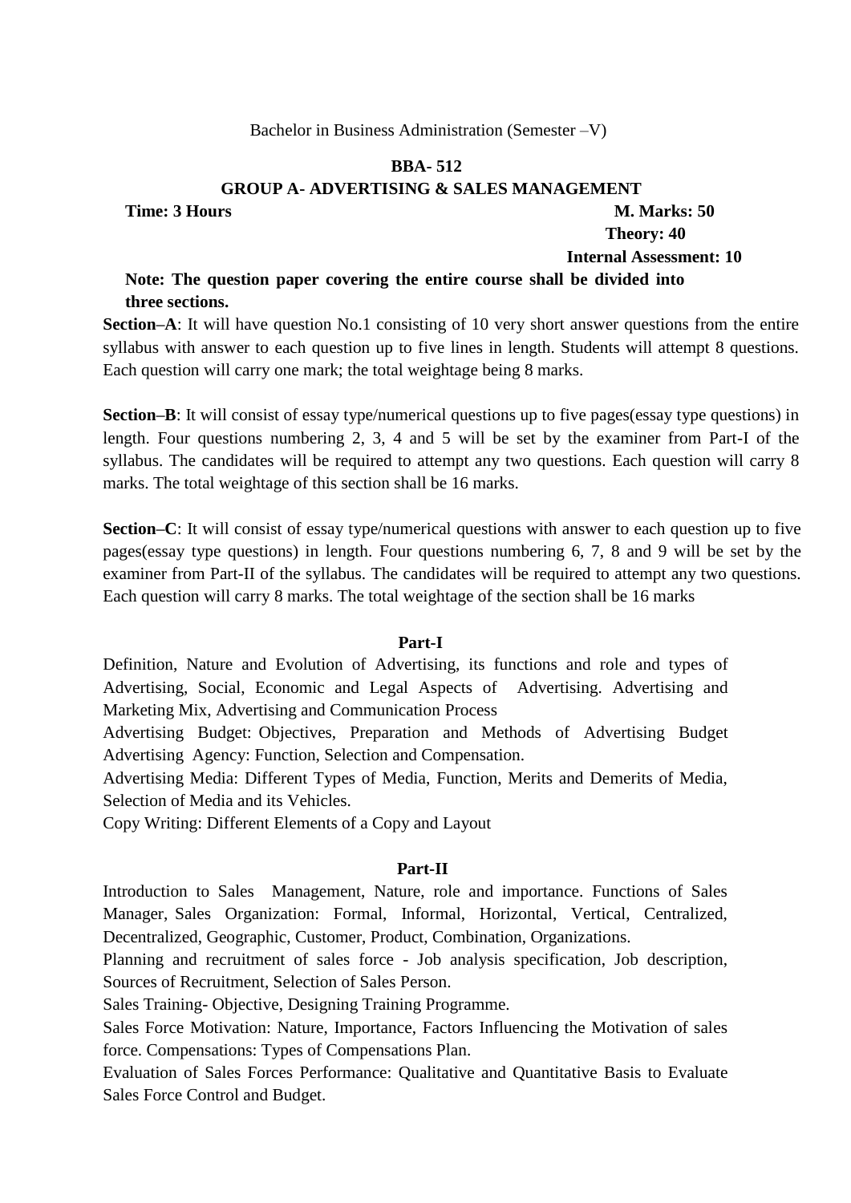Bachelor in Business Administration (Semester –V)

## BBA- 512

## GROUP A- ADVERTISING & SALES MANAGEMENT

**Time: 3 Hours** **M. Marks: 50**

**Theory: 40**

**Internal Assessment: 10**

**Note: The question paper covering the entire course shall be divided into three sections.**

**Section–A**: It will have question No.1 consisting of 10 very short answer questions from the entire syllabus with answer to each question up to five lines in length. Students will attempt 8 questions. Each question will carry one mark; the total weightage being 8 marks.

**Section–B**: It will consist of essay type/numerical questions up to five pages(essay type questions) in length. Four questions numbering 2, 3, 4 and 5 will be set by the examiner from Part-I of the syllabus. The candidates will be required to attempt any two questions. Each question will carry 8 marks. The total weightage of this section shall be 16 marks.

**Section–C**: It will consist of essay type/numerical questions with answer to each question up to five pages(essay type questions) in length. Four questions numbering 6, 7, 8 and 9 will be set by the examiner from Part-II of the syllabus. The candidates will be required to attempt any two questions. Each question will carry 8 marks. The total weightage of the section shall be 16 marks

### Part-I

Definition, Nature and Evolution of Advertising, its functions and role and types of Advertising, Social, Economic and Legal Aspects of Advertising. Advertising and Marketing Mix, Advertising and Communication Process

Advertising Budget: Objectives, Preparation and Methods of Advertising Budget Advertising Agency: Function, Selection and Compensation.

Advertising Media: Different Types of Media, Function, Merits and Demerits of Media, Selection of Media and its Vehicles.

Copy Writing: Different Elements of a Copy and Layout

### Part-II

Introduction to Sales Management, Nature, role and importance. Functions of Sales Manager, Sales Organization: Formal, Informal, Horizontal, Vertical, Centralized, Decentralized, Geographic, Customer, Product, Combination, Organizations.

Planning and recruitment of sales force - Job analysis specification, Job description, Sources of Recruitment, Selection of Sales Person.

Sales Training- Objective, Designing Training Programme.

Sales Force Motivation: Nature, Importance, Factors Influencing the Motivation of sales force. Compensations: Types of Compensations Plan.

Evaluation of Sales Forces Performance: Qualitative and Quantitative Basis to Evaluate Sales Force Control and Budget.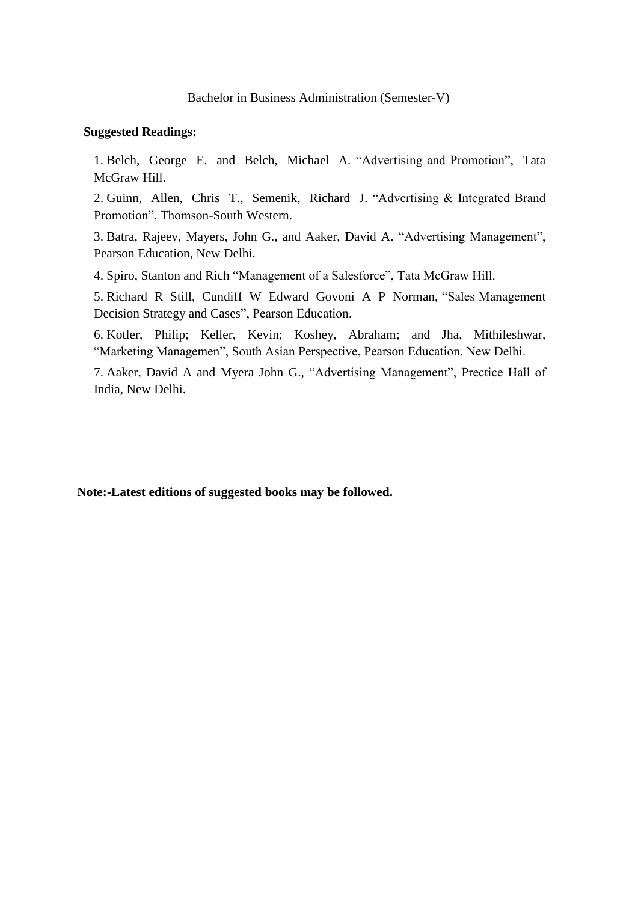Bachelor in Business Administration (Semester-V)

**Suggested Readings:**

1. Belch, George E. and Belch, Michael A. "Advertising and Promotion", Tata McGraw Hill.
2. Guinn, Allen, Chris T., Semenik, Richard J. "Advertising & Integrated Brand Promotion", Thomson-South Western.
3. Batra, Rajeev, Mayers, John G., and Aaker, David A. "Advertising Management", Pearson Education, New Delhi.
4. Spiro, Stanton and Rich "Management of a Salesforce", Tata McGraw Hill.
5. Richard R Still, Cundiff W Edward Govoni A P Norman, "Sales Management Decision Strategy and Cases", Pearson Education.
6. Kotler, Philip; Keller, Kevin; Koshey, Abraham; and Jha, Mithileshwar, "Marketing Managemen", South Asian Perspective, Pearson Education, New Delhi.
7. Aaker, David A and Myera John G., "Advertising Management", Prectice Hall of India, New Delhi.

**Note:-Latest editions of suggested books may be followed.**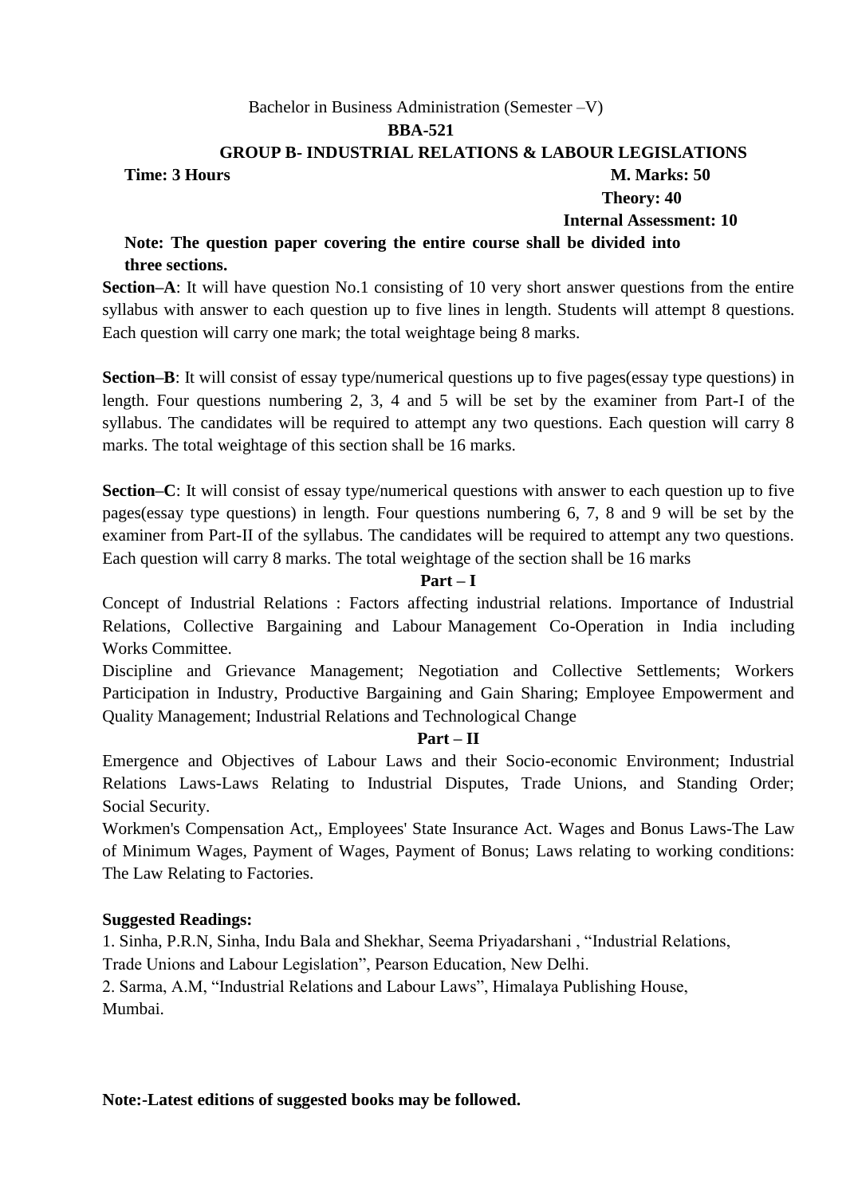Bachelor in Business Administration (Semester –V)

**BBA-521**

**GROUP B- INDUSTRIAL RELATIONS & LABOUR LEGISLATIONS**

**Time: 3 Hours** **M. Marks: 50**

**Theory: 40**

**Internal Assessment: 10**

**Note: The question paper covering the entire course shall be divided into three sections.**

**Section–A**: It will have question No.1 consisting of 10 very short answer questions from the entire syllabus with answer to each question up to five lines in length. Students will attempt 8 questions. Each question will carry one mark; the total weightage being 8 marks.

**Section–B**: It will consist of essay type/numerical questions up to five pages(essay type questions) in length. Four questions numbering 2, 3, 4 and 5 will be set by the examiner from Part-I of the syllabus. The candidates will be required to attempt any two questions. Each question will carry 8 marks. The total weightage of this section shall be 16 marks.

**Section–C**: It will consist of essay type/numerical questions with answer to each question up to five pages(essay type questions) in length. Four questions numbering 6, 7, 8 and 9 will be set by the examiner from Part-II of the syllabus. The candidates will be required to attempt any two questions. Each question will carry 8 marks. The total weightage of the section shall be 16 marks

**Part – I**

Concept of Industrial Relations : Factors affecting industrial relations. Importance of Industrial Relations, Collective Bargaining and Labour Management Co-Operation in India including Works Committee.

Discipline and Grievance Management; Negotiation and Collective Settlements; Workers Participation in Industry, Productive Bargaining and Gain Sharing; Employee Empowerment and Quality Management; Industrial Relations and Technological Change

**Part – II**

Emergence and Objectives of Labour Laws and their Socio-economic Environment; Industrial Relations Laws-Laws Relating to Industrial Disputes, Trade Unions, and Standing Order; Social Security.

Workmen's Compensation Act,, Employees' State Insurance Act. Wages and Bonus Laws-The Law of Minimum Wages, Payment of Wages, Payment of Bonus; Laws relating to working conditions: The Law Relating to Factories.

**Suggested Readings:**

1. Sinha, P.R.N, Sinha, Indu Bala and Shekhar, Seema Priyadarshani , "Industrial Relations, Trade Unions and Labour Legislation", Pearson Education, New Delhi.
2. Sarma, A.M, "Industrial Relations and Labour Laws", Himalaya Publishing House, Mumbai.

**Note:-Latest editions of suggested books may be followed.**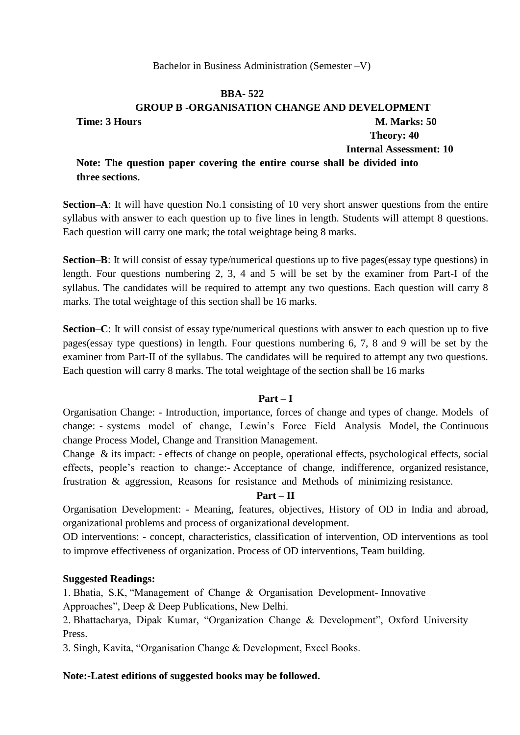Bachelor in Business Administration (Semester –V)

# BBA- 522

## GROUP B -ORGANISATION CHANGE AND DEVELOPMENT

**Time: 3 Hours** **M. Marks: 50**

**Theory: 40**

**Internal Assessment: 10**

**Note: The question paper covering the entire course shall be divided into three sections.**

**Section–A**: It will have question No.1 consisting of 10 very short answer questions from the entire syllabus with answer to each question up to five lines in length. Students will attempt 8 questions. Each question will carry one mark; the total weightage being 8 marks.

**Section–B**: It will consist of essay type/numerical questions up to five pages(essay type questions) in length. Four questions numbering 2, 3, 4 and 5 will be set by the examiner from Part-I of the syllabus. The candidates will be required to attempt any two questions. Each question will carry 8 marks. The total weightage of this section shall be 16 marks.

**Section–C**: It will consist of essay type/numerical questions with answer to each question up to five pages(essay type questions) in length. Four questions numbering 6, 7, 8 and 9 will be set by the examiner from Part-II of the syllabus. The candidates will be required to attempt any two questions. Each question will carry 8 marks. The total weightage of the section shall be 16 marks

### Part – I

Organisation Change: - Introduction, importance, forces of change and types of change. Models of change: - systems model of change, Lewin's Force Field Analysis Model, the Continuous change Process Model, Change and Transition Management.

Change & its impact: - effects of change on people, operational effects, psychological effects, social effects, people's reaction to change:- Acceptance of change, indifference, organized resistance, frustration & aggression, Reasons for resistance and Methods of minimizing resistance.

### Part – II

Organisation Development: - Meaning, features, objectives, History of OD in India and abroad, organizational problems and process of organizational development.

OD interventions: - concept, characteristics, classification of intervention, OD interventions as tool to improve effectiveness of organization. Process of OD interventions, Team building.

**Suggested Readings:**

1. Bhatia, S.K, "Management of Change & Organisation Development- Innovative Approaches", Deep & Deep Publications, New Delhi.
2. Bhattacharya, Dipak Kumar, "Organization Change & Development", Oxford University Press.
3. Singh, Kavita, "Organisation Change & Development, Excel Books.

**Note:-Latest editions of suggested books may be followed.**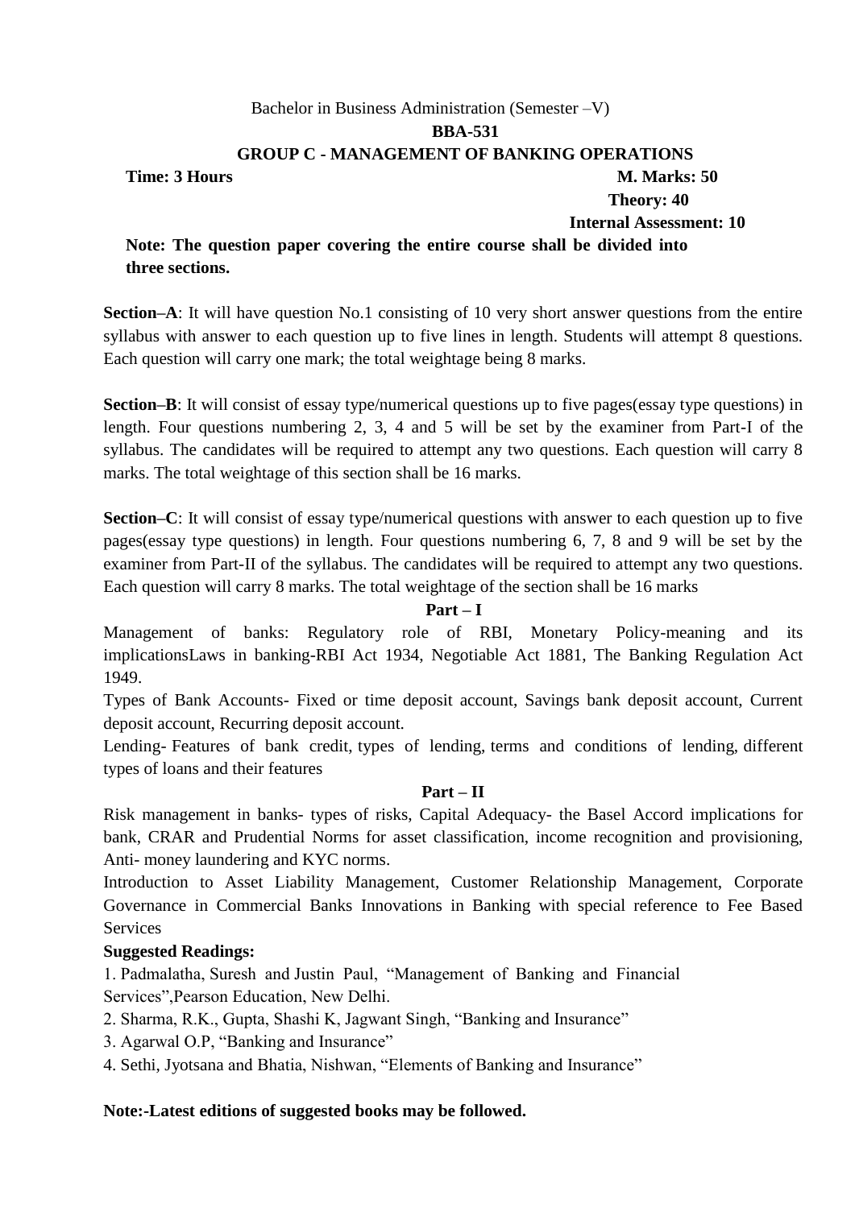Bachelor in Business Administration (Semester –V)

**BBA-531**

**GROUP C - MANAGEMENT OF BANKING OPERATIONS**

**Time: 3 Hours** **M. Marks: 50**

**Theory: 40**

**Internal Assessment: 10**

**Note: The question paper covering the entire course shall be divided into three sections.**

**Section–A**: It will have question No.1 consisting of 10 very short answer questions from the entire syllabus with answer to each question up to five lines in length. Students will attempt 8 questions. Each question will carry one mark; the total weightage being 8 marks.

**Section–B**: It will consist of essay type/numerical questions up to five pages(essay type questions) in length. Four questions numbering 2, 3, 4 and 5 will be set by the examiner from Part-I of the syllabus. The candidates will be required to attempt any two questions. Each question will carry 8 marks. The total weightage of this section shall be 16 marks.

**Section–C**: It will consist of essay type/numerical questions with answer to each question up to five pages(essay type questions) in length. Four questions numbering 6, 7, 8 and 9 will be set by the examiner from Part-II of the syllabus. The candidates will be required to attempt any two questions. Each question will carry 8 marks. The total weightage of the section shall be 16 marks

**Part – I**

Management of banks: Regulatory role of RBI, Monetary Policy-meaning and its implicationsLaws in banking-RBI Act 1934, Negotiable Act 1881, The Banking Regulation Act 1949.

Types of Bank Accounts- Fixed or time deposit account, Savings bank deposit account, Current deposit account, Recurring deposit account.

Lending- Features of bank credit, types of lending, terms and conditions of lending, different types of loans and their features

**Part – II**

Risk management in banks- types of risks, Capital Adequacy- the Basel Accord implications for bank, CRAR and Prudential Norms for asset classification, income recognition and provisioning, Anti- money laundering and KYC norms.

Introduction to Asset Liability Management, Customer Relationship Management, Corporate Governance in Commercial Banks Innovations in Banking with special reference to Fee Based Services

**Suggested Readings:**

1. Padmalatha, Suresh and Justin Paul, "Management of Banking and Financial Services",Pearson Education, New Delhi.
2. Sharma, R.K., Gupta, Shashi K, Jagwant Singh, "Banking and Insurance"
3. Agarwal O.P, "Banking and Insurance"
4. Sethi, Jyotsana and Bhatia, Nishwan, "Elements of Banking and Insurance"

**Note:-Latest editions of suggested books may be followed.**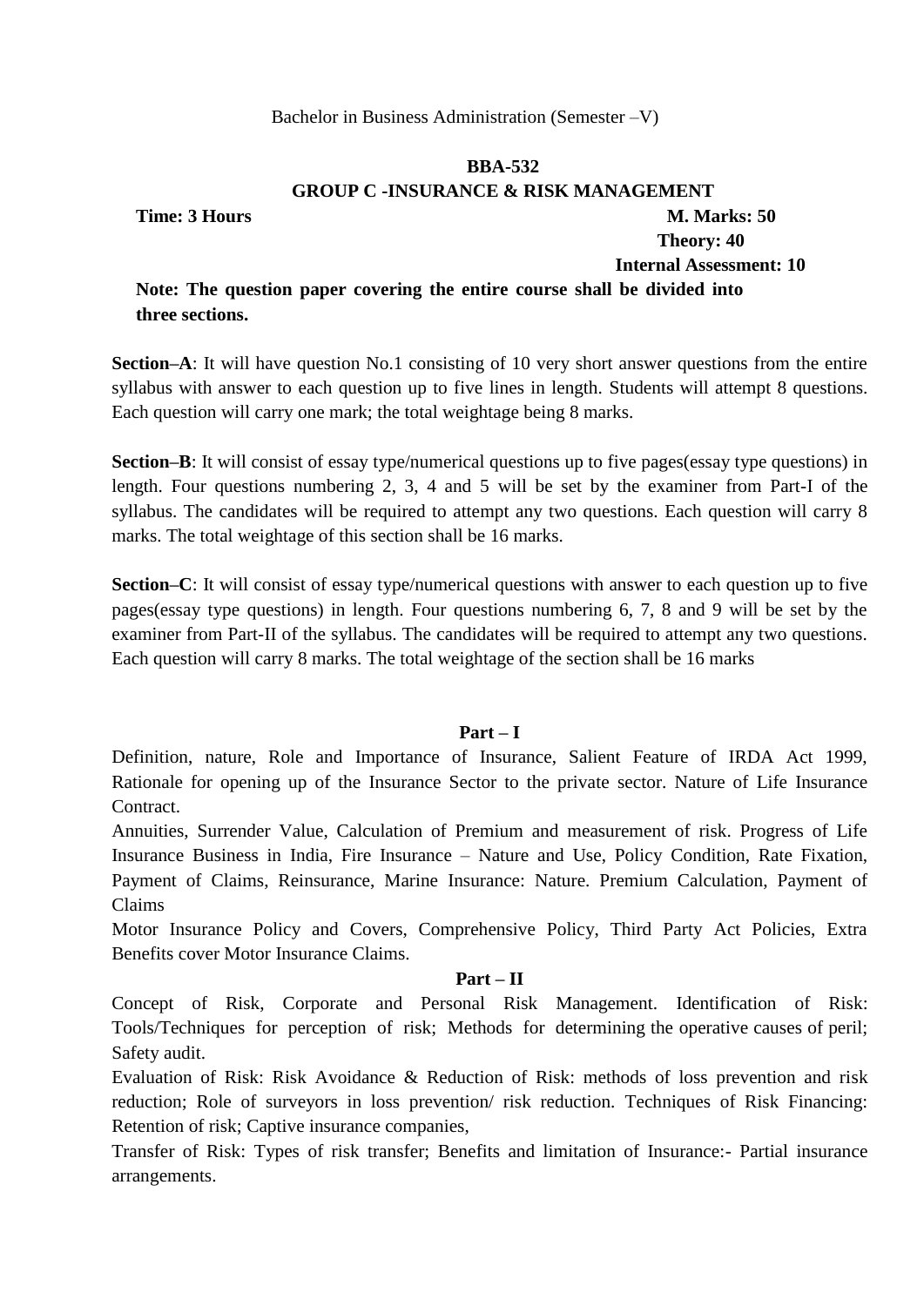Bachelor in Business Administration (Semester –V)

**BBA-532**

**GROUP C -INSURANCE & RISK MANAGEMENT**

**Time: 3 Hours** **M. Marks: 50**

**Theory: 40**

**Internal Assessment: 10**

**Note: The question paper covering the entire course shall be divided into three sections.**

**Section–A**: It will have question No.1 consisting of 10 very short answer questions from the entire syllabus with answer to each question up to five lines in length. Students will attempt 8 questions. Each question will carry one mark; the total weightage being 8 marks.

**Section–B**: It will consist of essay type/numerical questions up to five pages(essay type questions) in length. Four questions numbering 2, 3, 4 and 5 will be set by the examiner from Part-I of the syllabus. The candidates will be required to attempt any two questions. Each question will carry 8 marks. The total weightage of this section shall be 16 marks.

**Section–C**: It will consist of essay type/numerical questions with answer to each question up to five pages(essay type questions) in length. Four questions numbering 6, 7, 8 and 9 will be set by the examiner from Part-II of the syllabus. The candidates will be required to attempt any two questions. Each question will carry 8 marks. The total weightage of the section shall be 16 marks

**Part – I**

Definition, nature, Role and Importance of Insurance, Salient Feature of IRDA Act 1999, Rationale for opening up of the Insurance Sector to the private sector. Nature of Life Insurance Contract.

Annuities, Surrender Value, Calculation of Premium and measurement of risk. Progress of Life Insurance Business in India, Fire Insurance – Nature and Use, Policy Condition, Rate Fixation, Payment of Claims, Reinsurance, Marine Insurance: Nature. Premium Calculation, Payment of Claims

Motor Insurance Policy and Covers, Comprehensive Policy, Third Party Act Policies, Extra Benefits cover Motor Insurance Claims.

**Part – II**

Concept of Risk, Corporate and Personal Risk Management. Identification of Risk: Tools/Techniques for perception of risk; Methods for determining the operative causes of peril; Safety audit.

Evaluation of Risk: Risk Avoidance & Reduction of Risk: methods of loss prevention and risk reduction; Role of surveyors in loss prevention/ risk reduction. Techniques of Risk Financing: Retention of risk; Captive insurance companies,

Transfer of Risk: Types of risk transfer; Benefits and limitation of Insurance:- Partial insurance arrangements.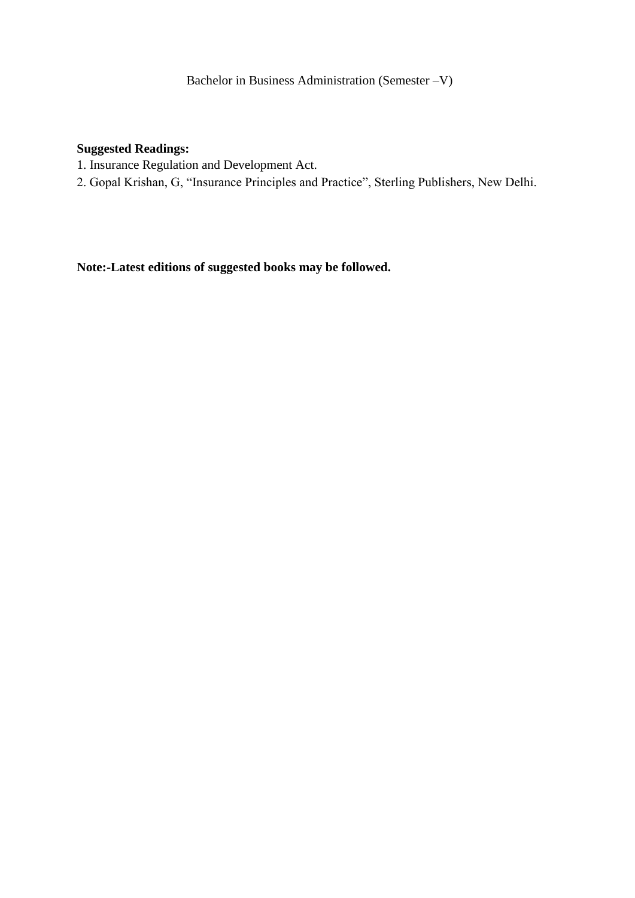**Suggested Readings:**

1. Insurance Regulation and Development Act.
2. Gopal Krishan, G, “Insurance Principles and Practice”, Sterling Publishers, New Delhi.

**Note:-Latest editions of suggested books may be followed.**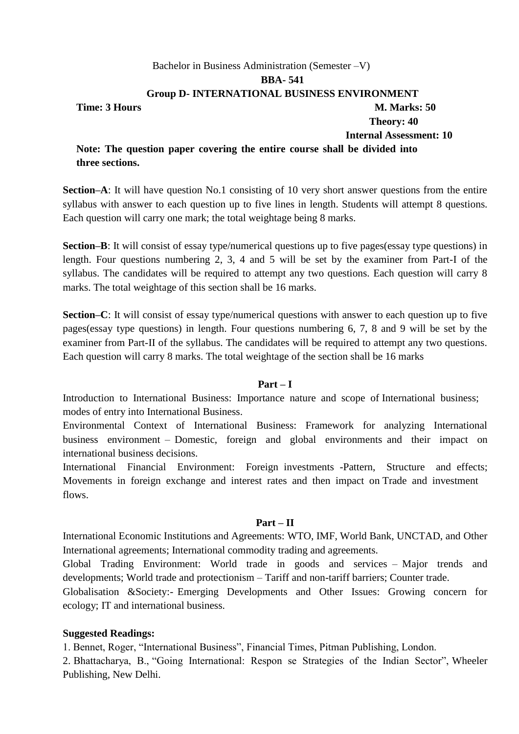Bachelor in Business Administration (Semester –V)

**BBA- 541**

**Group D- INTERNATIONAL BUSINESS ENVIRONMENT**

**Time: 3 Hours** **M. Marks: 50**

**Theory: 40**

**Internal Assessment: 10**

**Note: The question paper covering the entire course shall be divided into three sections.**

**Section–A**: It will have question No.1 consisting of 10 very short answer questions from the entire syllabus with answer to each question up to five lines in length. Students will attempt 8 questions. Each question will carry one mark; the total weightage being 8 marks.

**Section–B**: It will consist of essay type/numerical questions up to five pages(essay type questions) in length. Four questions numbering 2, 3, 4 and 5 will be set by the examiner from Part-I of the syllabus. The candidates will be required to attempt any two questions. Each question will carry 8 marks. The total weightage of this section shall be 16 marks.

**Section–C**: It will consist of essay type/numerical questions with answer to each question up to five pages(essay type questions) in length. Four questions numbering 6, 7, 8 and 9 will be set by the examiner from Part-II of the syllabus. The candidates will be required to attempt any two questions. Each question will carry 8 marks. The total weightage of the section shall be 16 marks

**Part – I**

Introduction to International Business: Importance nature and scope of International business; modes of entry into International Business.

Environmental Context of International Business: Framework for analyzing International business environment – Domestic, foreign and global environments and their impact on international business decisions.

International Financial Environment: Foreign investments -Pattern, Structure and effects; Movements in foreign exchange and interest rates and then impact on Trade and investment flows.

**Part – II**

International Economic Institutions and Agreements: WTO, IMF, World Bank, UNCTAD, and Other International agreements; International commodity trading and agreements.

Global Trading Environment: World trade in goods and services – Major trends and developments; World trade and protectionism – Tariff and non-tariff barriers; Counter trade.

Globalisation &Society:- Emerging Developments and Other Issues: Growing concern for ecology; IT and international business.

**Suggested Readings:**

1. Bennet, Roger, "International Business", Financial Times, Pitman Publishing, London.
2. Bhattacharya, B., "Going International: Respon se Strategies of the Indian Sector", Wheeler Publishing, New Delhi.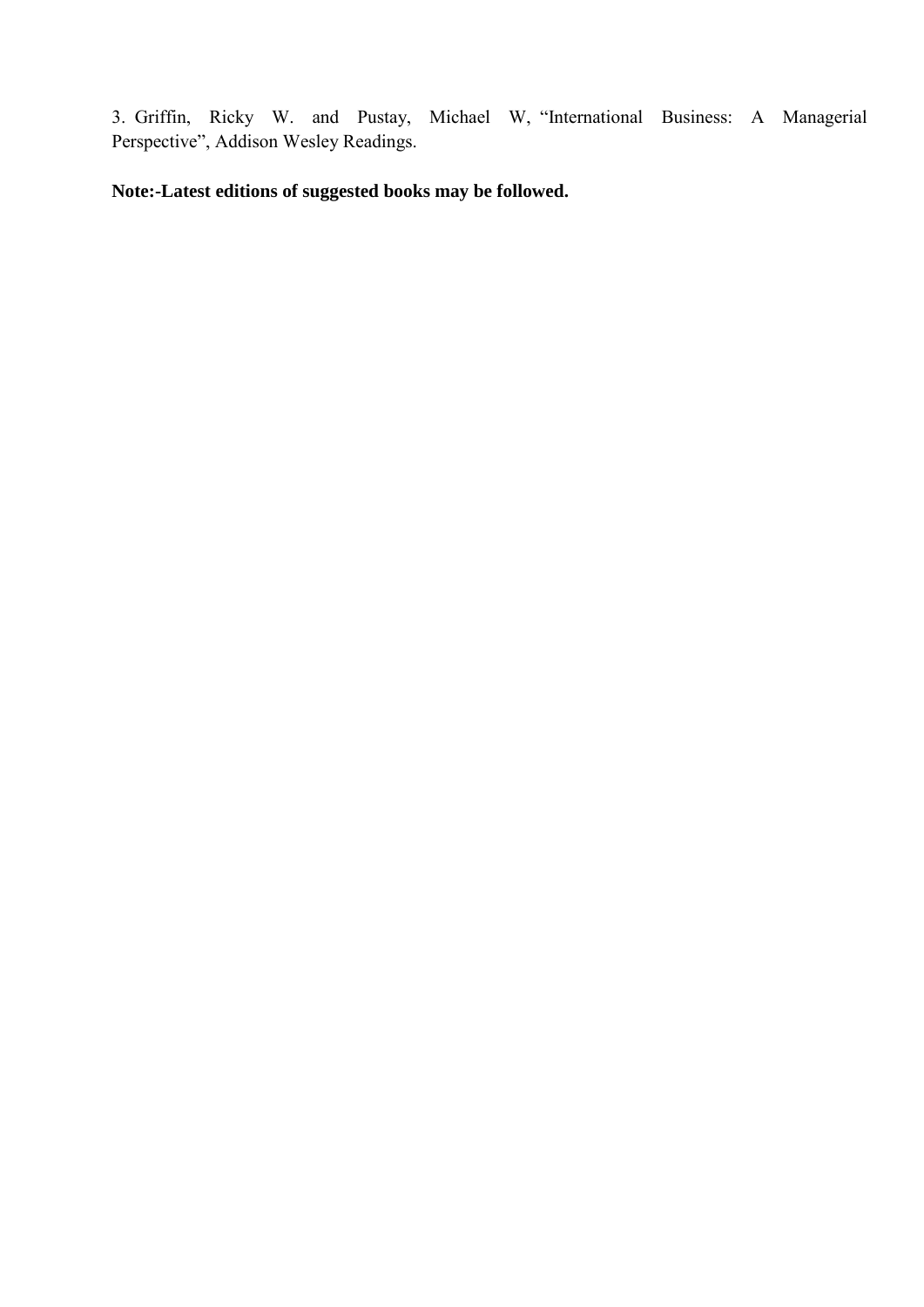3. Griffin, Ricky W. and Pustay, Michael W, "International Business: A Managerial Perspective", Addison Wesley Readings.

**Note:-Latest editions of suggested books may be followed.**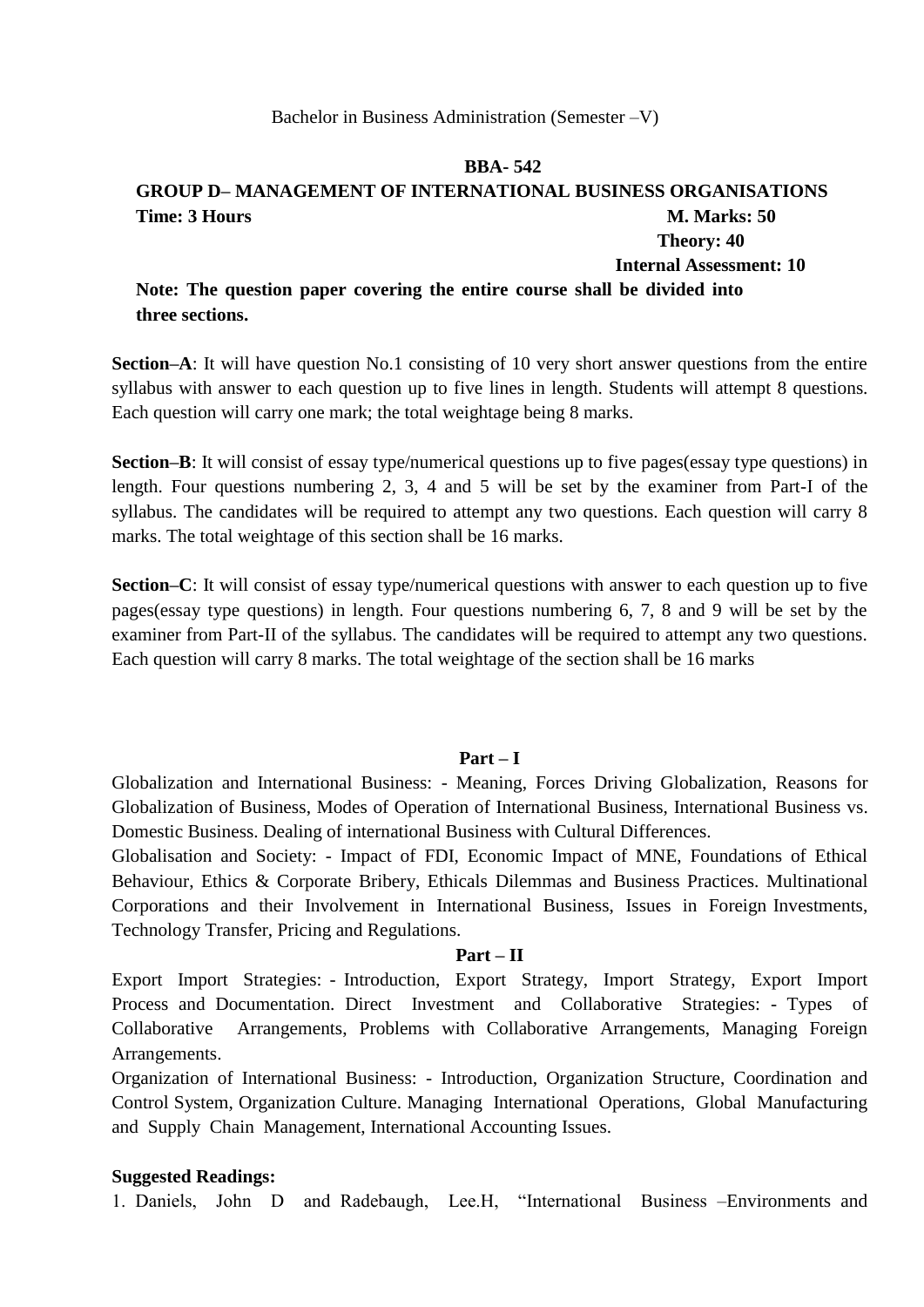Bachelor in Business Administration (Semester –V)

**BBA- 542**

**GROUP D– MANAGEMENT OF INTERNATIONAL BUSINESS ORGANISATIONS**

**Time: 3 Hours** **M. Marks: 50**

**Theory: 40**

**Internal Assessment: 10**

**Note: The question paper covering the entire course shall be divided into three sections.**

**Section–A**: It will have question No.1 consisting of 10 very short answer questions from the entire syllabus with answer to each question up to five lines in length. Students will attempt 8 questions. Each question will carry one mark; the total weightage being 8 marks.

**Section–B**: It will consist of essay type/numerical questions up to five pages(essay type questions) in length. Four questions numbering 2, 3, 4 and 5 will be set by the examiner from Part-I of the syllabus. The candidates will be required to attempt any two questions. Each question will carry 8 marks. The total weightage of this section shall be 16 marks.

**Section–C**: It will consist of essay type/numerical questions with answer to each question up to five pages(essay type questions) in length. Four questions numbering 6, 7, 8 and 9 will be set by the examiner from Part-II of the syllabus. The candidates will be required to attempt any two questions. Each question will carry 8 marks. The total weightage of the section shall be 16 marks

**Part – I**

Globalization and International Business: - Meaning, Forces Driving Globalization, Reasons for Globalization of Business, Modes of Operation of International Business, International Business vs. Domestic Business. Dealing of international Business with Cultural Differences.

Globalisation and Society: - Impact of FDI, Economic Impact of MNE, Foundations of Ethical Behaviour, Ethics & Corporate Bribery, Ethicals Dilemmas and Business Practices. Multinational Corporations and their Involvement in International Business, Issues in Foreign Investments, Technology Transfer, Pricing and Regulations.

**Part – II**

Export Import Strategies: - Introduction, Export Strategy, Import Strategy, Export Import Process and Documentation. Direct Investment and Collaborative Strategies: - Types of Collaborative Arrangements, Problems with Collaborative Arrangements, Managing Foreign Arrangements.

Organization of International Business: - Introduction, Organization Structure, Coordination and Control System, Organization Culture. Managing International Operations, Global Manufacturing and Supply Chain Management, International Accounting Issues.

**Suggested Readings:**

1. Daniels, John D and Radebaugh, Lee.H, "International Business –Environments and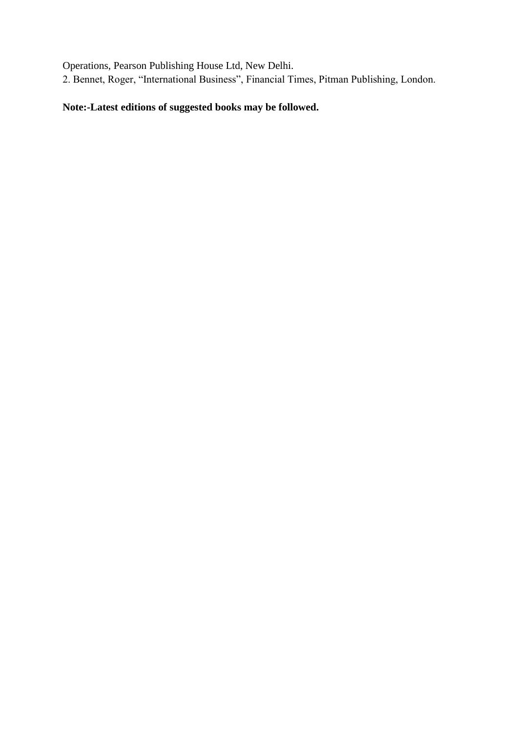Operations, Pearson Publishing House Ltd, New Delhi.

2. Bennet, Roger, “International Business”, Financial Times, Pitman Publishing, London.

**Note:-Latest editions of suggested books may be followed.**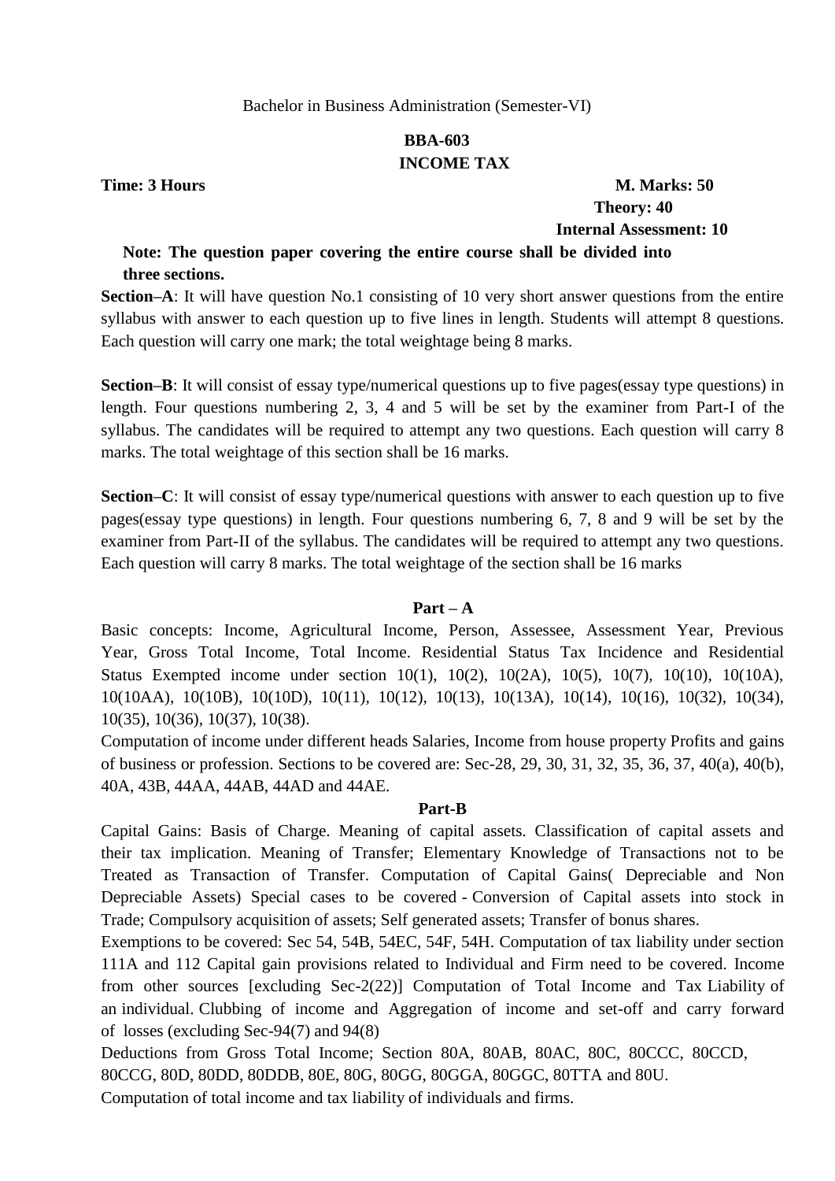Bachelor in Business Administration (Semester-VI)

**BBA-603**

**INCOME TAX**

**Time: 3 Hours** **M. Marks: 50**

**Theory: 40**

**Internal Assessment: 10**

**Note: The question paper covering the entire course shall be divided into three sections.**

**Section–A**: It will have question No.1 consisting of 10 very short answer questions from the entire syllabus with answer to each question up to five lines in length. Students will attempt 8 questions. Each question will carry one mark; the total weightage being 8 marks.

**Section–B**: It will consist of essay type/numerical questions up to five pages(essay type questions) in length. Four questions numbering 2, 3, 4 and 5 will be set by the examiner from Part-I of the syllabus. The candidates will be required to attempt any two questions. Each question will carry 8 marks. The total weightage of this section shall be 16 marks.

**Section–C**: It will consist of essay type/numerical questions with answer to each question up to five pages(essay type questions) in length. Four questions numbering 6, 7, 8 and 9 will be set by the examiner from Part-II of the syllabus. The candidates will be required to attempt any two questions. Each question will carry 8 marks. The total weightage of the section shall be 16 marks

**Part – A**

Basic concepts: Income, Agricultural Income, Person, Assessee, Assessment Year, Previous Year, Gross Total Income, Total Income. Residential Status Tax Incidence and Residential Status Exempted income under section 10(1), 10(2), 10(2A), 10(5), 10(7), 10(10), 10(10A), 10(10AA), 10(10B), 10(10D), 10(11), 10(12), 10(13), 10(13A), 10(14), 10(16), 10(32), 10(34), 10(35), 10(36), 10(37), 10(38).

Computation of income under different heads Salaries, Income from house property Profits and gains of business or profession. Sections to be covered are: Sec-28, 29, 30, 31, 32, 35, 36, 37, 40(a), 40(b), 40A, 43B, 44AA, 44AB, 44AD and 44AE.

**Part-B**

Capital Gains: Basis of Charge. Meaning of capital assets. Classification of capital assets and their tax implication. Meaning of Transfer; Elementary Knowledge of Transactions not to be Treated as Transaction of Transfer. Computation of Capital Gains( Depreciable and Non Depreciable Assets) Special cases to be covered - Conversion of Capital assets into stock in Trade; Compulsory acquisition of assets; Self generated assets; Transfer of bonus shares.

Exemptions to be covered: Sec 54, 54B, 54EC, 54F, 54H. Computation of tax liability under section 111A and 112 Capital gain provisions related to Individual and Firm need to be covered. Income from other sources [excluding Sec-2(22)] Computation of Total Income and Tax Liability of an individual. Clubbing of income and Aggregation of income and set-off and carry forward of losses (excluding Sec-94(7) and 94(8)

Deductions from Gross Total Income; Section 80A, 80AB, 80AC, 80C, 80CCC, 80CCD, 80CCG, 80D, 80DD, 80DDB, 80E, 80G, 80GG, 80GGA, 80GGC, 80TTA and 80U.

Computation of total income and tax liability of individuals and firms.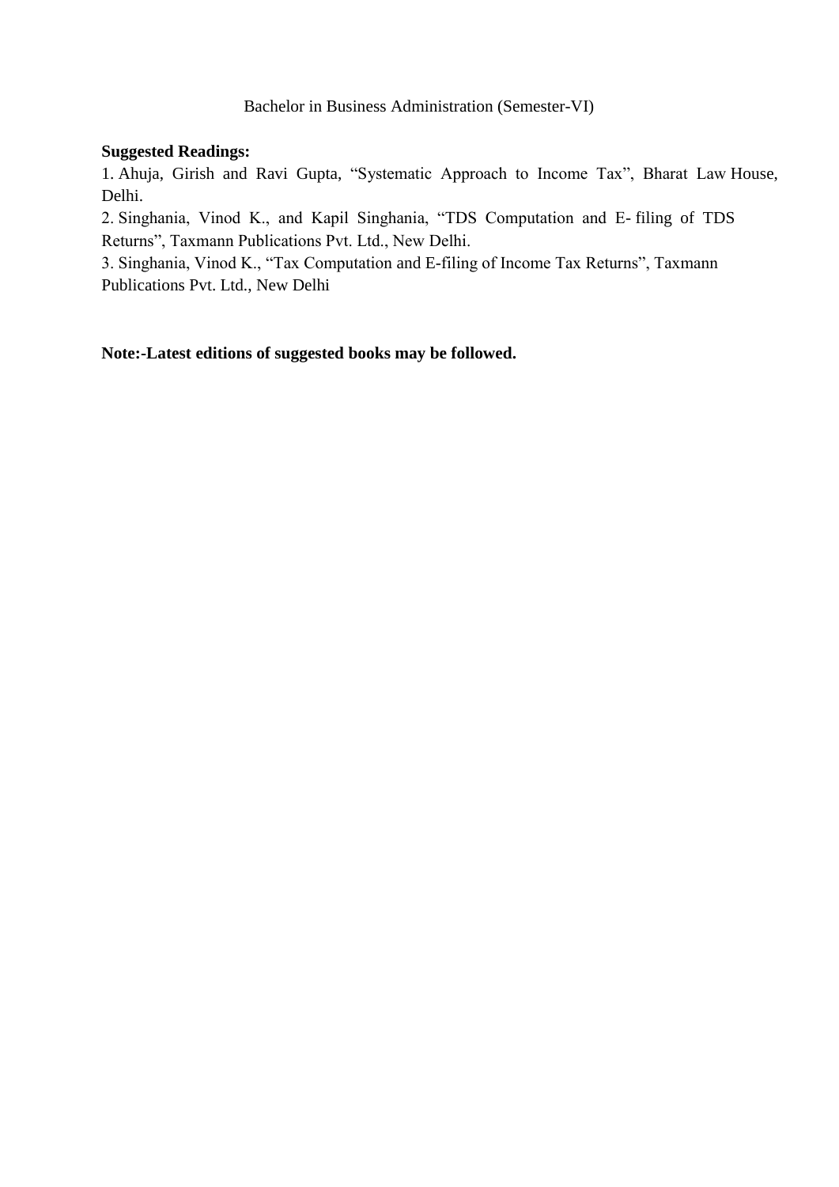Bachelor in Business Administration (Semester-VI)

**Suggested Readings:**

1. Ahuja, Girish and Ravi Gupta, "Systematic Approach to Income Tax", Bharat Law House, Delhi.
2. Singhania, Vinod K., and Kapil Singhania, "TDS Computation and E- filing of TDS Returns", Taxmann Publications Pvt. Ltd., New Delhi.
3. Singhania, Vinod K., "Tax Computation and E-filing of Income Tax Returns", Taxmann Publications Pvt. Ltd., New Delhi

**Note:-Latest editions of suggested books may be followed.**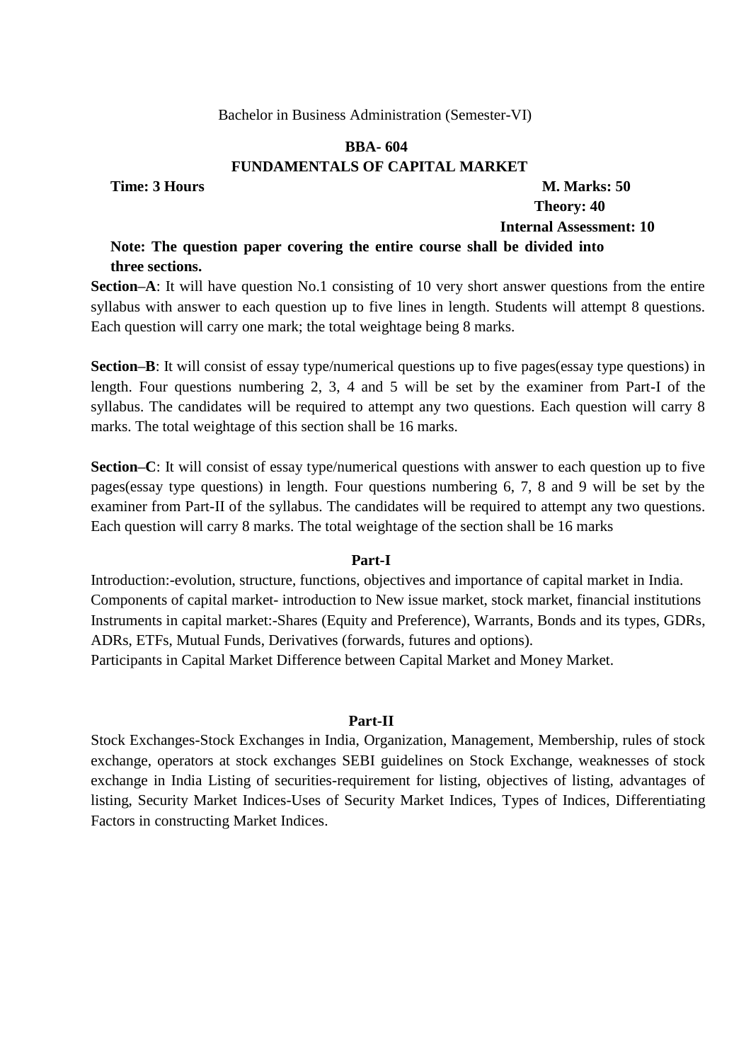Bachelor in Business Administration (Semester-VI)

## BBA- 604
## FUNDAMENTALS OF CAPITAL MARKET

**Time: 3 Hours** **M. Marks: 50**

**Theory: 40**

**Internal Assessment: 10**

**Note: The question paper covering the entire course shall be divided into three sections.**

**Section–A**: It will have question No.1 consisting of 10 very short answer questions from the entire syllabus with answer to each question up to five lines in length. Students will attempt 8 questions. Each question will carry one mark; the total weightage being 8 marks.

**Section–B**: It will consist of essay type/numerical questions up to five pages(essay type questions) in length. Four questions numbering 2, 3, 4 and 5 will be set by the examiner from Part-I of the syllabus. The candidates will be required to attempt any two questions. Each question will carry 8 marks. The total weightage of this section shall be 16 marks.

**Section–C**: It will consist of essay type/numerical questions with answer to each question up to five pages(essay type questions) in length. Four questions numbering 6, 7, 8 and 9 will be set by the examiner from Part-II of the syllabus. The candidates will be required to attempt any two questions. Each question will carry 8 marks. The total weightage of the section shall be 16 marks

### Part-I

Introduction:-evolution, structure, functions, objectives and importance of capital market in India. Components of capital market- introduction to New issue market, stock market, financial institutions Instruments in capital market:-Shares (Equity and Preference), Warrants, Bonds and its types, GDRs, ADRs, ETFs, Mutual Funds, Derivatives (forwards, futures and options).
Participants in Capital Market Difference between Capital Market and Money Market.

### Part-II

Stock Exchanges-Stock Exchanges in India, Organization, Management, Membership, rules of stock exchange, operators at stock exchanges SEBI guidelines on Stock Exchange, weaknesses of stock exchange in India Listing of securities-requirement for listing, objectives of listing, advantages of listing, Security Market Indices-Uses of Security Market Indices, Types of Indices, Differentiating Factors in constructing Market Indices.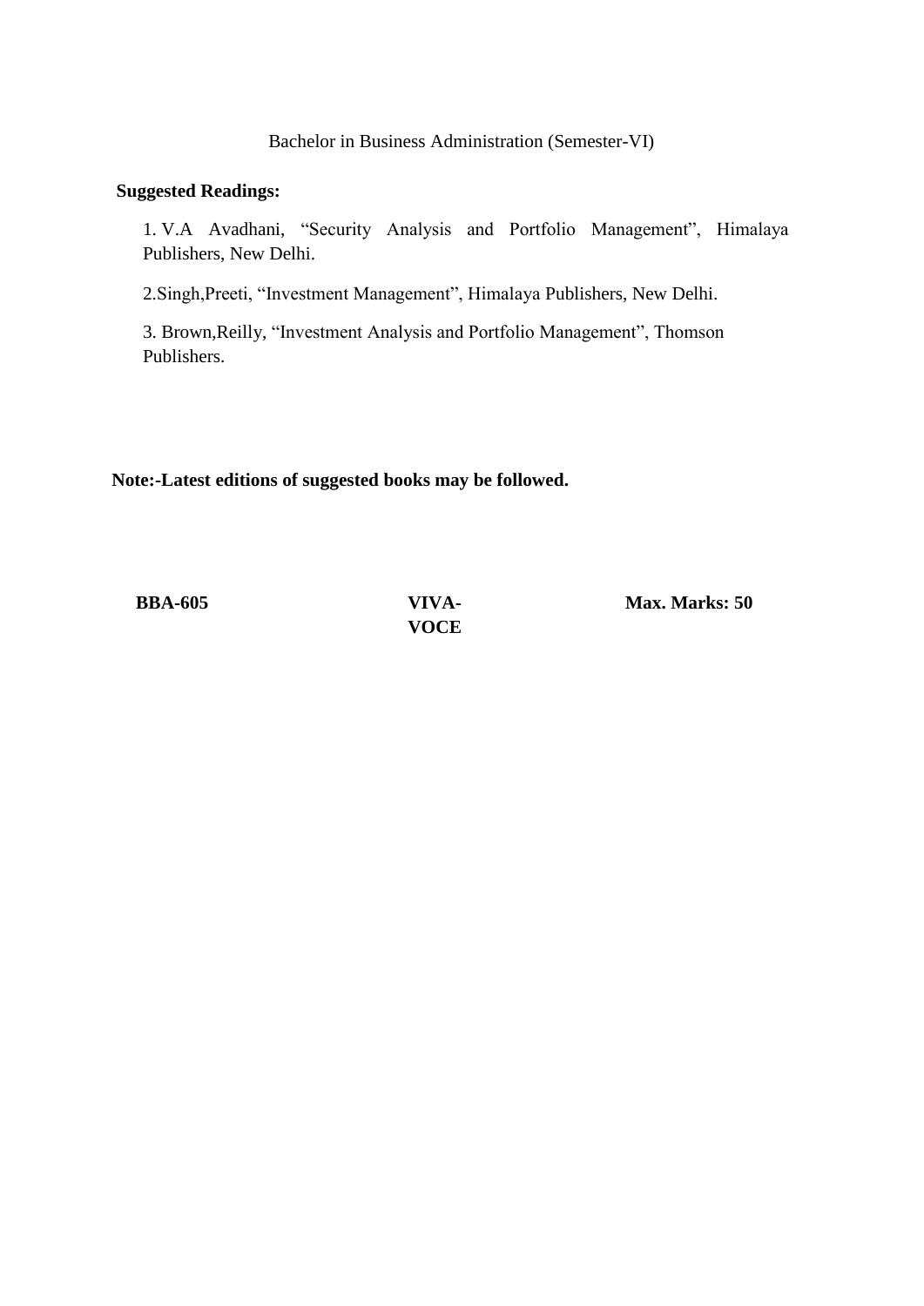Bachelor in Business Administration (Semester-VI)

**Suggested Readings:**

1. V.A Avadhani, "Security Analysis and Portfolio Management", Himalaya Publishers, New Delhi.
2. Singh,Preeti, "Investment Management", Himalaya Publishers, New Delhi.
3. Brown,Reilly, "Investment Analysis and Portfolio Management", Thomson Publishers.

**Note:-Latest editions of suggested books may be followed.**

| **BBA-605** | **VIVA-VOCE** | **Max. Marks: 50** |
|---|---|---|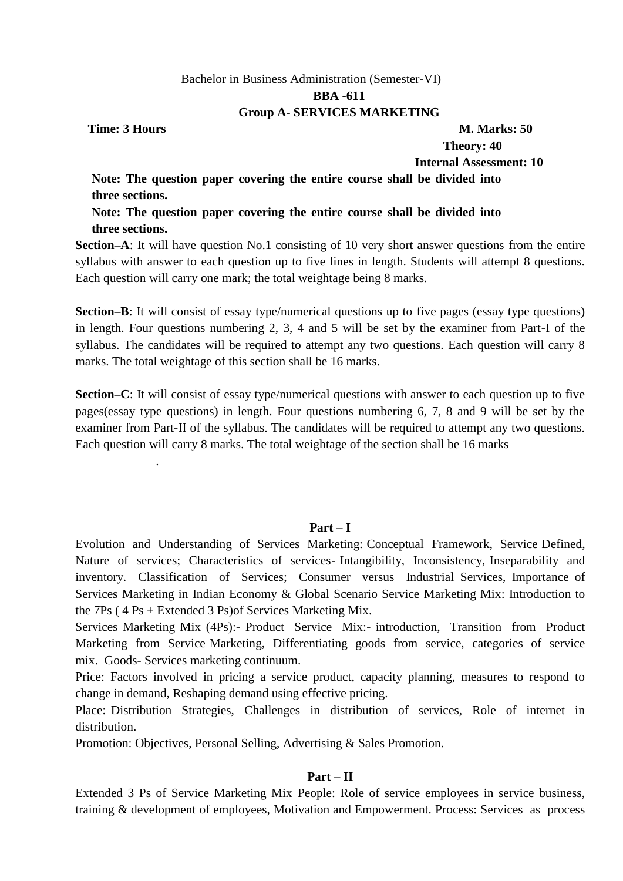Bachelor in Business Administration (Semester-VI)

**BBA -611**

**Group A- SERVICES MARKETING**

**Time: 3 Hours** **M. Marks: 50**

**Theory: 40**

**Internal Assessment: 10**

**Note: The question paper covering the entire course shall be divided into three sections.**

**Note: The question paper covering the entire course shall be divided into three sections.**

**Section–A**: It will have question No.1 consisting of 10 very short answer questions from the entire syllabus with answer to each question up to five lines in length. Students will attempt 8 questions. Each question will carry one mark; the total weightage being 8 marks.

**Section–B**: It will consist of essay type/numerical questions up to five pages (essay type questions) in length. Four questions numbering 2, 3, 4 and 5 will be set by the examiner from Part-I of the syllabus. The candidates will be required to attempt any two questions. Each question will carry 8 marks. The total weightage of this section shall be 16 marks.

**Section–C**: It will consist of essay type/numerical questions with answer to each question up to five pages(essay type questions) in length. Four questions numbering 6, 7, 8 and 9 will be set by the examiner from Part-II of the syllabus. The candidates will be required to attempt any two questions. Each question will carry 8 marks. The total weightage of the section shall be 16 marks

.

**Part – I**

Evolution and Understanding of Services Marketing: Conceptual Framework, Service Defined, Nature of services; Characteristics of services- Intangibility, Inconsistency, Inseparability and inventory. Classification of Services; Consumer versus Industrial Services, Importance of Services Marketing in Indian Economy & Global Scenario Service Marketing Mix: Introduction to the 7Ps ( 4 Ps + Extended 3 Ps)of Services Marketing Mix.

Services Marketing Mix (4Ps):- Product Service Mix:- introduction, Transition from Product Marketing from Service Marketing, Differentiating goods from service, categories of service mix. Goods- Services marketing continuum.

Price: Factors involved in pricing a service product, capacity planning, measures to respond to change in demand, Reshaping demand using effective pricing.

Place: Distribution Strategies, Challenges in distribution of services, Role of internet in distribution.

Promotion: Objectives, Personal Selling, Advertising & Sales Promotion.

**Part – II**

Extended 3 Ps of Service Marketing Mix People: Role of service employees in service business, training & development of employees, Motivation and Empowerment. Process: Services as process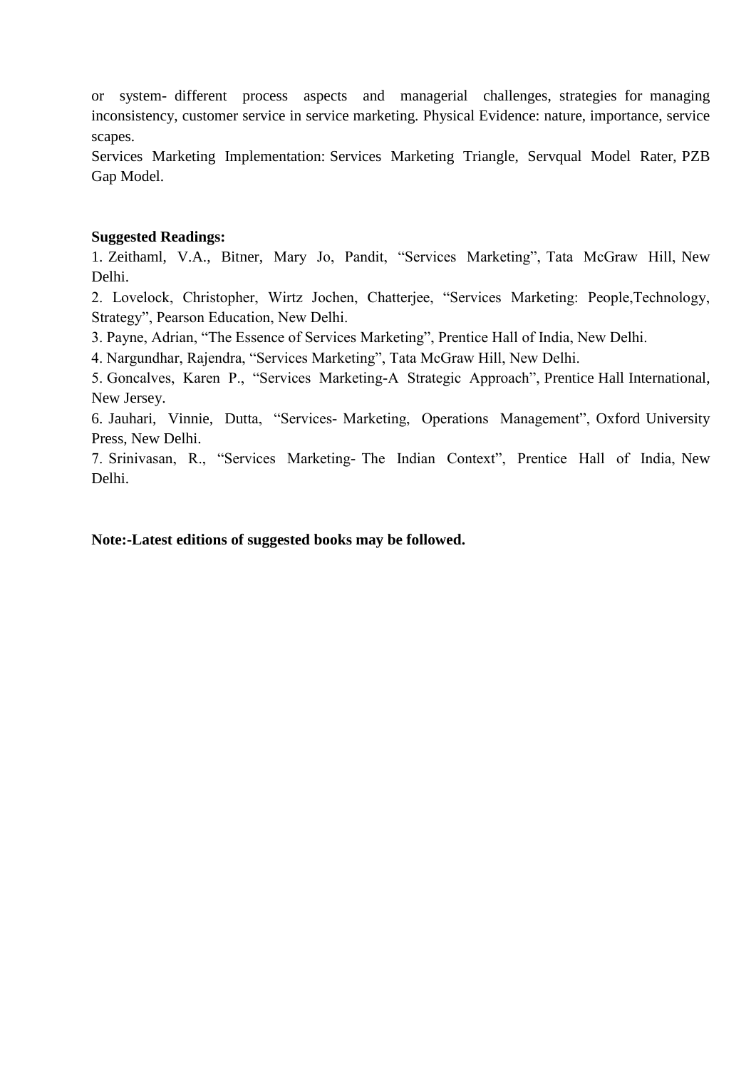or system- different process aspects and managerial challenges, strategies for managing inconsistency, customer service in service marketing. Physical Evidence: nature, importance, service scapes.

Services Marketing Implementation: Services Marketing Triangle, Servqual Model Rater, PZB Gap Model.

**Suggested Readings:**

1. Zeithaml, V.A., Bitner, Mary Jo, Pandit, "Services Marketing", Tata McGraw Hill, New Delhi.
2. Lovelock, Christopher, Wirtz Jochen, Chatterjee, "Services Marketing: People,Technology, Strategy", Pearson Education, New Delhi.
3. Payne, Adrian, "The Essence of Services Marketing", Prentice Hall of India, New Delhi.
4. Nargundhar, Rajendra, "Services Marketing", Tata McGraw Hill, New Delhi.
5. Goncalves, Karen P., "Services Marketing-A Strategic Approach", Prentice Hall International, New Jersey.
6. Jauhari, Vinnie, Dutta, "Services- Marketing, Operations Management", Oxford University Press, New Delhi.
7. Srinivasan, R., "Services Marketing- The Indian Context", Prentice Hall of India, New Delhi.

**Note:-Latest editions of suggested books may be followed.**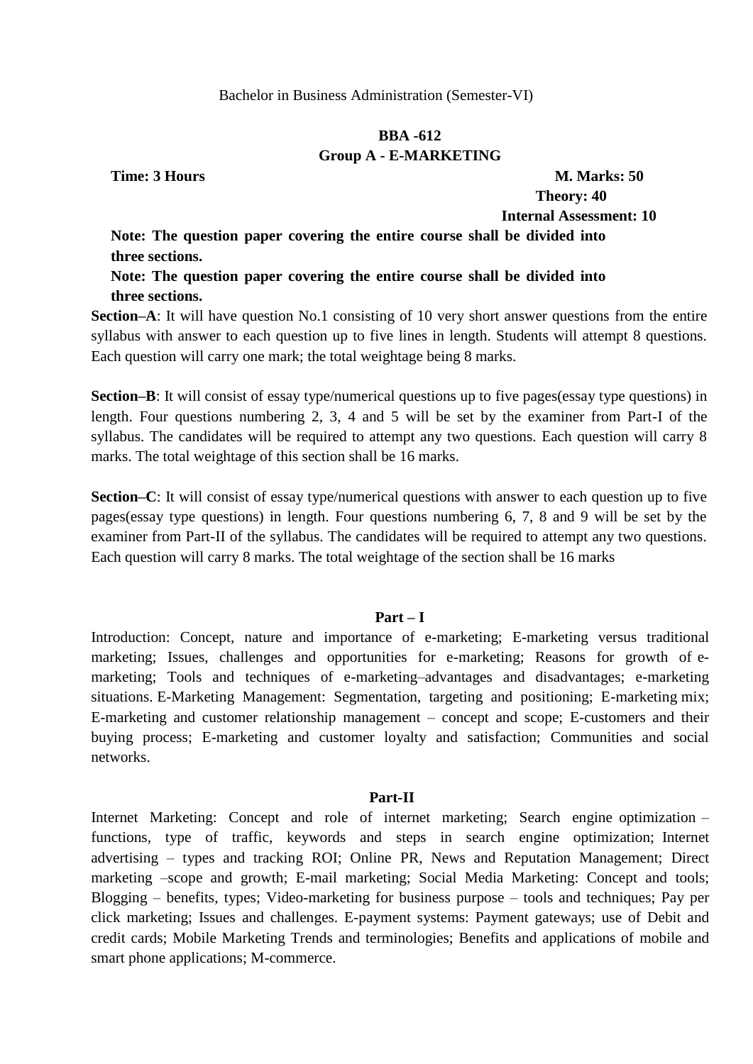Bachelor in Business Administration (Semester-VI)

**BBA -612**

**Group A - E-MARKETING**

**Time: 3 Hours** **M. Marks: 50**

**Theory: 40**

**Internal Assessment: 10**

**Note: The question paper covering the entire course shall be divided into three sections.**

**Note: The question paper covering the entire course shall be divided into three sections.**

**Section–A**: It will have question No.1 consisting of 10 very short answer questions from the entire syllabus with answer to each question up to five lines in length. Students will attempt 8 questions. Each question will carry one mark; the total weightage being 8 marks.

**Section–B**: It will consist of essay type/numerical questions up to five pages(essay type questions) in length. Four questions numbering 2, 3, 4 and 5 will be set by the examiner from Part-I of the syllabus. The candidates will be required to attempt any two questions. Each question will carry 8 marks. The total weightage of this section shall be 16 marks.

**Section–C**: It will consist of essay type/numerical questions with answer to each question up to five pages(essay type questions) in length. Four questions numbering 6, 7, 8 and 9 will be set by the examiner from Part-II of the syllabus. The candidates will be required to attempt any two questions. Each question will carry 8 marks. The total weightage of the section shall be 16 marks

**Part – I**

Introduction: Concept, nature and importance of e-marketing; E-marketing versus traditional marketing; Issues, challenges and opportunities for e-marketing; Reasons for growth of e-marketing; Tools and techniques of e-marketing–advantages and disadvantages; e-marketing situations. E-Marketing Management: Segmentation, targeting and positioning; E-marketing mix; E-marketing and customer relationship management – concept and scope; E-customers and their buying process; E-marketing and customer loyalty and satisfaction; Communities and social networks.

**Part-II**

Internet Marketing: Concept and role of internet marketing; Search engine optimization – functions, type of traffic, keywords and steps in search engine optimization; Internet advertising – types and tracking ROI; Online PR, News and Reputation Management; Direct marketing –scope and growth; E-mail marketing; Social Media Marketing: Concept and tools; Blogging – benefits, types; Video-marketing for business purpose – tools and techniques; Pay per click marketing; Issues and challenges. E-payment systems: Payment gateways; use of Debit and credit cards; Mobile Marketing Trends and terminologies; Benefits and applications of mobile and smart phone applications; M-commerce.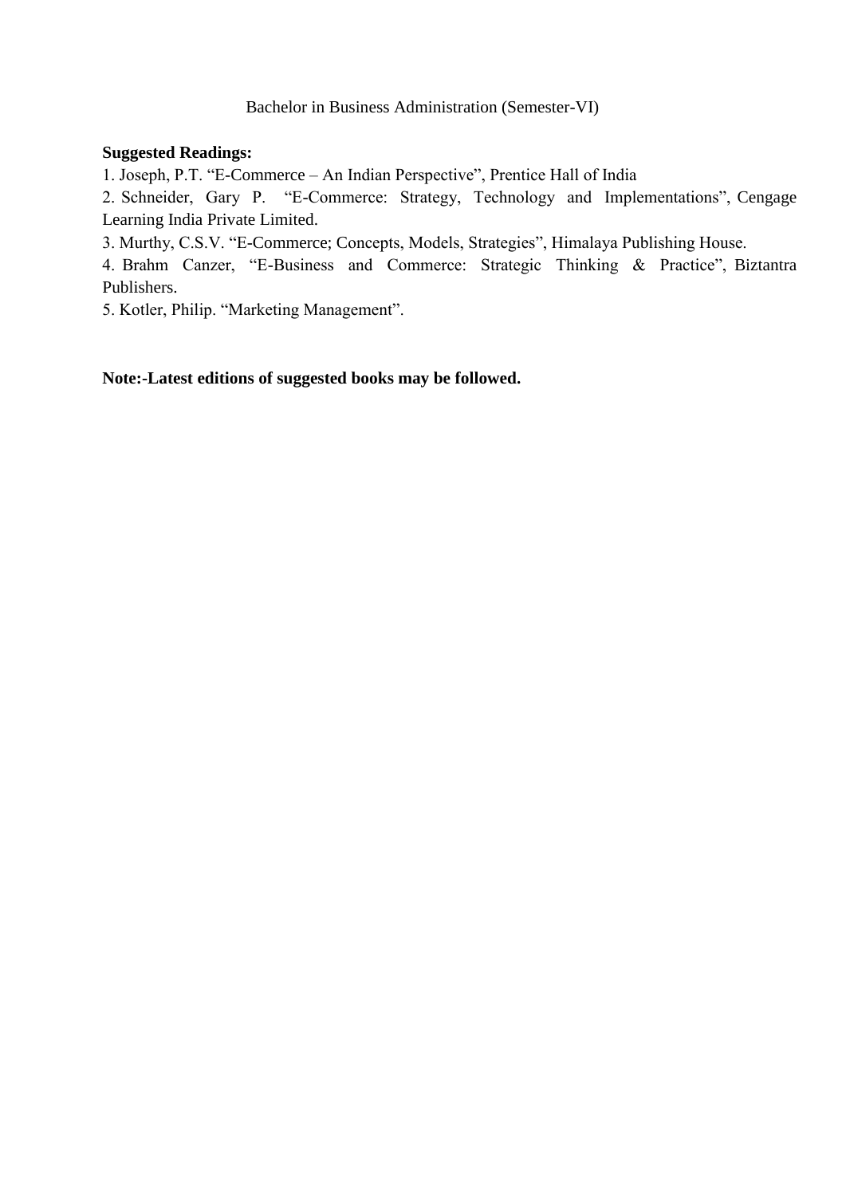Bachelor in Business Administration (Semester-VI)

**Suggested Readings:**

1. Joseph, P.T. "E-Commerce – An Indian Perspective", Prentice Hall of India
2. Schneider, Gary P. "E-Commerce: Strategy, Technology and Implementations", Cengage Learning India Private Limited.
3. Murthy, C.S.V. "E-Commerce; Concepts, Models, Strategies", Himalaya Publishing House.
4. Brahm Canzer, "E-Business and Commerce: Strategic Thinking & Practice", Biztantra Publishers.
5. Kotler, Philip. "Marketing Management".

**Note:-Latest editions of suggested books may be followed.**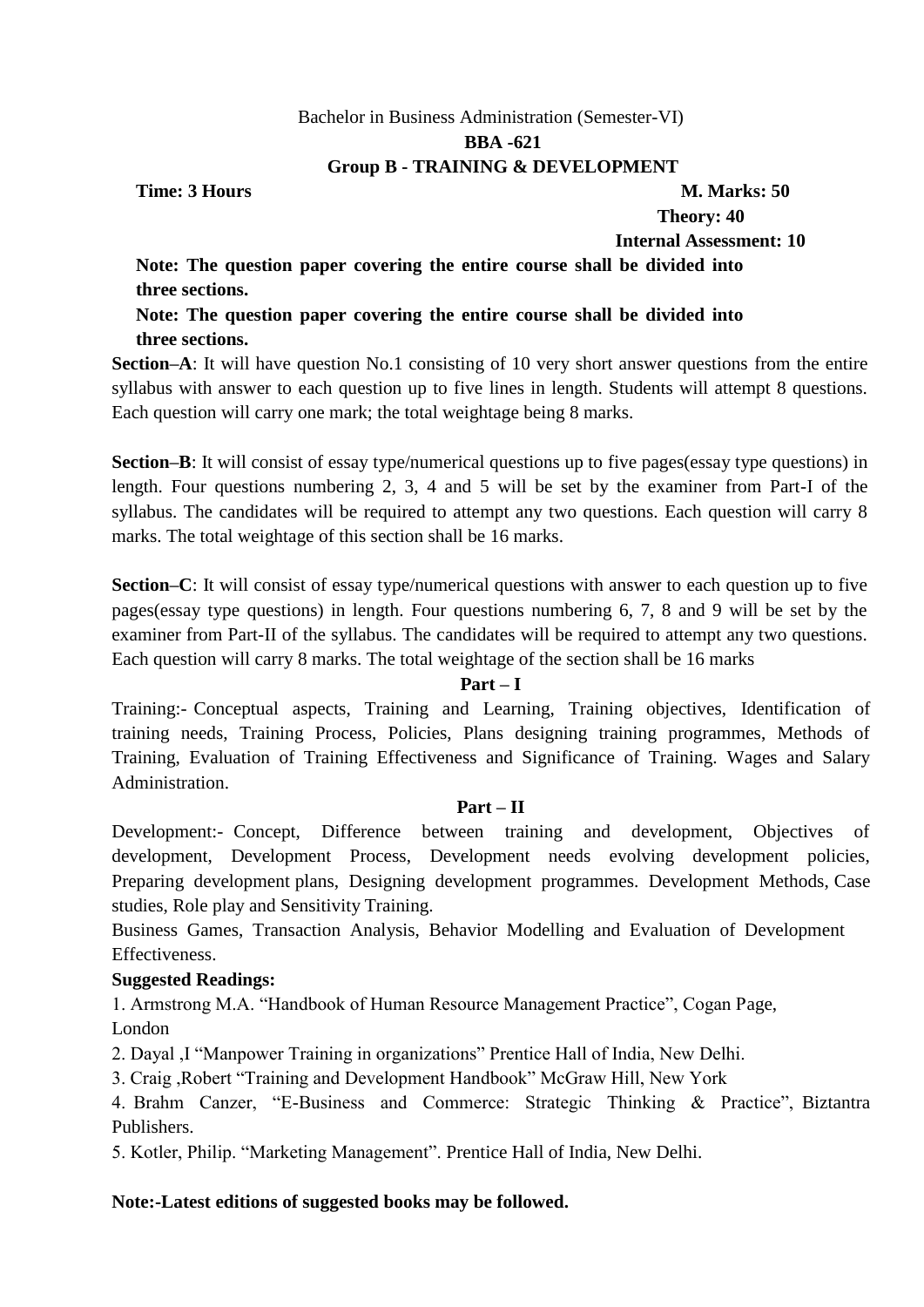Bachelor in Business Administration (Semester-VI)

**BBA -621**

**Group B - TRAINING & DEVELOPMENT**

**Time: 3 Hours** **M. Marks: 50**

**Theory: 40**

**Internal Assessment: 10**

**Note: The question paper covering the entire course shall be divided into three sections.**

**Note: The question paper covering the entire course shall be divided into three sections.**

**Section–A**: It will have question No.1 consisting of 10 very short answer questions from the entire syllabus with answer to each question up to five lines in length. Students will attempt 8 questions. Each question will carry one mark; the total weightage being 8 marks.

**Section–B**: It will consist of essay type/numerical questions up to five pages(essay type questions) in length. Four questions numbering 2, 3, 4 and 5 will be set by the examiner from Part-I of the syllabus. The candidates will be required to attempt any two questions. Each question will carry 8 marks. The total weightage of this section shall be 16 marks.

**Section–C**: It will consist of essay type/numerical questions with answer to each question up to five pages(essay type questions) in length. Four questions numbering 6, 7, 8 and 9 will be set by the examiner from Part-II of the syllabus. The candidates will be required to attempt any two questions. Each question will carry 8 marks. The total weightage of the section shall be 16 marks

**Part – I**

Training:- Conceptual aspects, Training and Learning, Training objectives, Identification of training needs, Training Process, Policies, Plans designing training programmes, Methods of Training, Evaluation of Training Effectiveness and Significance of Training. Wages and Salary Administration.

**Part – II**

Development:- Concept, Difference between training and development, Objectives of development, Development Process, Development needs evolving development policies, Preparing development plans, Designing development programmes. Development Methods, Case studies, Role play and Sensitivity Training.

Business Games, Transaction Analysis, Behavior Modelling and Evaluation of Development Effectiveness.

**Suggested Readings:**

1. Armstrong M.A. "Handbook of Human Resource Management Practice", Cogan Page, London
2. Dayal ,I "Manpower Training in organizations" Prentice Hall of India, New Delhi.
3. Craig ,Robert "Training and Development Handbook" McGraw Hill, New York
4. Brahm Canzer, "E-Business and Commerce: Strategic Thinking & Practice", Biztantra Publishers.
5. Kotler, Philip. "Marketing Management". Prentice Hall of India, New Delhi.

**Note:-Latest editions of suggested books may be followed.**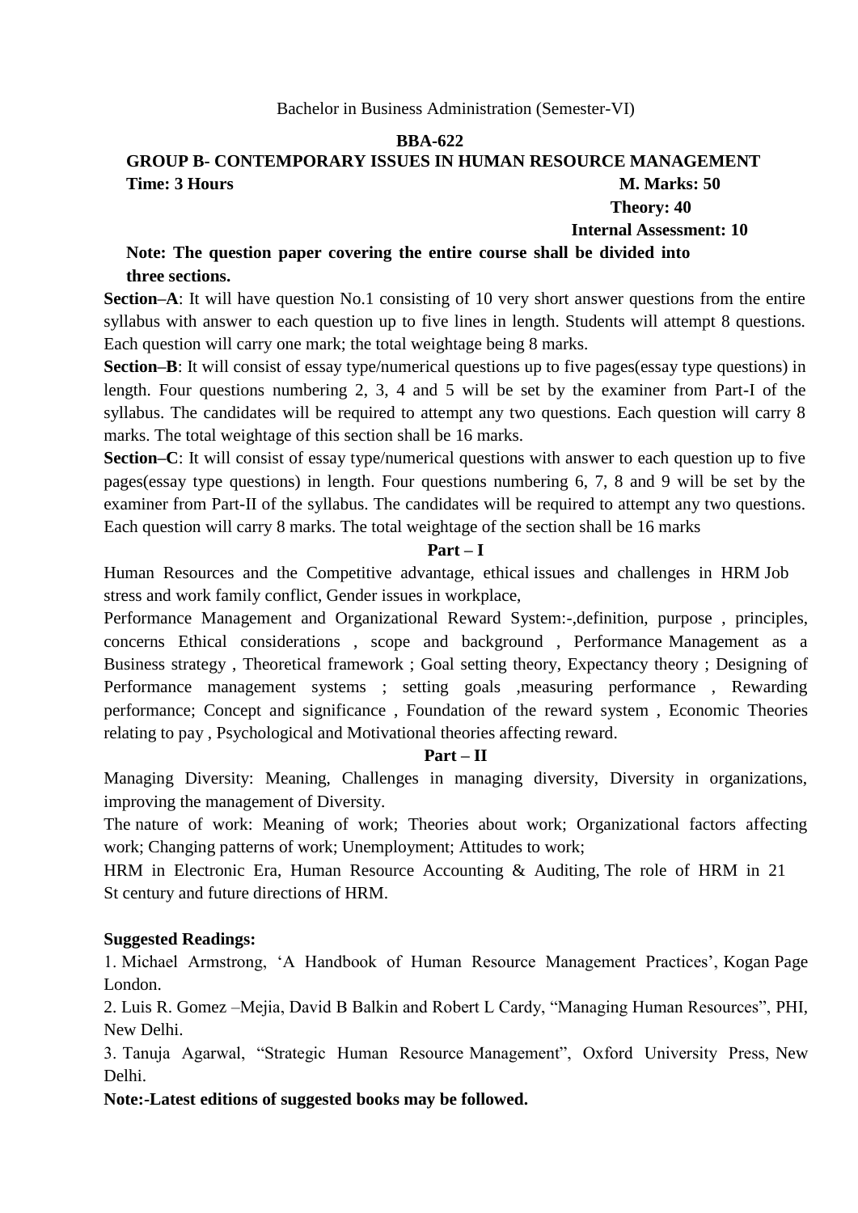Bachelor in Business Administration (Semester-VI)

**BBA-622**

**GROUP B- CONTEMPORARY ISSUES IN HUMAN RESOURCE MANAGEMENT**

**Time: 3 Hours** **M. Marks: 50**

**Theory: 40**

**Internal Assessment: 10**

**Note: The question paper covering the entire course shall be divided into three sections.**

**Section–A**: It will have question No.1 consisting of 10 very short answer questions from the entire syllabus with answer to each question up to five lines in length. Students will attempt 8 questions. Each question will carry one mark; the total weightage being 8 marks.

**Section–B**: It will consist of essay type/numerical questions up to five pages(essay type questions) in length. Four questions numbering 2, 3, 4 and 5 will be set by the examiner from Part-I of the syllabus. The candidates will be required to attempt any two questions. Each question will carry 8 marks. The total weightage of this section shall be 16 marks.

**Section–C**: It will consist of essay type/numerical questions with answer to each question up to five pages(essay type questions) in length. Four questions numbering 6, 7, 8 and 9 will be set by the examiner from Part-II of the syllabus. The candidates will be required to attempt any two questions. Each question will carry 8 marks. The total weightage of the section shall be 16 marks

**Part – I**

Human Resources and the Competitive advantage, ethical issues and challenges in HRM Job stress and work family conflict, Gender issues in workplace,

Performance Management and Organizational Reward System:-,definition, purpose , principles, concerns Ethical considerations , scope and background , Performance Management as a Business strategy , Theoretical framework ; Goal setting theory, Expectancy theory ; Designing of Performance management systems ; setting goals ,measuring performance , Rewarding performance; Concept and significance , Foundation of the reward system , Economic Theories relating to pay , Psychological and Motivational theories affecting reward.

**Part – II**

Managing Diversity: Meaning, Challenges in managing diversity, Diversity in organizations, improving the management of Diversity.

The nature of work: Meaning of work; Theories about work; Organizational factors affecting work; Changing patterns of work; Unemployment; Attitudes to work;

HRM in Electronic Era, Human Resource Accounting & Auditing, The role of HRM in 21 St century and future directions of HRM.

**Suggested Readings:**

1. Michael Armstrong, 'A Handbook of Human Resource Management Practices', Kogan Page London.
2. Luis R. Gomez –Mejia, David B Balkin and Robert L Cardy, "Managing Human Resources", PHI, New Delhi.
3. Tanuja Agarwal, "Strategic Human Resource Management", Oxford University Press, New Delhi.

**Note:-Latest editions of suggested books may be followed.**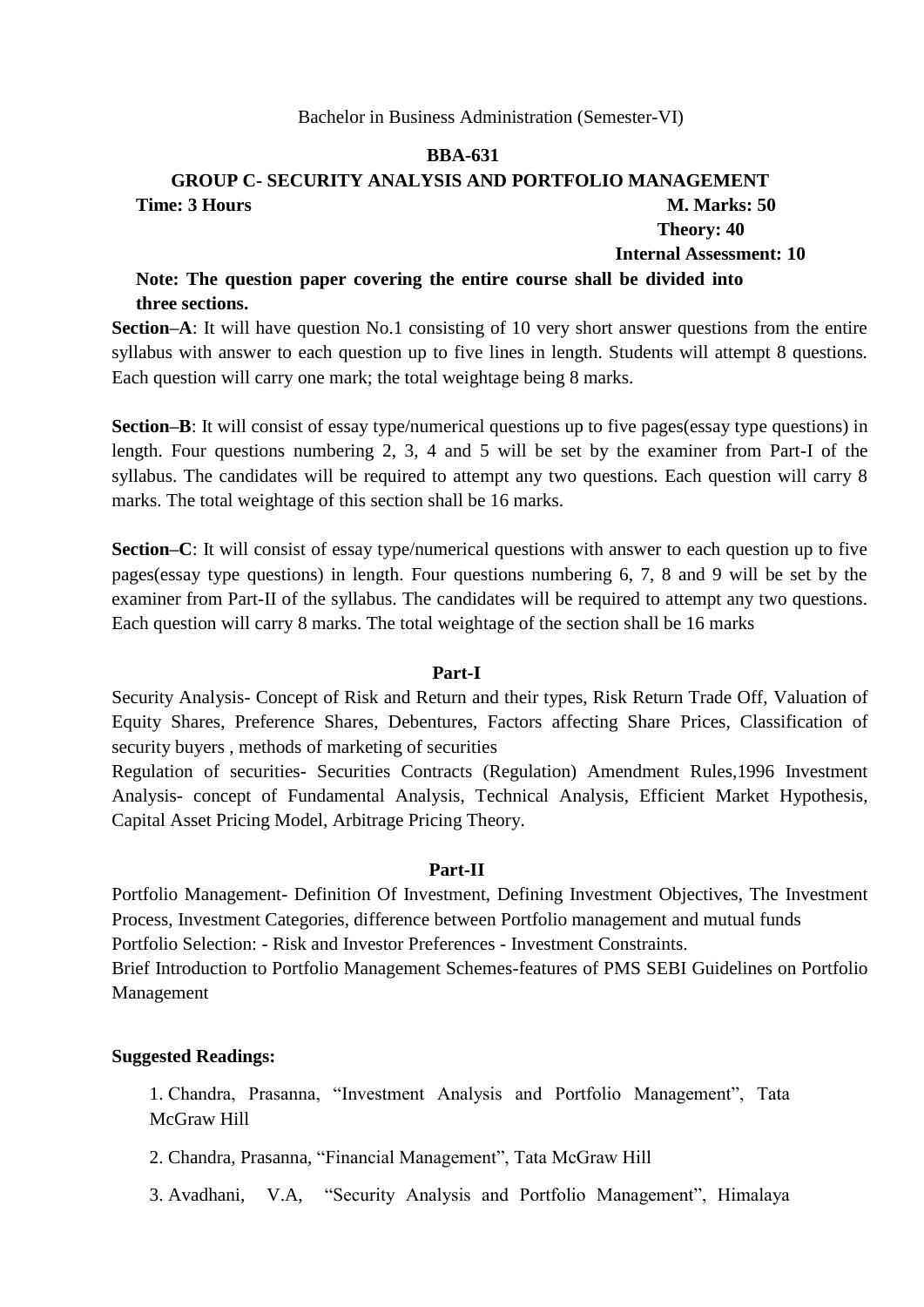Bachelor in Business Administration (Semester-VI)

**BBA-631**

**GROUP C- SECURITY ANALYSIS AND PORTFOLIO MANAGEMENT**

**Time: 3 Hours** **M. Marks: 50**

**Theory: 40**

**Internal Assessment: 10**

**Note: The question paper covering the entire course shall be divided into three sections.**

**Section–A**: It will have question No.1 consisting of 10 very short answer questions from the entire syllabus with answer to each question up to five lines in length. Students will attempt 8 questions. Each question will carry one mark; the total weightage being 8 marks.

**Section–B**: It will consist of essay type/numerical questions up to five pages(essay type questions) in length. Four questions numbering 2, 3, 4 and 5 will be set by the examiner from Part-I of the syllabus. The candidates will be required to attempt any two questions. Each question will carry 8 marks. The total weightage of this section shall be 16 marks.

**Section–C**: It will consist of essay type/numerical questions with answer to each question up to five pages(essay type questions) in length. Four questions numbering 6, 7, 8 and 9 will be set by the examiner from Part-II of the syllabus. The candidates will be required to attempt any two questions. Each question will carry 8 marks. The total weightage of the section shall be 16 marks

**Part-I**

Security Analysis- Concept of Risk and Return and their types, Risk Return Trade Off, Valuation of Equity Shares, Preference Shares, Debentures, Factors affecting Share Prices, Classification of security buyers , methods of marketing of securities

Regulation of securities- Securities Contracts (Regulation) Amendment Rules,1996 Investment Analysis- concept of Fundamental Analysis, Technical Analysis, Efficient Market Hypothesis, Capital Asset Pricing Model, Arbitrage Pricing Theory.

**Part-II**

Portfolio Management- Definition Of Investment, Defining Investment Objectives, The Investment Process, Investment Categories, difference between Portfolio management and mutual funds

Portfolio Selection: - Risk and Investor Preferences - Investment Constraints.

Brief Introduction to Portfolio Management Schemes-features of PMS SEBI Guidelines on Portfolio Management

**Suggested Readings:**

1. Chandra, Prasanna, "Investment Analysis and Portfolio Management", Tata McGraw Hill
2. Chandra, Prasanna, "Financial Management", Tata McGraw Hill
3. Avadhani, V.A, "Security Analysis and Portfolio Management", Himalaya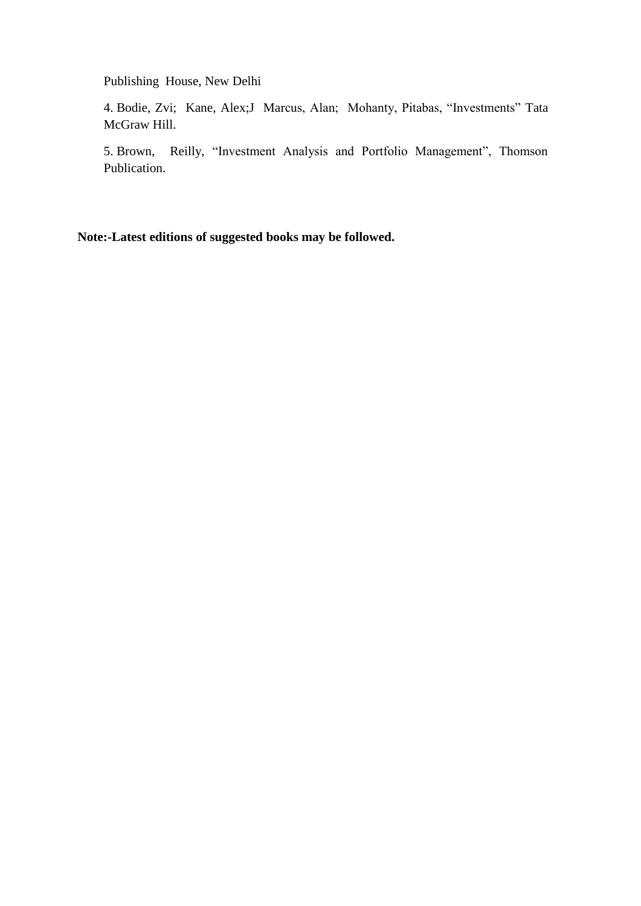Publishing House, New Delhi

4. Bodie, Zvi; Kane, Alex;J Marcus, Alan; Mohanty, Pitabas, "Investments" Tata McGraw Hill.

5. Brown, Reilly, "Investment Analysis and Portfolio Management", Thomson Publication.

**Note:-Latest editions of suggested books may be followed.**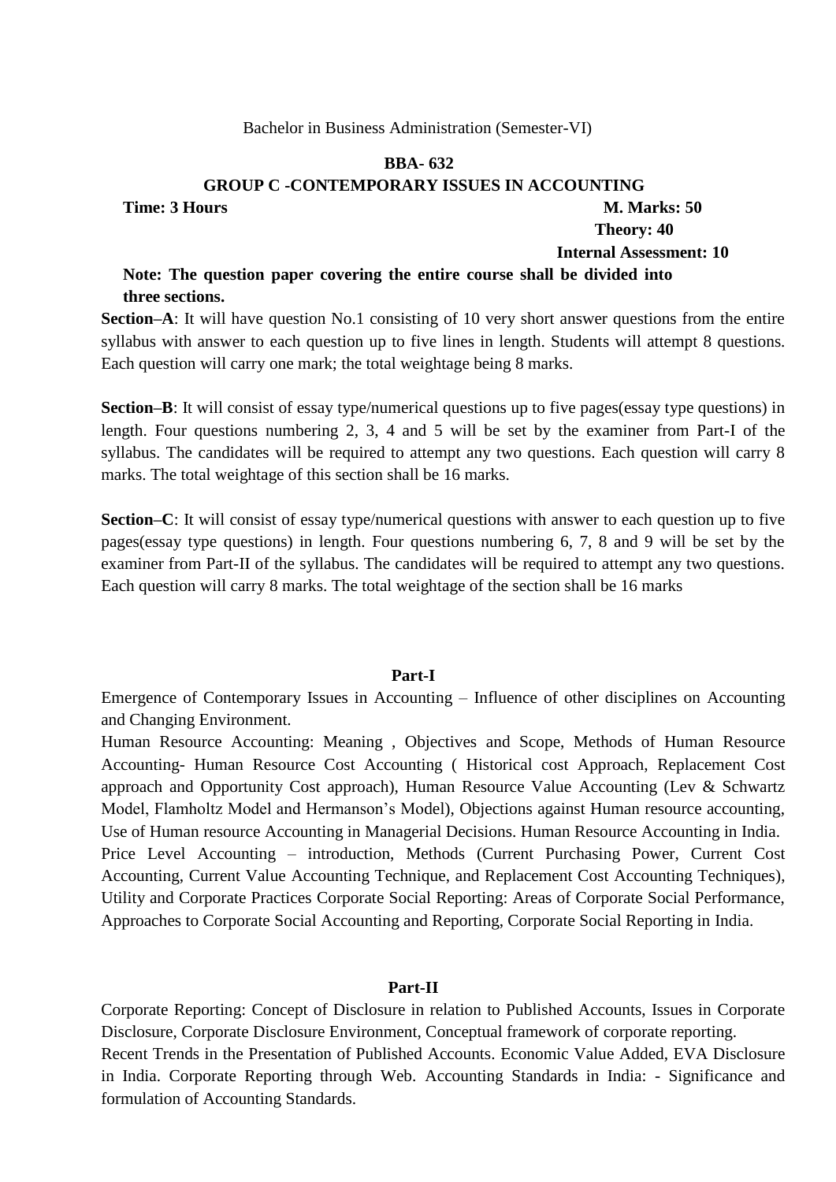Bachelor in Business Administration (Semester-VI)

**BBA- 632**

**GROUP C -CONTEMPORARY ISSUES IN ACCOUNTING**

**Time: 3 Hours** **M. Marks: 50**

**Theory: 40**

**Internal Assessment: 10**

**Note: The question paper covering the entire course shall be divided into three sections.**

**Section–A**: It will have question No.1 consisting of 10 very short answer questions from the entire syllabus with answer to each question up to five lines in length. Students will attempt 8 questions. Each question will carry one mark; the total weightage being 8 marks.

**Section–B**: It will consist of essay type/numerical questions up to five pages(essay type questions) in length. Four questions numbering 2, 3, 4 and 5 will be set by the examiner from Part-I of the syllabus. The candidates will be required to attempt any two questions. Each question will carry 8 marks. The total weightage of this section shall be 16 marks.

**Section–C**: It will consist of essay type/numerical questions with answer to each question up to five pages(essay type questions) in length. Four questions numbering 6, 7, 8 and 9 will be set by the examiner from Part-II of the syllabus. The candidates will be required to attempt any two questions. Each question will carry 8 marks. The total weightage of the section shall be 16 marks

## Part-I

Emergence of Contemporary Issues in Accounting – Influence of other disciplines on Accounting and Changing Environment.

Human Resource Accounting: Meaning , Objectives and Scope, Methods of Human Resource Accounting- Human Resource Cost Accounting ( Historical cost Approach, Replacement Cost approach and Opportunity Cost approach), Human Resource Value Accounting (Lev & Schwartz Model, Flamholtz Model and Hermanson's Model), Objections against Human resource accounting, Use of Human resource Accounting in Managerial Decisions. Human Resource Accounting in India.

Price Level Accounting – introduction, Methods (Current Purchasing Power, Current Cost Accounting, Current Value Accounting Technique, and Replacement Cost Accounting Techniques), Utility and Corporate Practices Corporate Social Reporting: Areas of Corporate Social Performance, Approaches to Corporate Social Accounting and Reporting, Corporate Social Reporting in India.

## Part-II

Corporate Reporting: Concept of Disclosure in relation to Published Accounts, Issues in Corporate Disclosure, Corporate Disclosure Environment, Conceptual framework of corporate reporting.

Recent Trends in the Presentation of Published Accounts. Economic Value Added, EVA Disclosure in India. Corporate Reporting through Web. Accounting Standards in India: - Significance and formulation of Accounting Standards.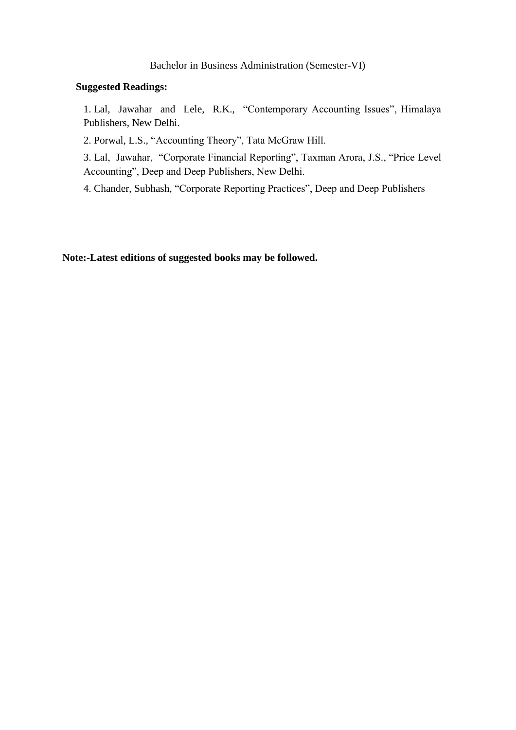Bachelor in Business Administration (Semester-VI)

**Suggested Readings:**

1. Lal, Jawahar and Lele, R.K., "Contemporary Accounting Issues", Himalaya Publishers, New Delhi.
2. Porwal, L.S., "Accounting Theory", Tata McGraw Hill.
3. Lal, Jawahar, "Corporate Financial Reporting", Taxman Arora, J.S., "Price Level Accounting", Deep and Deep Publishers, New Delhi.
4. Chander, Subhash, "Corporate Reporting Practices", Deep and Deep Publishers

**Note:-Latest editions of suggested books may be followed.**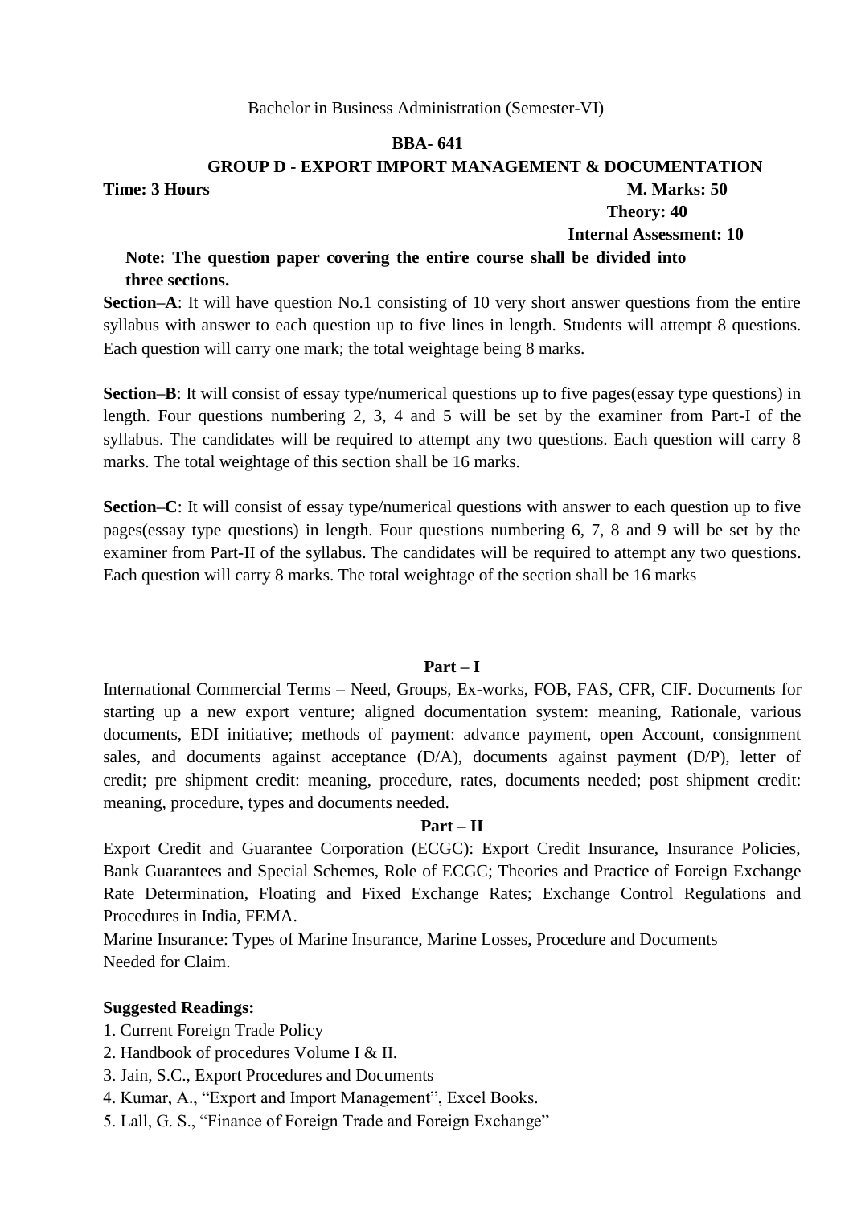Bachelor in Business Administration (Semester-VI)

**BBA- 641**

**GROUP D - EXPORT IMPORT MANAGEMENT & DOCUMENTATION**

**Time: 3 Hours** **M. Marks: 50**

**Theory: 40**

**Internal Assessment: 10**

**Note: The question paper covering the entire course shall be divided into three sections.**

**Section–A**: It will have question No.1 consisting of 10 very short answer questions from the entire syllabus with answer to each question up to five lines in length. Students will attempt 8 questions. Each question will carry one mark; the total weightage being 8 marks.

**Section–B**: It will consist of essay type/numerical questions up to five pages(essay type questions) in length. Four questions numbering 2, 3, 4 and 5 will be set by the examiner from Part-I of the syllabus. The candidates will be required to attempt any two questions. Each question will carry 8 marks. The total weightage of this section shall be 16 marks.

**Section–C**: It will consist of essay type/numerical questions with answer to each question up to five pages(essay type questions) in length. Four questions numbering 6, 7, 8 and 9 will be set by the examiner from Part-II of the syllabus. The candidates will be required to attempt any two questions. Each question will carry 8 marks. The total weightage of the section shall be 16 marks

**Part – I**

International Commercial Terms – Need, Groups, Ex-works, FOB, FAS, CFR, CIF. Documents for starting up a new export venture; aligned documentation system: meaning, Rationale, various documents, EDI initiative; methods of payment: advance payment, open Account, consignment sales, and documents against acceptance (D/A), documents against payment (D/P), letter of credit; pre shipment credit: meaning, procedure, rates, documents needed; post shipment credit: meaning, procedure, types and documents needed.

**Part – II**

Export Credit and Guarantee Corporation (ECGC): Export Credit Insurance, Insurance Policies, Bank Guarantees and Special Schemes, Role of ECGC; Theories and Practice of Foreign Exchange Rate Determination, Floating and Fixed Exchange Rates; Exchange Control Regulations and Procedures in India, FEMA.

Marine Insurance: Types of Marine Insurance, Marine Losses, Procedure and Documents Needed for Claim.

**Suggested Readings:**

1. Current Foreign Trade Policy
2. Handbook of procedures Volume I & II.
3. Jain, S.C., Export Procedures and Documents
4. Kumar, A., "Export and Import Management", Excel Books.
5. Lall, G. S., "Finance of Foreign Trade and Foreign Exchange"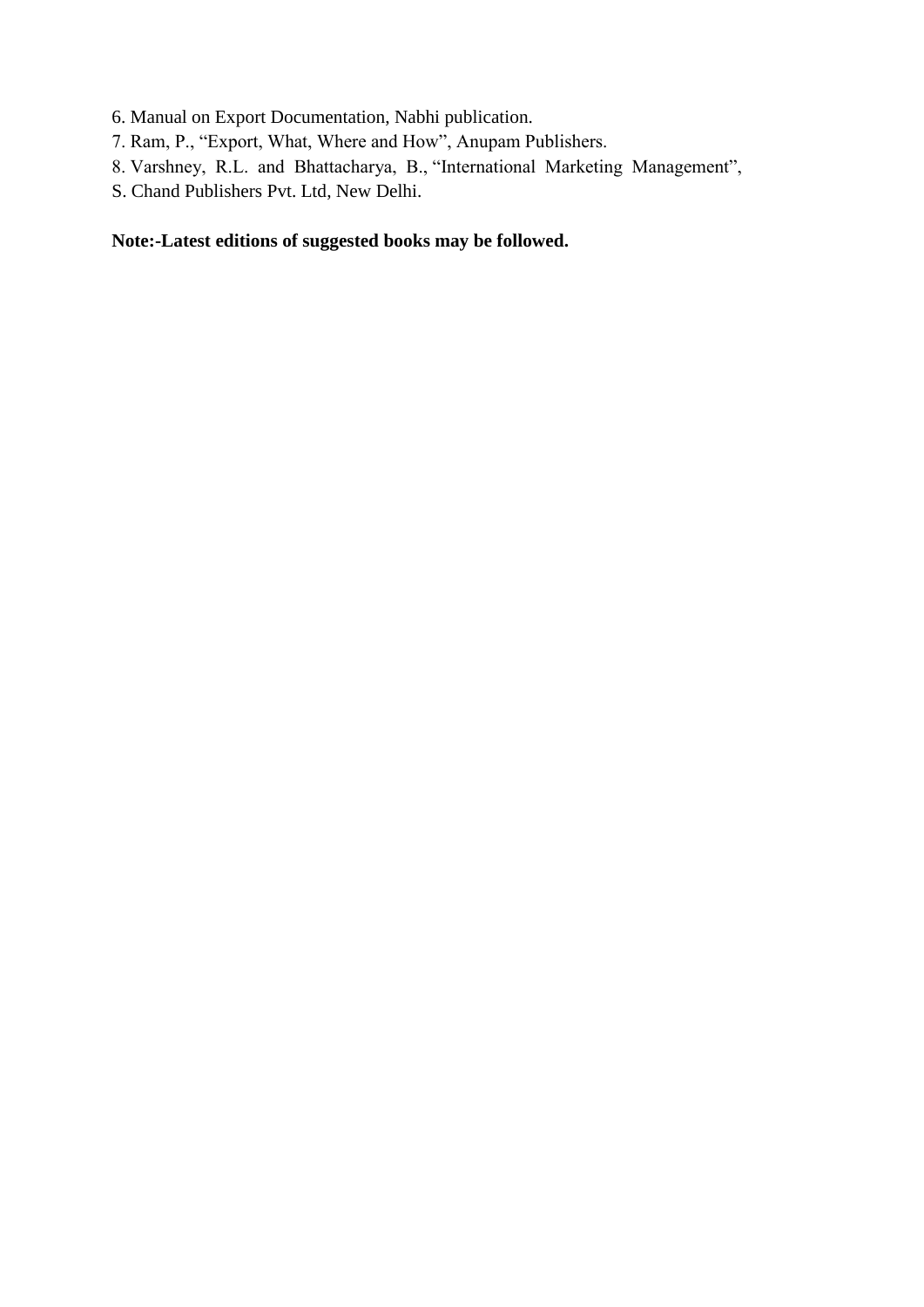6. Manual on Export Documentation, Nabhi publication.
7. Ram, P., "Export, What, Where and How", Anupam Publishers.
8. Varshney, R.L. and Bhattacharya, B., "International Marketing Management", S. Chand Publishers Pvt. Ltd, New Delhi.

**Note:-Latest editions of suggested books may be followed.**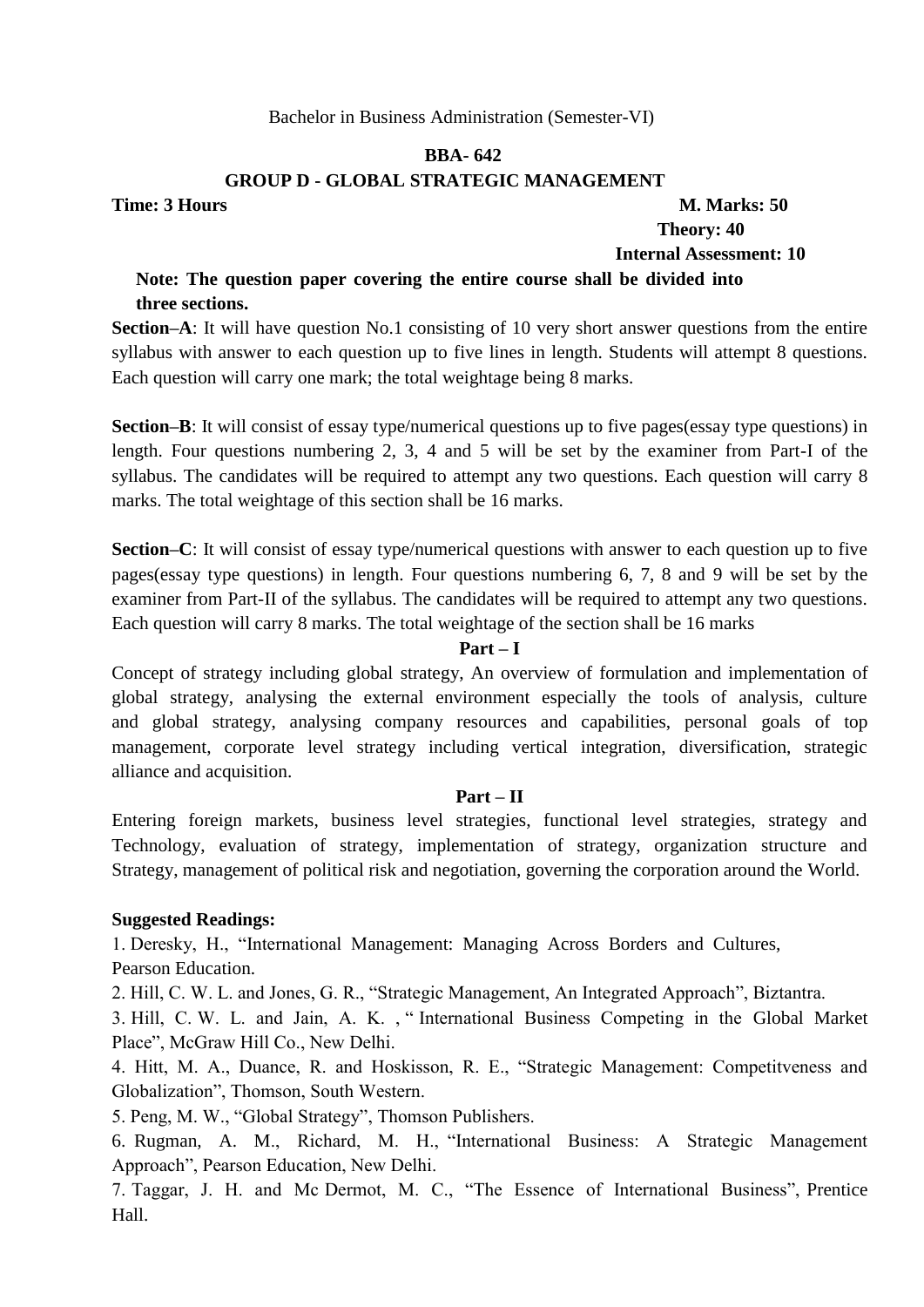Bachelor in Business Administration (Semester-VI)

## BBA- 642

## GROUP D - GLOBAL STRATEGIC MANAGEMENT

**Time: 3 Hours** **M. Marks: 50**

**Theory: 40**

**Internal Assessment: 10**

**Note: The question paper covering the entire course shall be divided into three sections.**

**Section–A**: It will have question No.1 consisting of 10 very short answer questions from the entire syllabus with answer to each question up to five lines in length. Students will attempt 8 questions. Each question will carry one mark; the total weightage being 8 marks.

**Section–B**: It will consist of essay type/numerical questions up to five pages(essay type questions) in length. Four questions numbering 2, 3, 4 and 5 will be set by the examiner from Part-I of the syllabus. The candidates will be required to attempt any two questions. Each question will carry 8 marks. The total weightage of this section shall be 16 marks.

**Section–C**: It will consist of essay type/numerical questions with answer to each question up to five pages(essay type questions) in length. Four questions numbering 6, 7, 8 and 9 will be set by the examiner from Part-II of the syllabus. The candidates will be required to attempt any two questions. Each question will carry 8 marks. The total weightage of the section shall be 16 marks

### Part – I

Concept of strategy including global strategy, An overview of formulation and implementation of global strategy, analysing the external environment especially the tools of analysis, culture and global strategy, analysing company resources and capabilities, personal goals of top management, corporate level strategy including vertical integration, diversification, strategic alliance and acquisition.

### Part – II

Entering foreign markets, business level strategies, functional level strategies, strategy and Technology, evaluation of strategy, implementation of strategy, organization structure and Strategy, management of political risk and negotiation, governing the corporation around the World.

**Suggested Readings:**

1. Deresky, H., "International Management: Managing Across Borders and Cultures, Pearson Education.
2. Hill, C. W. L. and Jones, G. R., "Strategic Management, An Integrated Approach", Biztantra.
3. Hill, C. W. L. and Jain, A. K. , " International Business Competing in the Global Market Place", McGraw Hill Co., New Delhi.
4. Hitt, M. A., Duance, R. and Hoskisson, R. E., "Strategic Management: Competitveness and Globalization", Thomson, South Western.
5. Peng, M. W., "Global Strategy", Thomson Publishers.
6. Rugman, A. M., Richard, M. H., "International Business: A Strategic Management Approach", Pearson Education, New Delhi.
7. Taggar, J. H. and Mc Dermot, M. C., "The Essence of International Business", Prentice Hall.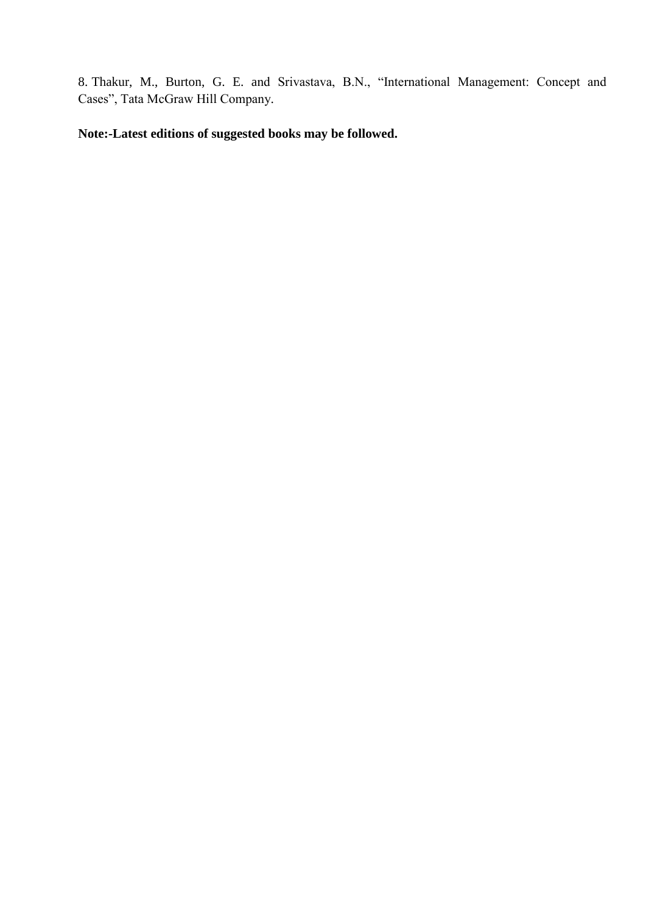8. Thakur, M., Burton, G. E. and Srivastava, B.N., “International Management: Concept and Cases”, Tata McGraw Hill Company.

**Note:-Latest editions of suggested books may be followed.**